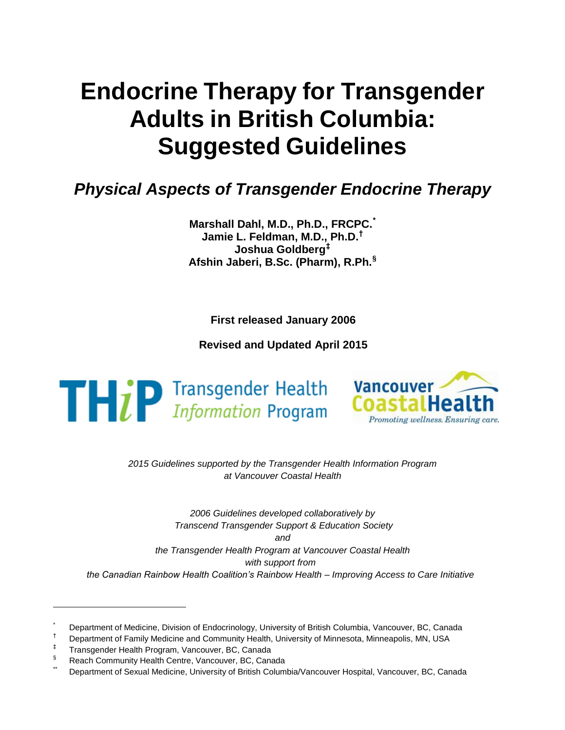# Endocrine Therapy for Transgender Adults in British Columbia: Suggested Guidelines

## *Physical Aspects of Transgender Endocrine Therapy*

**Marshall Dahl, M.D., Ph.D., FRCPC.[*]**
**Jamie L. Feldman, M.D., Ph.D.[†]**
**Joshua Goldberg[‡]**
**Afshin Jaberi, B.Sc. (Pharm), R.Ph.[§]**

**First released January 2006**

**Revised and Updated April 2015**

THiP Transgender Health *Information* Program

Vancouver Coastal Health
*Promoting wellness. Ensuring care.*

*2015 Guidelines supported by the Transgender Health Information Program at Vancouver Coastal Health*

*2006 Guidelines developed collaboratively by*
*Transcend Transgender Support & Education Society*
*and*
*the Transgender Health Program at Vancouver Coastal Health*
*with support from*
*the Canadian Rainbow Health Coalition's Rainbow Health – Improving Access to Care Initiative*

---

[*] Department of Medicine, Division of Endocrinology, University of British Columbia, Vancouver, BC, Canada
[†] Department of Family Medicine and Community Health, University of Minnesota, Minneapolis, MN, USA
[‡] Transgender Health Program, Vancouver, BC, Canada
[§] Reach Community Health Centre, Vancouver, BC, Canada
[**] Department of Sexual Medicine, University of British Columbia/Vancouver Hospital, Vancouver, BC, Canada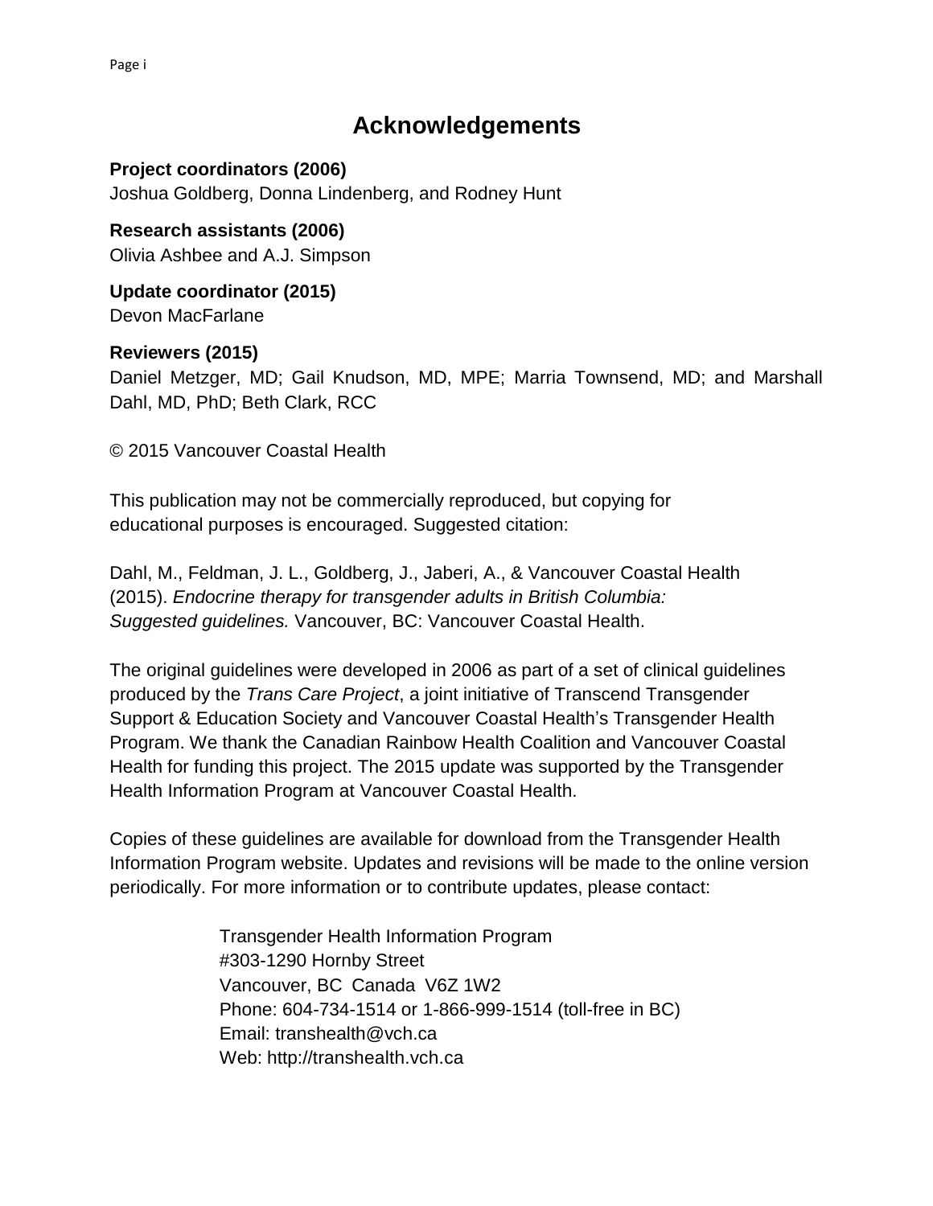# Acknowledgements

**Project coordinators (2006)**
Joshua Goldberg, Donna Lindenberg, and Rodney Hunt

**Research assistants (2006)**
Olivia Ashbee and A.J. Simpson

**Update coordinator (2015)**
Devon MacFarlane

**Reviewers (2015)**
Daniel Metzger, MD; Gail Knudson, MD, MPE; Marria Townsend, MD; and Marshall Dahl, MD, PhD; Beth Clark, RCC

© 2015 Vancouver Coastal Health

This publication may not be commercially reproduced, but copying for educational purposes is encouraged. Suggested citation:

Dahl, M., Feldman, J. L., Goldberg, J., Jaberi, A., & Vancouver Coastal Health (2015). *Endocrine therapy for transgender adults in British Columbia: Suggested guidelines.* Vancouver, BC: Vancouver Coastal Health.

The original guidelines were developed in 2006 as part of a set of clinical guidelines produced by the *Trans Care Project*, a joint initiative of Transcend Transgender Support & Education Society and Vancouver Coastal Health's Transgender Health Program. We thank the Canadian Rainbow Health Coalition and Vancouver Coastal Health for funding this project. The 2015 update was supported by the Transgender Health Information Program at Vancouver Coastal Health.

Copies of these guidelines are available for download from the Transgender Health Information Program website. Updates and revisions will be made to the online version periodically. For more information or to contribute updates, please contact:

Transgender Health Information Program
#303-1290 Hornby Street
Vancouver, BC Canada V6Z 1W2
Phone: 604-734-1514 or 1-866-999-1514 (toll-free in BC)
Email: transhealth@vch.ca
Web: http://transhealth.vch.ca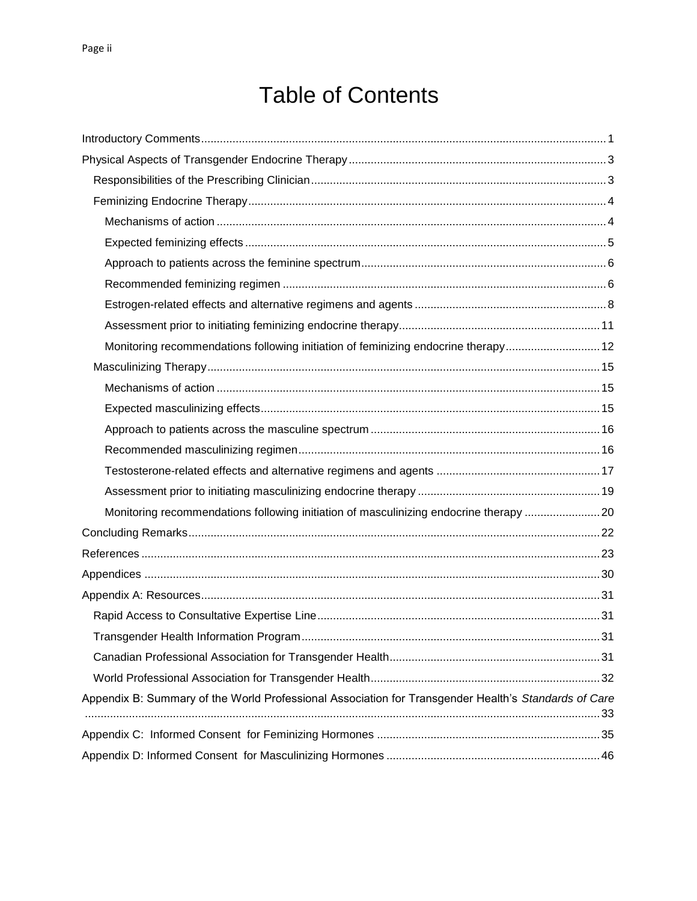# Table of Contents

- Introductory Comments ... 1
- Physical Aspects of Transgender Endocrine Therapy ... 3
  - Responsibilities of the Prescribing Clinician ... 3
  - Feminizing Endocrine Therapy ... 4
    - Mechanisms of action ... 4
    - Expected feminizing effects ... 5
    - Approach to patients across the feminine spectrum ... 6
    - Recommended feminizing regimen ... 6
    - Estrogen-related effects and alternative regimens and agents ... 8
    - Assessment prior to initiating feminizing endocrine therapy ... 11
    - Monitoring recommendations following initiation of feminizing endocrine therapy ... 12
  - Masculinizing Therapy ... 15
    - Mechanisms of action ... 15
    - Expected masculinizing effects ... 15
    - Approach to patients across the masculine spectrum ... 16
    - Recommended masculinizing regimen ... 16
    - Testosterone-related effects and alternative regimens and agents ... 17
    - Assessment prior to initiating masculinizing endocrine therapy ... 19
    - Monitoring recommendations following initiation of masculinizing endocrine therapy ... 20
- Concluding Remarks ... 22
- References ... 23
- Appendices ... 30
- Appendix A: Resources ... 31
  - Rapid Access to Consultative Expertise Line ... 31
  - Transgender Health Information Program ... 31
  - Canadian Professional Association for Transgender Health ... 31
  - World Professional Association for Transgender Health ... 32
- Appendix B: Summary of the World Professional Association for Transgender Health's *Standards of Care* ... 33
- Appendix C: Informed Consent for Feminizing Hormones ... 35
- Appendix D: Informed Consent for Masculinizing Hormones ... 46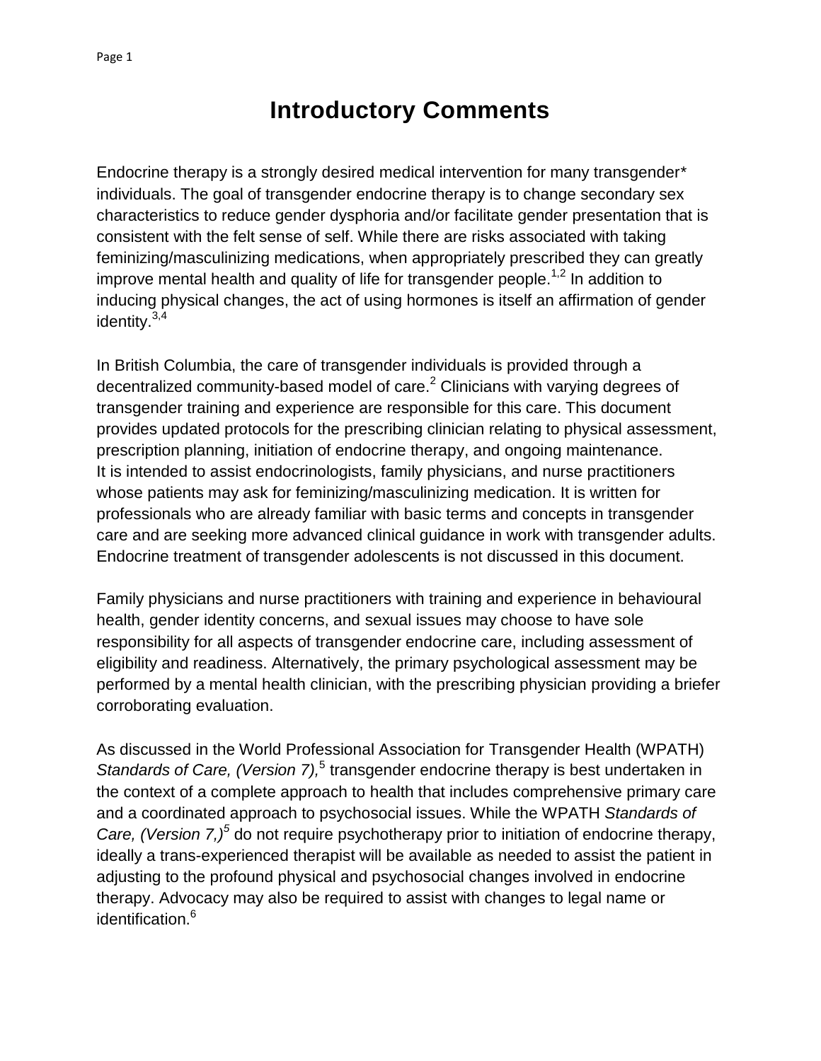# Introductory Comments

Endocrine therapy is a strongly desired medical intervention for many transgender* individuals. The goal of transgender endocrine therapy is to change secondary sex characteristics to reduce gender dysphoria and/or facilitate gender presentation that is consistent with the felt sense of self. While there are risks associated with taking feminizing/masculinizing medications, when appropriately prescribed they can greatly improve mental health and quality of life for transgender people.[1,2] In addition to inducing physical changes, the act of using hormones is itself an affirmation of gender identity.[3,4]

In British Columbia, the care of transgender individuals is provided through a decentralized community-based model of care.[2] Clinicians with varying degrees of transgender training and experience are responsible for this care. This document provides updated protocols for the prescribing clinician relating to physical assessment, prescription planning, initiation of endocrine therapy, and ongoing maintenance. It is intended to assist endocrinologists, family physicians, and nurse practitioners whose patients may ask for feminizing/masculinizing medication. It is written for professionals who are already familiar with basic terms and concepts in transgender care and are seeking more advanced clinical guidance in work with transgender adults. Endocrine treatment of transgender adolescents is not discussed in this document.

Family physicians and nurse practitioners with training and experience in behavioural health, gender identity concerns, and sexual issues may choose to have sole responsibility for all aspects of transgender endocrine care, including assessment of eligibility and readiness. Alternatively, the primary psychological assessment may be performed by a mental health clinician, with the prescribing physician providing a briefer corroborating evaluation.

As discussed in the World Professional Association for Transgender Health (WPATH) *Standards of Care, (Version 7),*[5] transgender endocrine therapy is best undertaken in the context of a complete approach to health that includes comprehensive primary care and a coordinated approach to psychosocial issues. While the WPATH *Standards of Care, (Version 7,)*[5] do not require psychotherapy prior to initiation of endocrine therapy, ideally a trans-experienced therapist will be available as needed to assist the patient in adjusting to the profound physical and psychosocial changes involved in endocrine therapy. Advocacy may also be required to assist with changes to legal name or identification.[6]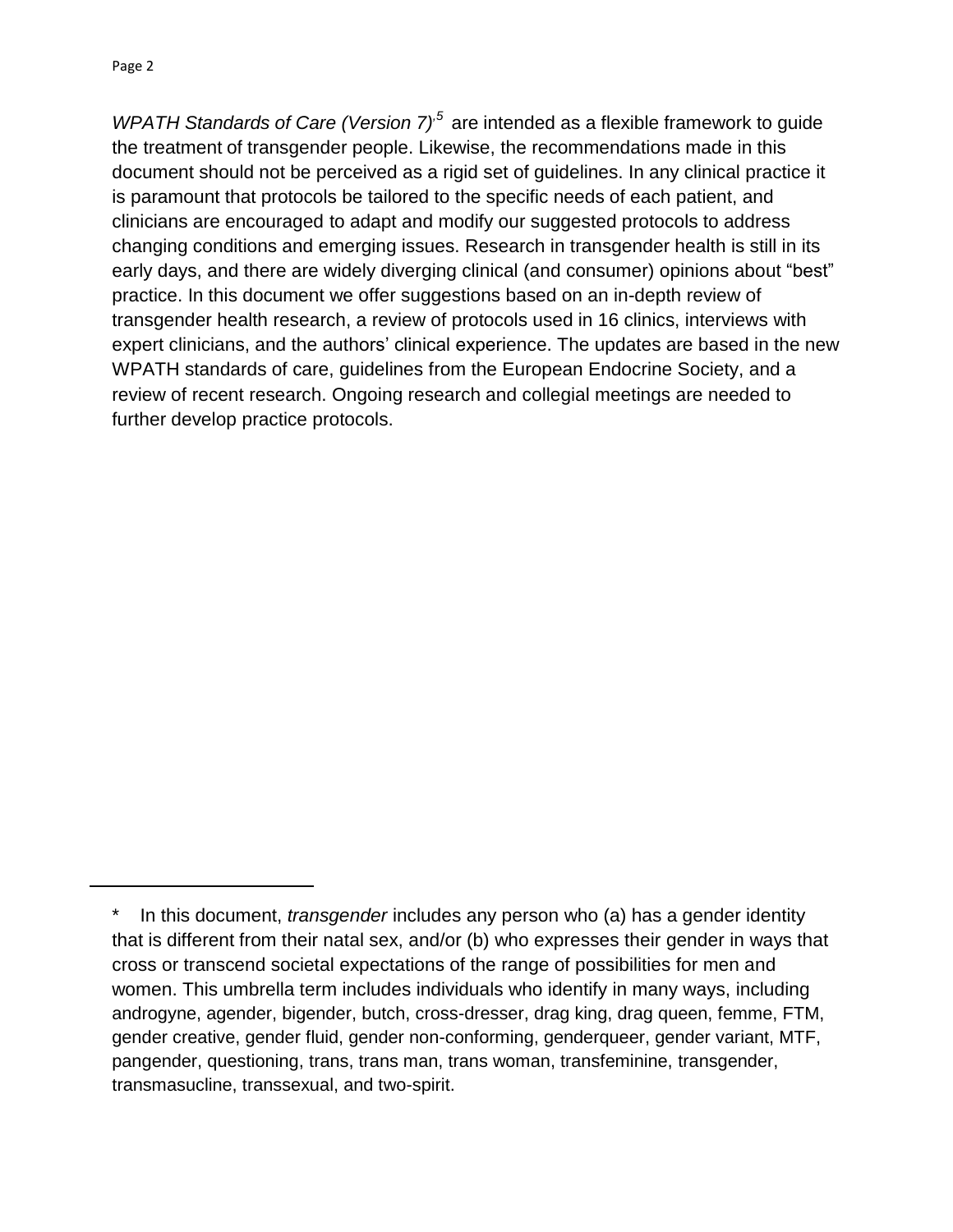*WPATH Standards of Care (Version 7)*[,5] are intended as a flexible framework to guide the treatment of transgender people. Likewise, the recommendations made in this document should not be perceived as a rigid set of guidelines. In any clinical practice it is paramount that protocols be tailored to the specific needs of each patient, and clinicians are encouraged to adapt and modify our suggested protocols to address changing conditions and emerging issues. Research in transgender health is still in its early days, and there are widely diverging clinical (and consumer) opinions about "best" practice. In this document we offer suggestions based on an in-depth review of transgender health research, a review of protocols used in 16 clinics, interviews with expert clinicians, and the authors' clinical experience. The updates are based in the new WPATH standards of care, guidelines from the European Endocrine Society, and a review of recent research. Ongoing research and collegial meetings are needed to further develop practice protocols.

---

\* In this document, *transgender* includes any person who (a) has a gender identity that is different from their natal sex, and/or (b) who expresses their gender in ways that cross or transcend societal expectations of the range of possibilities for men and women. This umbrella term includes individuals who identify in many ways, including androgyne, agender, bigender, butch, cross-dresser, drag king, drag queen, femme, FTM, gender creative, gender fluid, gender non-conforming, genderqueer, gender variant, MTF, pangender, questioning, trans, trans man, trans woman, transfeminine, transgender, transmasucline, transsexual, and two-spirit.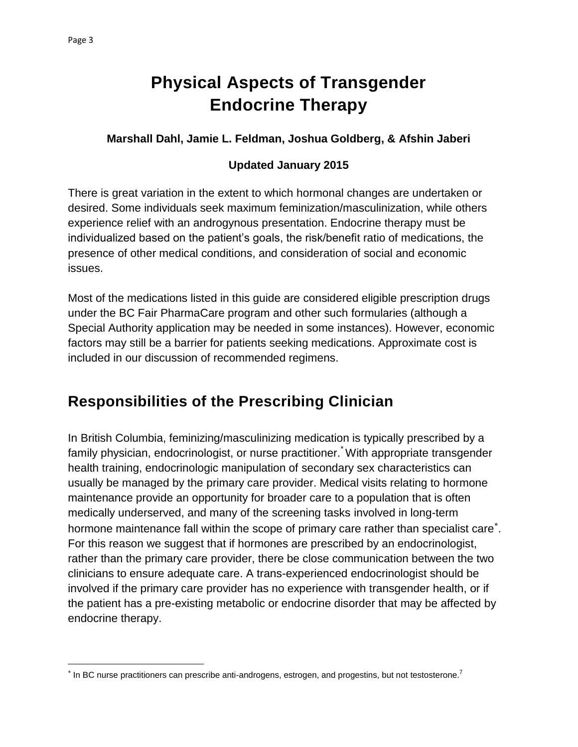# Physical Aspects of Transgender Endocrine Therapy

**Marshall Dahl, Jamie L. Feldman, Joshua Goldberg, & Afshin Jaberi**

**Updated January 2015**

There is great variation in the extent to which hormonal changes are undertaken or desired. Some individuals seek maximum feminization/masculinization, while others experience relief with an androgynous presentation. Endocrine therapy must be individualized based on the patient's goals, the risk/benefit ratio of medications, the presence of other medical conditions, and consideration of social and economic issues.

Most of the medications listed in this guide are considered eligible prescription drugs under the BC Fair PharmaCare program and other such formularies (although a Special Authority application may be needed in some instances). However, economic factors may still be a barrier for patients seeking medications. Approximate cost is included in our discussion of recommended regimens.

## Responsibilities of the Prescribing Clinician

In British Columbia, feminizing/masculinizing medication is typically prescribed by a family physician, endocrinologist, or nurse practitioner.* With appropriate transgender health training, endocrinologic manipulation of secondary sex characteristics can usually be managed by the primary care provider. Medical visits relating to hormone maintenance provide an opportunity for broader care to a population that is often medically underserved, and many of the screening tasks involved in long-term hormone maintenance fall within the scope of primary care rather than specialist care*. For this reason we suggest that if hormones are prescribed by an endocrinologist, rather than the primary care provider, there be close communication between the two clinicians to ensure adequate care. A trans-experienced endocrinologist should be involved if the primary care provider has no experience with transgender health, or if the patient has a pre-existing metabolic or endocrine disorder that may be affected by endocrine therapy.

---

* In BC nurse practitioners can prescribe anti-androgens, estrogen, and progestins, but not testosterone.[7]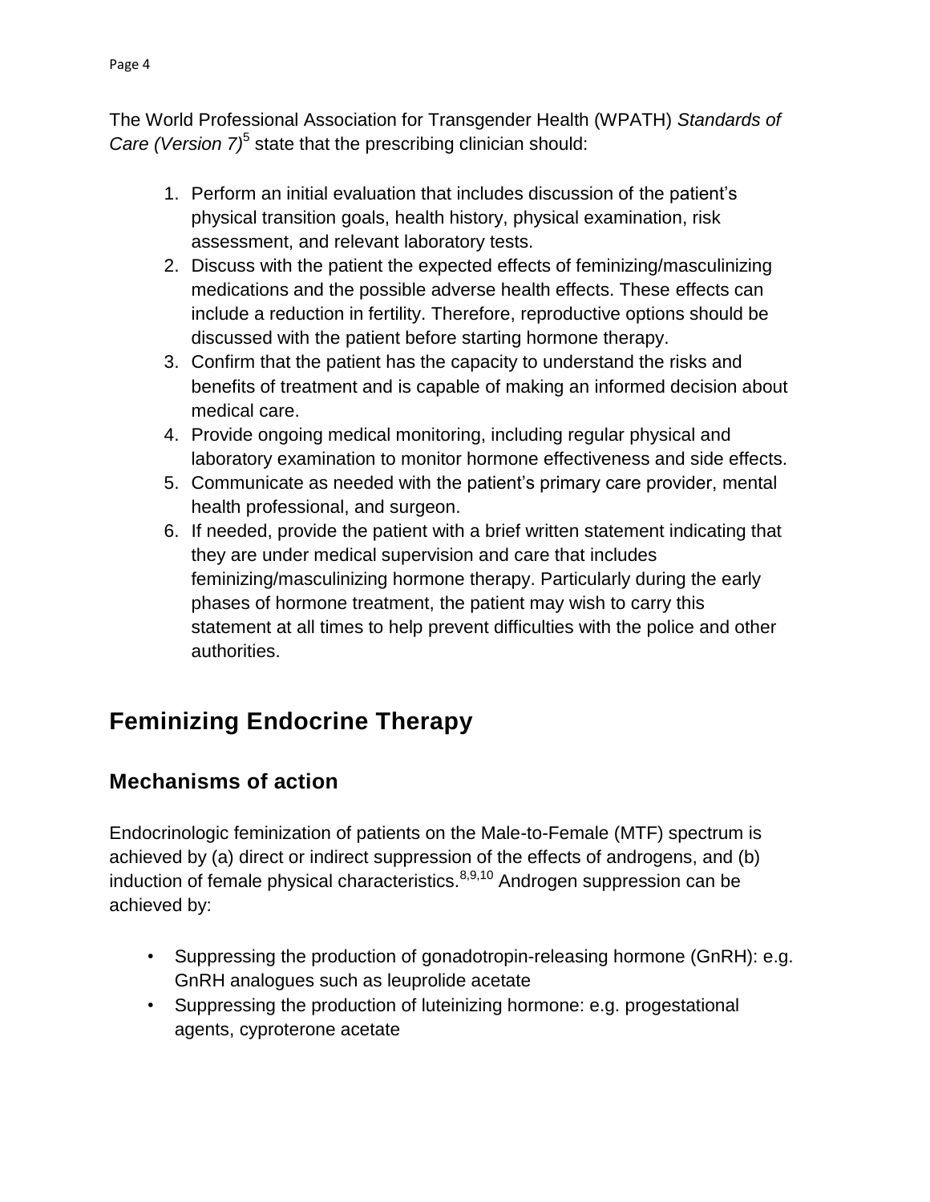The World Professional Association for Transgender Health (WPATH) *Standards of Care (Version 7)*[5] state that the prescribing clinician should:

1. Perform an initial evaluation that includes discussion of the patient's physical transition goals, health history, physical examination, risk assessment, and relevant laboratory tests.
2. Discuss with the patient the expected effects of feminizing/masculinizing medications and the possible adverse health effects. These effects can include a reduction in fertility. Therefore, reproductive options should be discussed with the patient before starting hormone therapy.
3. Confirm that the patient has the capacity to understand the risks and benefits of treatment and is capable of making an informed decision about medical care.
4. Provide ongoing medical monitoring, including regular physical and laboratory examination to monitor hormone effectiveness and side effects.
5. Communicate as needed with the patient's primary care provider, mental health professional, and surgeon.
6. If needed, provide the patient with a brief written statement indicating that they are under medical supervision and care that includes feminizing/masculinizing hormone therapy. Particularly during the early phases of hormone treatment, the patient may wish to carry this statement at all times to help prevent difficulties with the police and other authorities.

## Feminizing Endocrine Therapy

### Mechanisms of action

Endocrinologic feminization of patients on the Male-to-Female (MTF) spectrum is achieved by (a) direct or indirect suppression of the effects of androgens, and (b) induction of female physical characteristics.[8,9,10] Androgen suppression can be achieved by:

- Suppressing the production of gonadotropin-releasing hormone (GnRH): e.g. GnRH analogues such as leuprolide acetate
- Suppressing the production of luteinizing hormone: e.g. progestational agents, cyproterone acetate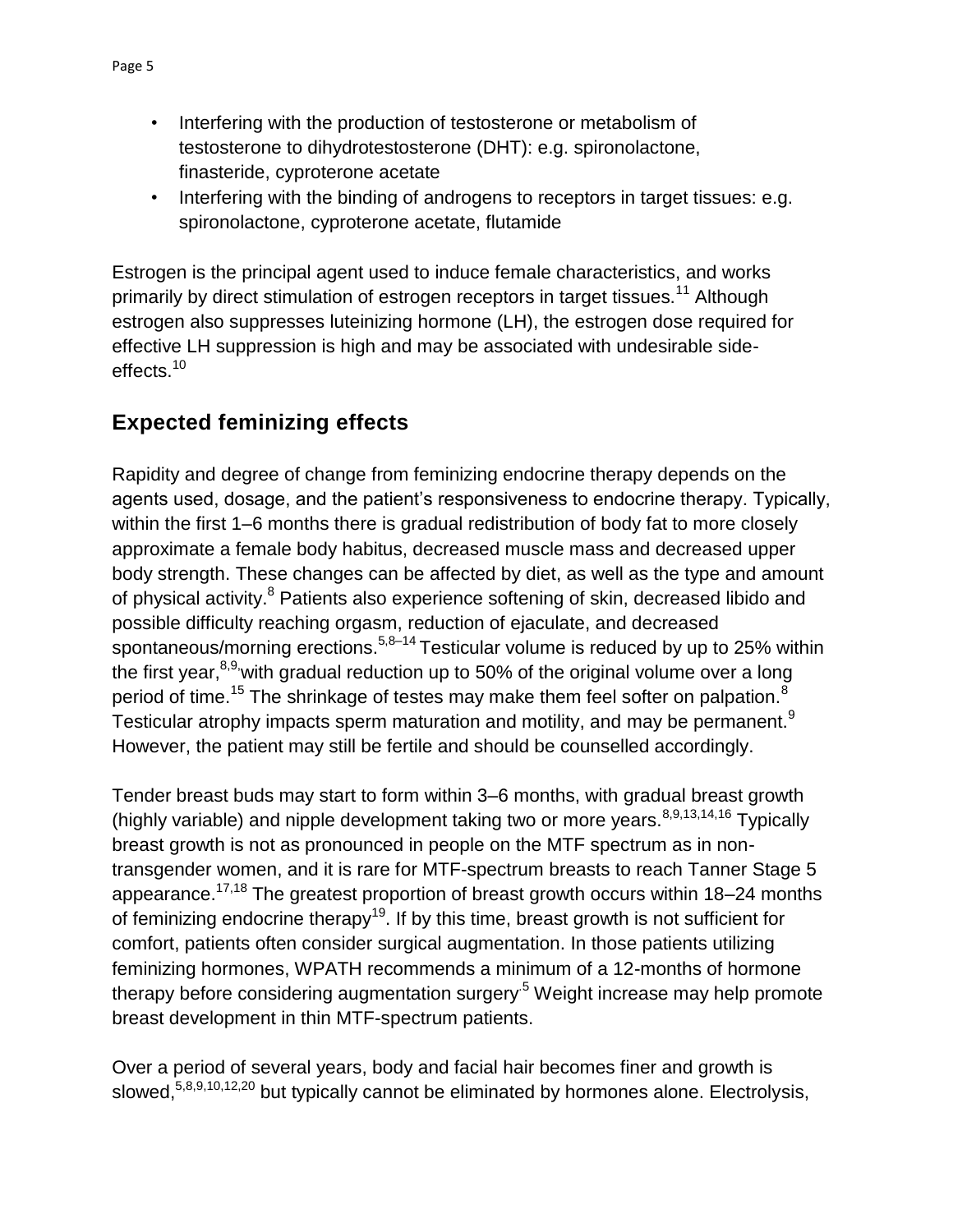- Interfering with the production of testosterone or metabolism of testosterone to dihydrotestosterone (DHT): e.g. spironolactone, finasteride, cyproterone acetate
- Interfering with the binding of androgens to receptors in target tissues: e.g. spironolactone, cyproterone acetate, flutamide

Estrogen is the principal agent used to induce female characteristics, and works primarily by direct stimulation of estrogen receptors in target tissues.[11] Although estrogen also suppresses luteinizing hormone (LH), the estrogen dose required for effective LH suppression is high and may be associated with undesirable side-effects.[10]

## Expected feminizing effects

Rapidity and degree of change from feminizing endocrine therapy depends on the agents used, dosage, and the patient's responsiveness to endocrine therapy. Typically, within the first 1–6 months there is gradual redistribution of body fat to more closely approximate a female body habitus, decreased muscle mass and decreased upper body strength. These changes can be affected by diet, as well as the type and amount of physical activity.[8] Patients also experience softening of skin, decreased libido and possible difficulty reaching orgasm, reduction of ejaculate, and decreased spontaneous/morning erections.[5,8–14] Testicular volume is reduced by up to 25% within the first year,[8,9] with gradual reduction up to 50% of the original volume over a long period of time.[15] The shrinkage of testes may make them feel softer on palpation.[8] Testicular atrophy impacts sperm maturation and motility, and may be permanent.[9] However, the patient may still be fertile and should be counselled accordingly.

Tender breast buds may start to form within 3–6 months, with gradual breast growth (highly variable) and nipple development taking two or more years.[8,9,13,14,16] Typically breast growth is not as pronounced in people on the MTF spectrum as in non-transgender women, and it is rare for MTF-spectrum breasts to reach Tanner Stage 5 appearance.[17,18] The greatest proportion of breast growth occurs within 18–24 months of feminizing endocrine therapy[19]. If by this time, breast growth is not sufficient for comfort, patients often consider surgical augmentation. In those patients utilizing feminizing hormones, WPATH recommends a minimum of a 12-months of hormone therapy before considering augmentation surgery.[5] Weight increase may help promote breast development in thin MTF-spectrum patients.

Over a period of several years, body and facial hair becomes finer and growth is slowed,[5,8,9,10,12,20] but typically cannot be eliminated by hormones alone. Electrolysis,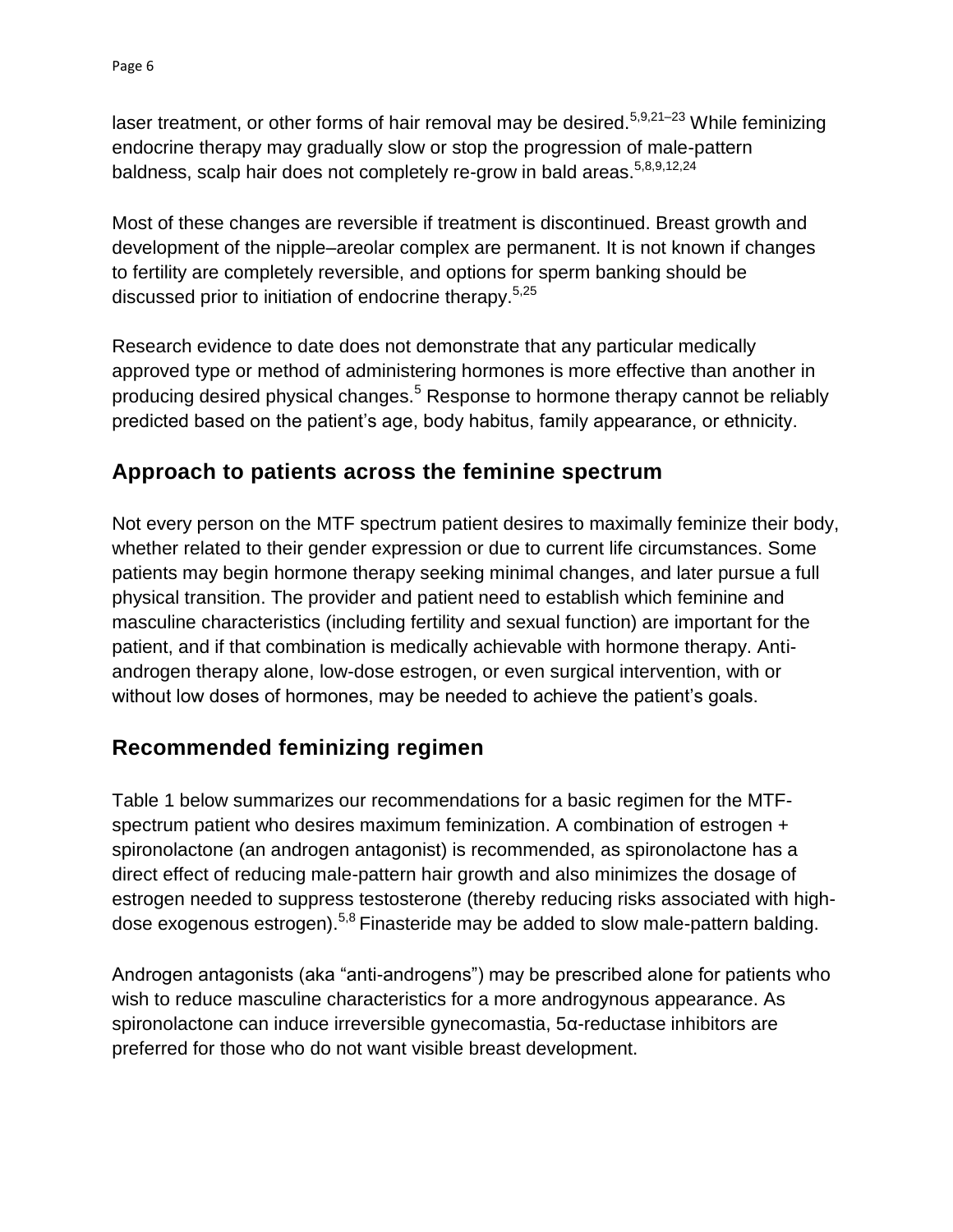laser treatment, or other forms of hair removal may be desired.[5,9,21–23] While feminizing endocrine therapy may gradually slow or stop the progression of male-pattern baldness, scalp hair does not completely re-grow in bald areas.[5,8,9,12,24]

Most of these changes are reversible if treatment is discontinued. Breast growth and development of the nipple–areolar complex are permanent. It is not known if changes to fertility are completely reversible, and options for sperm banking should be discussed prior to initiation of endocrine therapy.[5,25]

Research evidence to date does not demonstrate that any particular medically approved type or method of administering hormones is more effective than another in producing desired physical changes.[5] Response to hormone therapy cannot be reliably predicted based on the patient's age, body habitus, family appearance, or ethnicity.

## Approach to patients across the feminine spectrum

Not every person on the MTF spectrum patient desires to maximally feminize their body, whether related to their gender expression or due to current life circumstances. Some patients may begin hormone therapy seeking minimal changes, and later pursue a full physical transition. The provider and patient need to establish which feminine and masculine characteristics (including fertility and sexual function) are important for the patient, and if that combination is medically achievable with hormone therapy. Anti-androgen therapy alone, low-dose estrogen, or even surgical intervention, with or without low doses of hormones, may be needed to achieve the patient's goals.

## Recommended feminizing regimen

Table 1 below summarizes our recommendations for a basic regimen for the MTF-spectrum patient who desires maximum feminization. A combination of estrogen + spironolactone (an androgen antagonist) is recommended, as spironolactone has a direct effect of reducing male-pattern hair growth and also minimizes the dosage of estrogen needed to suppress testosterone (thereby reducing risks associated with high-dose exogenous estrogen).[5,8] Finasteride may be added to slow male-pattern balding.

Androgen antagonists (aka "anti-androgens") may be prescribed alone for patients who wish to reduce masculine characteristics for a more androgynous appearance. As spironolactone can induce irreversible gynecomastia, 5α-reductase inhibitors are preferred for those who do not want visible breast development.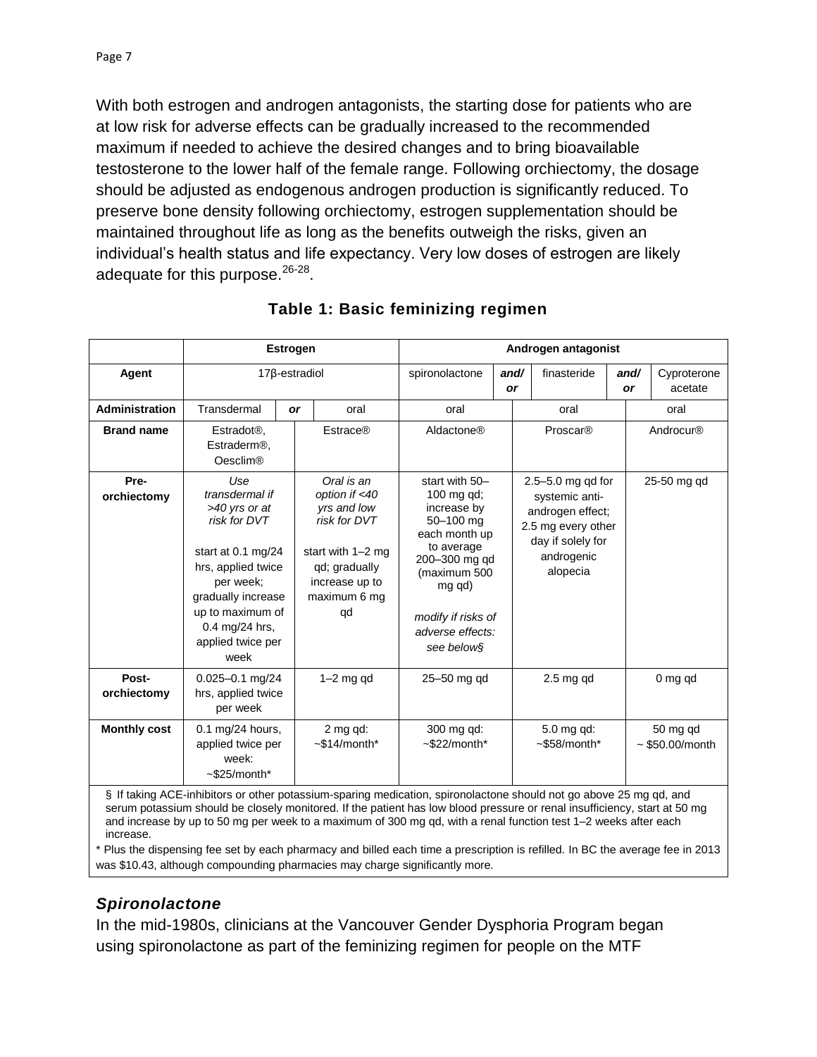With both estrogen and androgen antagonists, the starting dose for patients who are at low risk for adverse effects can be gradually increased to the recommended maximum if needed to achieve the desired changes and to bring bioavailable testosterone to the lower half of the female range. Following orchiectomy, the dosage should be adjusted as endogenous androgen production is significantly reduced. To preserve bone density following orchiectomy, estrogen supplementation should be maintained throughout life as long as the benefits outweigh the risks, given an individual's health status and life expectancy. Very low doses of estrogen are likely adequate for this purpose.[26-28].

### Table 1: Basic feminizing regimen

| | Estrogen | | | Androgen antagonist | | | | |
|---|---|---|---|---|---|---|---|---|
| **Agent** | 17β-estradiol | | | spironolactone | ***and/ or*** | finasteride | ***and/ or*** | Cyproterone acetate |
| **Administration** | Transdermal | ***or*** | oral | oral | | oral | | oral |
| **Brand name** | Estradot®, Estraderm®, Oesclim® | | Estrace® | Aldactone® | | Proscar® | | Androcur® |
| **Pre-orchiectomy** | *Use transdermal if >40 yrs or at risk for DVT* start at 0.1 mg/24 hrs, applied twice per week; gradually increase up to maximum of 0.4 mg/24 hrs, applied twice per week | | *Oral is an option if <40 yrs and low risk for DVT* start with 1–2 mg qd; gradually increase up to maximum 6 mg qd | start with 50–100 mg qd; increase by 50–100 mg each month up to average 200–300 mg qd (maximum 500 mg qd) *modify if risks of adverse effects: see below§* | | 2.5–5.0 mg qd for systemic anti-androgen effect; 2.5 mg every other day if solely for androgenic alopecia | | 25-50 mg qd |
| **Post-orchiectomy** | 0.025–0.1 mg/24 hrs, applied twice per week | | 1–2 mg qd | 25–50 mg qd | | 2.5 mg qd | | 0 mg qd |
| **Monthly cost** | 0.1 mg/24 hours, applied twice per week: ~$25/month* | | 2 mg qd: ~$14/month* | 300 mg qd: ~$22/month* | | 5.0 mg qd: ~$58/month* | | 50 mg qd ~ $50.00/month |

§ If taking ACE-inhibitors or other potassium-sparing medication, spironolactone should not go above 25 mg qd, and serum potassium should be closely monitored. If the patient has low blood pressure or renal insufficiency, start at 50 mg and increase by up to 50 mg per week to a maximum of 300 mg qd, with a renal function test 1–2 weeks after each increase.

\* Plus the dispensing fee set by each pharmacy and billed each time a prescription is refilled. In BC the average fee in 2013 was $10.43, although compounding pharmacies may charge significantly more.

### *Spironolactone*

In the mid-1980s, clinicians at the Vancouver Gender Dysphoria Program began using spironolactone as part of the feminizing regimen for people on the MTF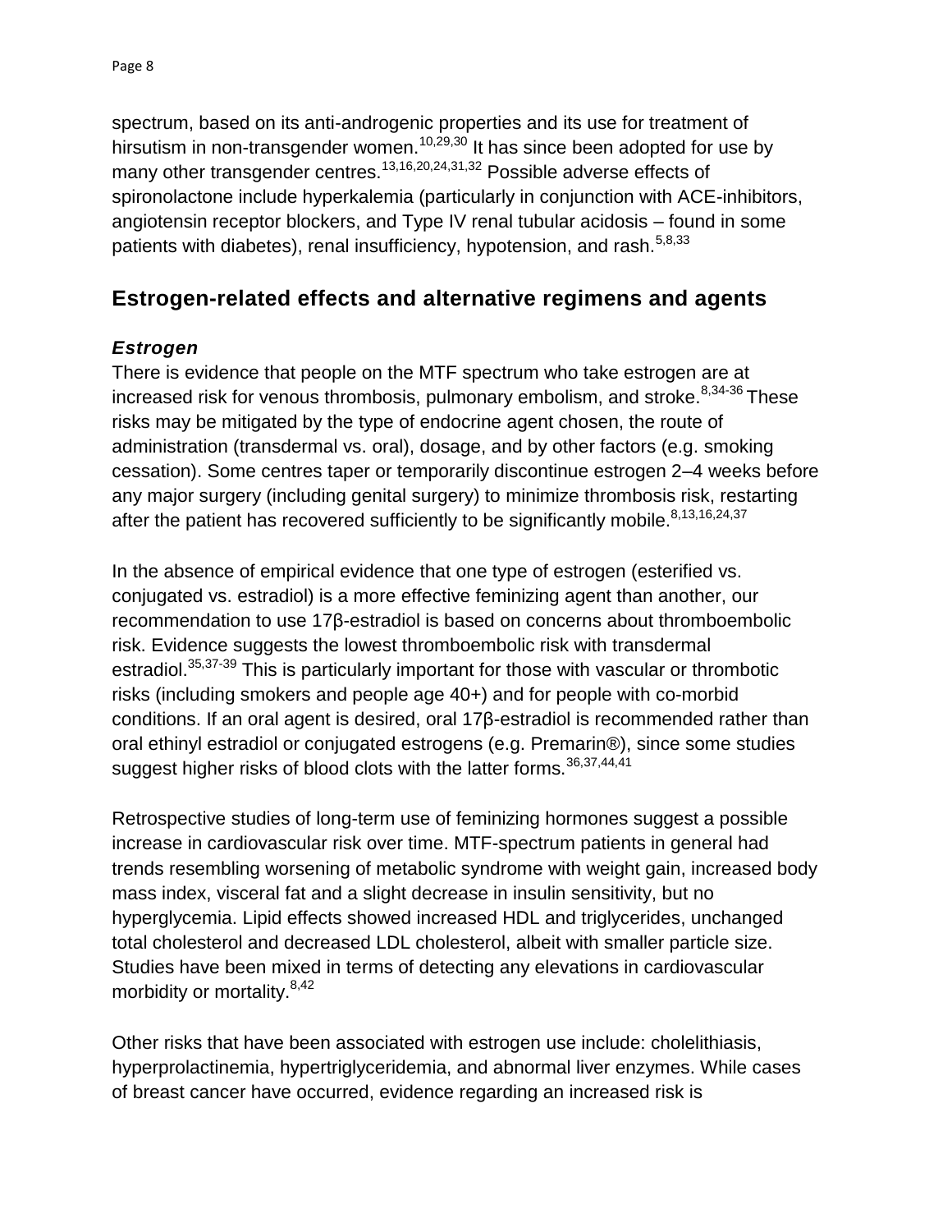spectrum, based on its anti-androgenic properties and its use for treatment of hirsutism in non-transgender women.[10,29,30] It has since been adopted for use by many other transgender centres.[13,16,20,24,31,32] Possible adverse effects of spironolactone include hyperkalemia (particularly in conjunction with ACE-inhibitors, angiotensin receptor blockers, and Type IV renal tubular acidosis – found in some patients with diabetes), renal insufficiency, hypotension, and rash.[5,8,33]

## Estrogen-related effects and alternative regimens and agents

### *Estrogen*

There is evidence that people on the MTF spectrum who take estrogen are at increased risk for venous thrombosis, pulmonary embolism, and stroke.[8,34-36] These risks may be mitigated by the type of endocrine agent chosen, the route of administration (transdermal vs. oral), dosage, and by other factors (e.g. smoking cessation). Some centres taper or temporarily discontinue estrogen 2–4 weeks before any major surgery (including genital surgery) to minimize thrombosis risk, restarting after the patient has recovered sufficiently to be significantly mobile.[8,13,16,24,37]

In the absence of empirical evidence that one type of estrogen (esterified vs. conjugated vs. estradiol) is a more effective feminizing agent than another, our recommendation to use 17β-estradiol is based on concerns about thromboembolic risk. Evidence suggests the lowest thromboembolic risk with transdermal estradiol.[35,37-39] This is particularly important for those with vascular or thrombotic risks (including smokers and people age 40+) and for people with co-morbid conditions. If an oral agent is desired, oral 17β-estradiol is recommended rather than oral ethinyl estradiol or conjugated estrogens (e.g. Premarin®), since some studies suggest higher risks of blood clots with the latter forms.[36,37,44,41]

Retrospective studies of long-term use of feminizing hormones suggest a possible increase in cardiovascular risk over time. MTF-spectrum patients in general had trends resembling worsening of metabolic syndrome with weight gain, increased body mass index, visceral fat and a slight decrease in insulin sensitivity, but no hyperglycemia. Lipid effects showed increased HDL and triglycerides, unchanged total cholesterol and decreased LDL cholesterol, albeit with smaller particle size. Studies have been mixed in terms of detecting any elevations in cardiovascular morbidity or mortality.[8,42]

Other risks that have been associated with estrogen use include: cholelithiasis, hyperprolactinemia, hypertriglyceridemia, and abnormal liver enzymes. While cases of breast cancer have occurred, evidence regarding an increased risk is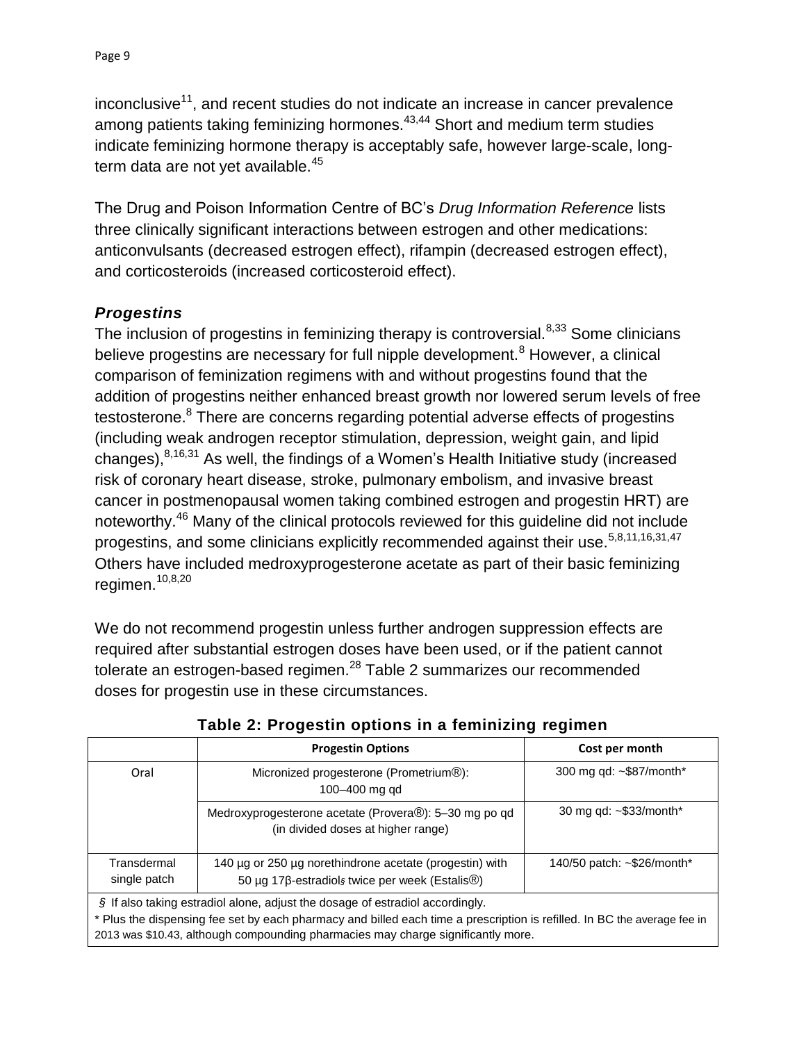inconclusive[11], and recent studies do not indicate an increase in cancer prevalence among patients taking feminizing hormones.[43,44] Short and medium term studies indicate feminizing hormone therapy is acceptably safe, however large-scale, long-term data are not yet available.[45]

The Drug and Poison Information Centre of BC's *Drug Information Reference* lists three clinically significant interactions between estrogen and other medications: anticonvulsants (decreased estrogen effect), rifampin (decreased estrogen effect), and corticosteroids (increased corticosteroid effect).

### *Progestins*

The inclusion of progestins in feminizing therapy is controversial.[8,33] Some clinicians believe progestins are necessary for full nipple development.[8] However, a clinical comparison of feminization regimens with and without progestins found that the addition of progestins neither enhanced breast growth nor lowered serum levels of free testosterone.[8] There are concerns regarding potential adverse effects of progestins (including weak androgen receptor stimulation, depression, weight gain, and lipid changes),[8,16,31] As well, the findings of a Women's Health Initiative study (increased risk of coronary heart disease, stroke, pulmonary embolism, and invasive breast cancer in postmenopausal women taking combined estrogen and progestin HRT) are noteworthy.[46] Many of the clinical protocols reviewed for this guideline did not include progestins, and some clinicians explicitly recommended against their use.[5,8,11,16,31,47] Others have included medroxyprogesterone acetate as part of their basic feminizing regimen.[10,8,20]

We do not recommend progestin unless further androgen suppression effects are required after substantial estrogen doses have been used, or if the patient cannot tolerate an estrogen-based regimen.[28] Table 2 summarizes our recommended doses for progestin use in these circumstances.

**Table 2: Progestin options in a feminizing regimen**

| | Progestin Options | Cost per month |
|---|---|---|
| Oral | Micronized progesterone (Prometrium®): 100–400 mg qd | 300 mg qd: ~$87/month* |
| | Medroxyprogesterone acetate (Provera®): 5–30 mg po qd (in divided doses at higher range) | 30 mg qd: ~$33/month* |
| Transdermal single patch | 140 µg or 250 µg norethindrone acetate (progestin) with 50 µg 17β-estradiol§ twice per week (Estalis®) | 140/50 patch: ~$26/month* |

§ If also taking estradiol alone, adjust the dosage of estradiol accordingly.

* Plus the dispensing fee set by each pharmacy and billed each time a prescription is refilled. In BC the average fee in 2013 was $10.43, although compounding pharmacies may charge significantly more.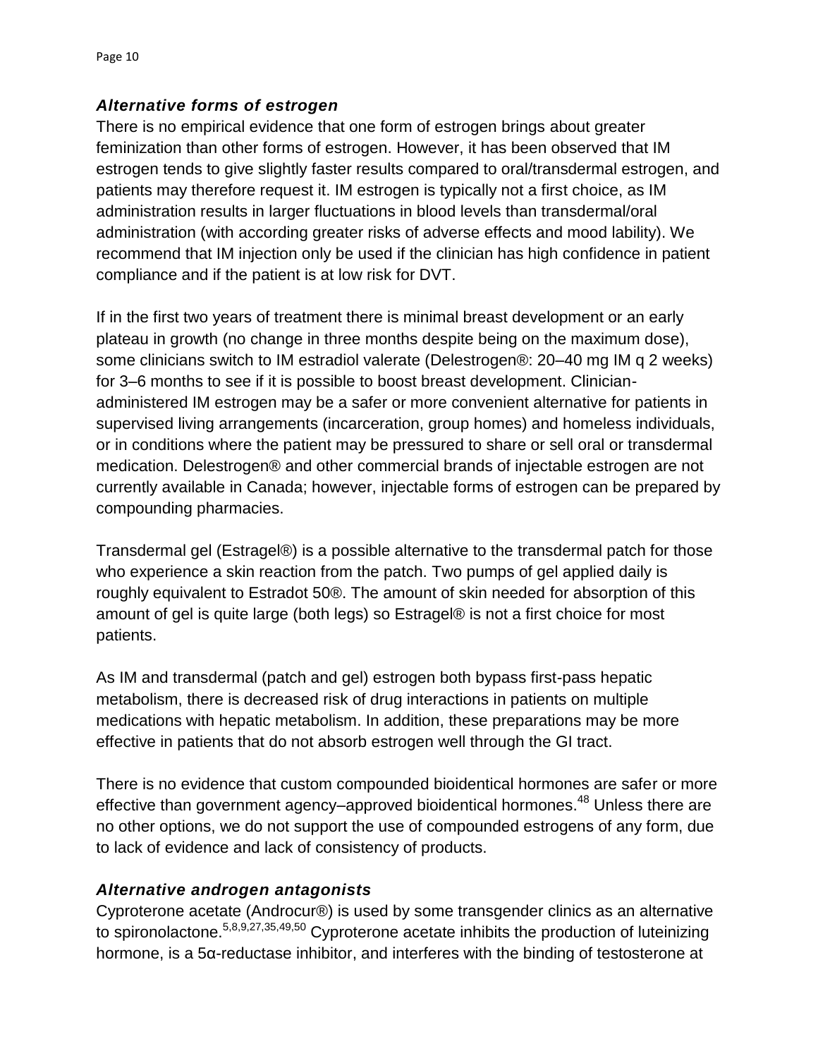### *Alternative forms of estrogen*

There is no empirical evidence that one form of estrogen brings about greater feminization than other forms of estrogen. However, it has been observed that IM estrogen tends to give slightly faster results compared to oral/transdermal estrogen, and patients may therefore request it. IM estrogen is typically not a first choice, as IM administration results in larger fluctuations in blood levels than transdermal/oral administration (with according greater risks of adverse effects and mood lability). We recommend that IM injection only be used if the clinician has high confidence in patient compliance and if the patient is at low risk for DVT.

If in the first two years of treatment there is minimal breast development or an early plateau in growth (no change in three months despite being on the maximum dose), some clinicians switch to IM estradiol valerate (Delestrogen®: 20–40 mg IM q 2 weeks) for 3–6 months to see if it is possible to boost breast development. Clinician-administered IM estrogen may be a safer or more convenient alternative for patients in supervised living arrangements (incarceration, group homes) and homeless individuals, or in conditions where the patient may be pressured to share or sell oral or transdermal medication. Delestrogen® and other commercial brands of injectable estrogen are not currently available in Canada; however, injectable forms of estrogen can be prepared by compounding pharmacies.

Transdermal gel (Estragel®) is a possible alternative to the transdermal patch for those who experience a skin reaction from the patch. Two pumps of gel applied daily is roughly equivalent to Estradot 50®. The amount of skin needed for absorption of this amount of gel is quite large (both legs) so Estragel® is not a first choice for most patients.

As IM and transdermal (patch and gel) estrogen both bypass first-pass hepatic metabolism, there is decreased risk of drug interactions in patients on multiple medications with hepatic metabolism. In addition, these preparations may be more effective in patients that do not absorb estrogen well through the GI tract.

There is no evidence that custom compounded bioidentical hormones are safer or more effective than government agency–approved bioidentical hormones.[48] Unless there are no other options, we do not support the use of compounded estrogens of any form, due to lack of evidence and lack of consistency of products.

### *Alternative androgen antagonists*

Cyproterone acetate (Androcur®) is used by some transgender clinics as an alternative to spironolactone.[5,8,9,27,35,49,50] Cyproterone acetate inhibits the production of luteinizing hormone, is a 5α-reductase inhibitor, and interferes with the binding of testosterone at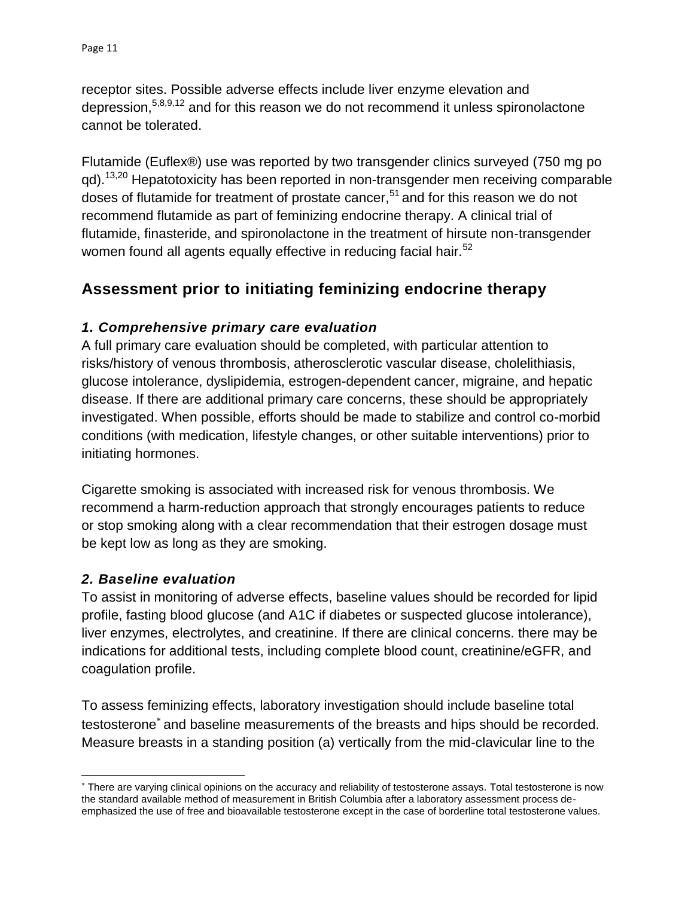receptor sites. Possible adverse effects include liver enzyme elevation and depression,[5,8,9,12] and for this reason we do not recommend it unless spironolactone cannot be tolerated.

Flutamide (Euflex®) use was reported by two transgender clinics surveyed (750 mg po qd).[13,20] Hepatotoxicity has been reported in non-transgender men receiving comparable doses of flutamide for treatment of prostate cancer,[51] and for this reason we do not recommend flutamide as part of feminizing endocrine therapy. A clinical trial of flutamide, finasteride, and spironolactone in the treatment of hirsute non-transgender women found all agents equally effective in reducing facial hair.[52]

## Assessment prior to initiating feminizing endocrine therapy

### *1. Comprehensive primary care evaluation*

A full primary care evaluation should be completed, with particular attention to risks/history of venous thrombosis, atherosclerotic vascular disease, cholelithiasis, glucose intolerance, dyslipidemia, estrogen-dependent cancer, migraine, and hepatic disease. If there are additional primary care concerns, these should be appropriately investigated. When possible, efforts should be made to stabilize and control co-morbid conditions (with medication, lifestyle changes, or other suitable interventions) prior to initiating hormones.

Cigarette smoking is associated with increased risk for venous thrombosis. We recommend a harm-reduction approach that strongly encourages patients to reduce or stop smoking along with a clear recommendation that their estrogen dosage must be kept low as long as they are smoking.

### *2. Baseline evaluation*

To assist in monitoring of adverse effects, baseline values should be recorded for lipid profile, fasting blood glucose (and A1C if diabetes or suspected glucose intolerance), liver enzymes, electrolytes, and creatinine. If there are clinical concerns. there may be indications for additional tests, including complete blood count, creatinine/eGFR, and coagulation profile.

To assess feminizing effects, laboratory investigation should include baseline total testosterone[*] and baseline measurements of the breasts and hips should be recorded. Measure breasts in a standing position (a) vertically from the mid-clavicular line to the

---

[*] There are varying clinical opinions on the accuracy and reliability of testosterone assays. Total testosterone is now the standard available method of measurement in British Columbia after a laboratory assessment process de-emphasized the use of free and bioavailable testosterone except in the case of borderline total testosterone values.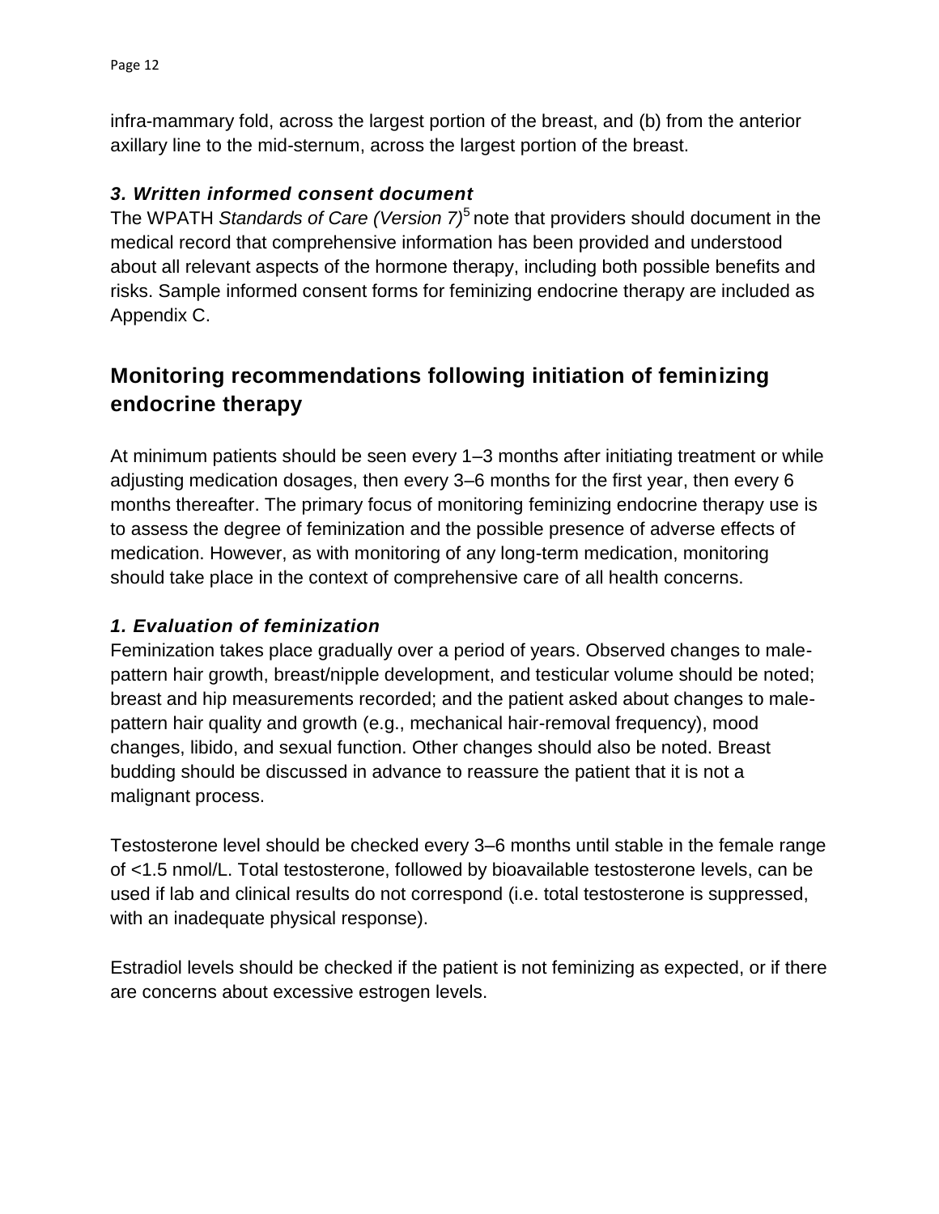infra-mammary fold, across the largest portion of the breast, and (b) from the anterior axillary line to the mid-sternum, across the largest portion of the breast.

### *3. Written informed consent document*

The WPATH *Standards of Care (Version 7)*[5] note that providers should document in the medical record that comprehensive information has been provided and understood about all relevant aspects of the hormone therapy, including both possible benefits and risks. Sample informed consent forms for feminizing endocrine therapy are included as Appendix C.

## Monitoring recommendations following initiation of feminizing endocrine therapy

At minimum patients should be seen every 1–3 months after initiating treatment or while adjusting medication dosages, then every 3–6 months for the first year, then every 6 months thereafter. The primary focus of monitoring feminizing endocrine therapy use is to assess the degree of feminization and the possible presence of adverse effects of medication. However, as with monitoring of any long-term medication, monitoring should take place in the context of comprehensive care of all health concerns.

### *1. Evaluation of feminization*

Feminization takes place gradually over a period of years. Observed changes to male-pattern hair growth, breast/nipple development, and testicular volume should be noted; breast and hip measurements recorded; and the patient asked about changes to male-pattern hair quality and growth (e.g., mechanical hair-removal frequency), mood changes, libido, and sexual function. Other changes should also be noted. Breast budding should be discussed in advance to reassure the patient that it is not a malignant process.

Testosterone level should be checked every 3–6 months until stable in the female range of <1.5 nmol/L. Total testosterone, followed by bioavailable testosterone levels, can be used if lab and clinical results do not correspond (i.e. total testosterone is suppressed, with an inadequate physical response).

Estradiol levels should be checked if the patient is not feminizing as expected, or if there are concerns about excessive estrogen levels.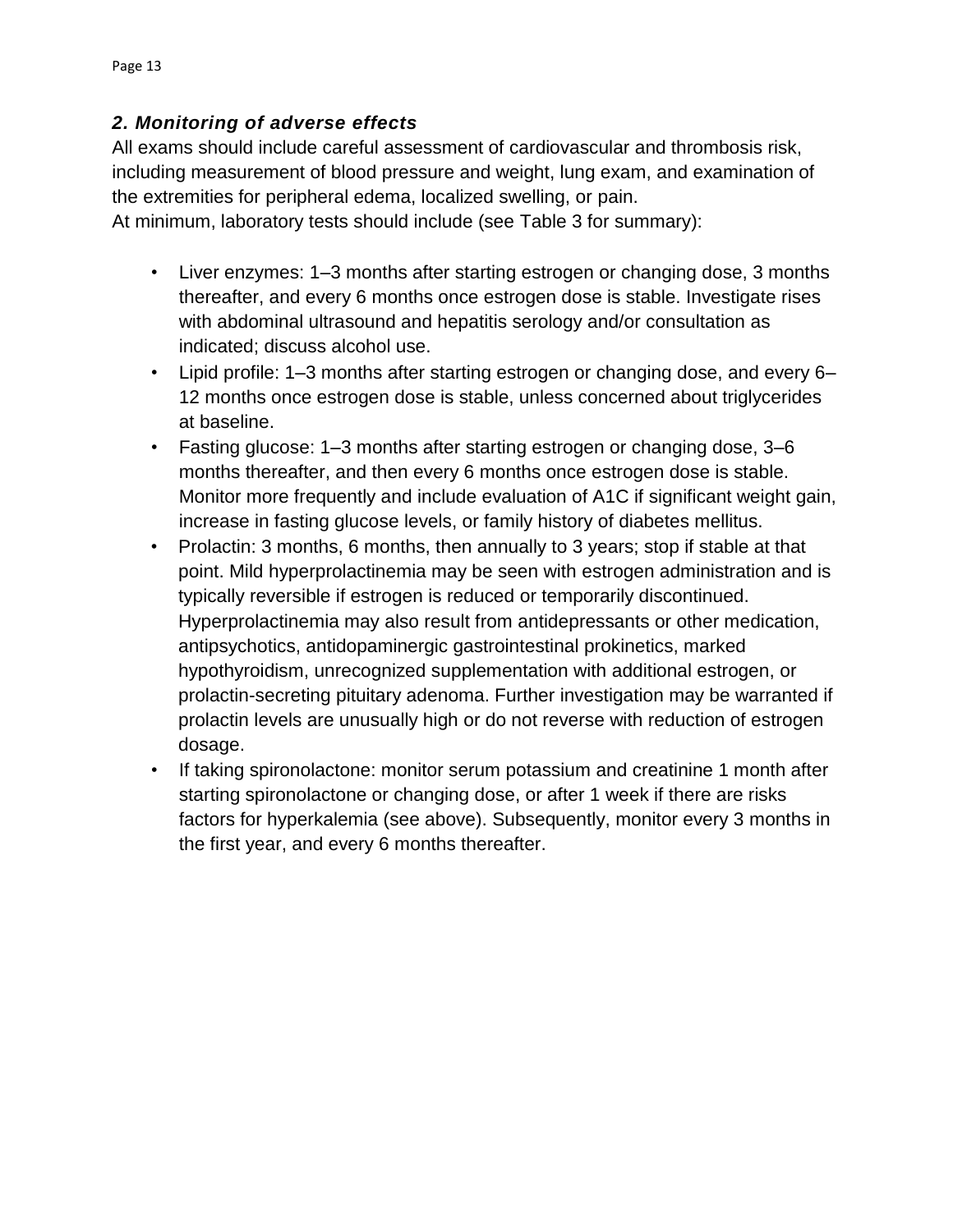### *2. Monitoring of adverse effects*

All exams should include careful assessment of cardiovascular and thrombosis risk, including measurement of blood pressure and weight, lung exam, and examination of the extremities for peripheral edema, localized swelling, or pain.
At minimum, laboratory tests should include (see Table 3 for summary):

- Liver enzymes: 1–3 months after starting estrogen or changing dose, 3 months thereafter, and every 6 months once estrogen dose is stable. Investigate rises with abdominal ultrasound and hepatitis serology and/or consultation as indicated; discuss alcohol use.
- Lipid profile: 1–3 months after starting estrogen or changing dose, and every 6–12 months once estrogen dose is stable, unless concerned about triglycerides at baseline.
- Fasting glucose: 1–3 months after starting estrogen or changing dose, 3–6 months thereafter, and then every 6 months once estrogen dose is stable. Monitor more frequently and include evaluation of A1C if significant weight gain, increase in fasting glucose levels, or family history of diabetes mellitus.
- Prolactin: 3 months, 6 months, then annually to 3 years; stop if stable at that point. Mild hyperprolactinemia may be seen with estrogen administration and is typically reversible if estrogen is reduced or temporarily discontinued. Hyperprolactinemia may also result from antidepressants or other medication, antipsychotics, antidopaminergic gastrointestinal prokinetics, marked hypothyroidism, unrecognized supplementation with additional estrogen, or prolactin-secreting pituitary adenoma. Further investigation may be warranted if prolactin levels are unusually high or do not reverse with reduction of estrogen dosage.
- If taking spironolactone: monitor serum potassium and creatinine 1 month after starting spironolactone or changing dose, or after 1 week if there are risks factors for hyperkalemia (see above). Subsequently, monitor every 3 months in the first year, and every 6 months thereafter.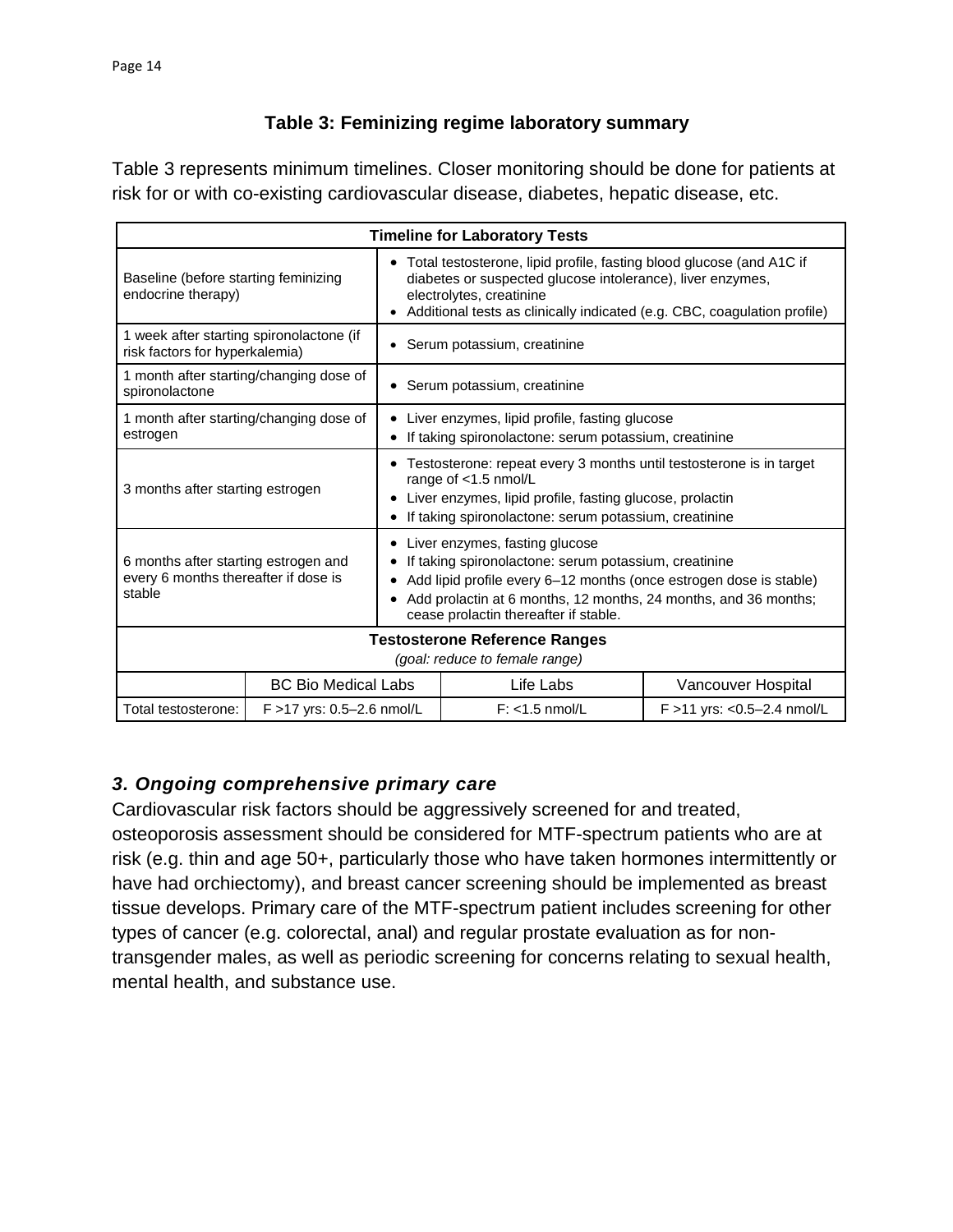### Table 3: Feminizing regime laboratory summary

Table 3 represents minimum timelines. Closer monitoring should be done for patients at risk for or with co-existing cardiovascular disease, diabetes, hepatic disease, etc.

| Timeline for Laboratory Tests | |
|---|---|
| Baseline (before starting feminizing endocrine therapy) | • Total testosterone, lipid profile, fasting blood glucose (and A1C if diabetes or suspected glucose intolerance), liver enzymes, electrolytes, creatinine<br>• Additional tests as clinically indicated (e.g. CBC, coagulation profile) |
| 1 week after starting spironolactone (if risk factors for hyperkalemia) | • Serum potassium, creatinine |
| 1 month after starting/changing dose of spironolactone | • Serum potassium, creatinine |
| 1 month after starting/changing dose of estrogen | • Liver enzymes, lipid profile, fasting glucose<br>• If taking spironolactone: serum potassium, creatinine |
| 3 months after starting estrogen | • Testosterone: repeat every 3 months until testosterone is in target range of <1.5 nmol/L<br>• Liver enzymes, lipid profile, fasting glucose, prolactin<br>• If taking spironolactone: serum potassium, creatinine |
| 6 months after starting estrogen and every 6 months thereafter if dose is stable | • Liver enzymes, fasting glucose<br>• If taking spironolactone: serum potassium, creatinine<br>• Add lipid profile every 6–12 months (once estrogen dose is stable)<br>• Add prolactin at 6 months, 12 months, 24 months, and 36 months; cease prolactin thereafter if stable. |

| Testosterone Reference Ranges *(goal: reduce to female range)* | | | |
|---|---|---|---|
| | BC Bio Medical Labs | Life Labs | Vancouver Hospital |
| Total testosterone: | F >17 yrs: 0.5–2.6 nmol/L | F: <1.5 nmol/L | F >11 yrs: <0.5–2.4 nmol/L |

### *3. Ongoing comprehensive primary care*

Cardiovascular risk factors should be aggressively screened for and treated, osteoporosis assessment should be considered for MTF-spectrum patients who are at risk (e.g. thin and age 50+, particularly those who have taken hormones intermittently or have had orchiectomy), and breast cancer screening should be implemented as breast tissue develops. Primary care of the MTF-spectrum patient includes screening for other types of cancer (e.g. colorectal, anal) and regular prostate evaluation as for non-transgender males, as well as periodic screening for concerns relating to sexual health, mental health, and substance use.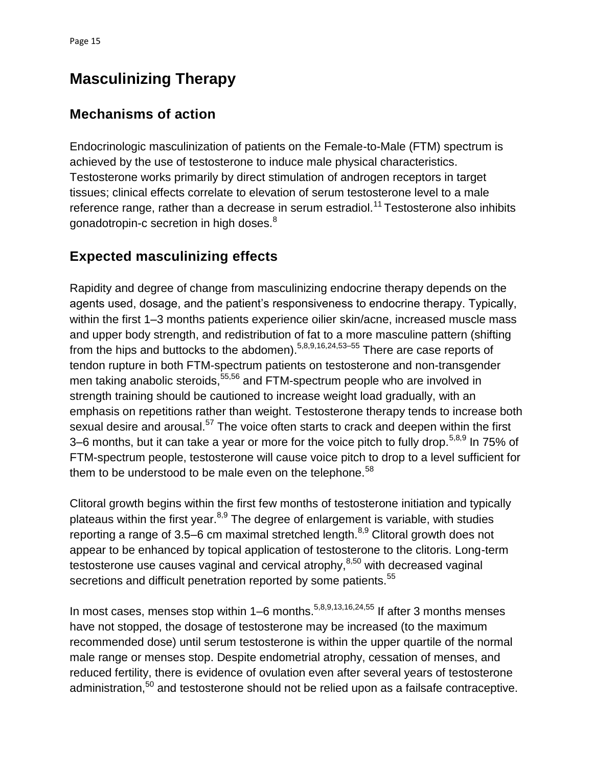# Masculinizing Therapy

## Mechanisms of action

Endocrinologic masculinization of patients on the Female-to-Male (FTM) spectrum is achieved by the use of testosterone to induce male physical characteristics. Testosterone works primarily by direct stimulation of androgen receptors in target tissues; clinical effects correlate to elevation of serum testosterone level to a male reference range, rather than a decrease in serum estradiol.[11] Testosterone also inhibits gonadotropin-c secretion in high doses.[8]

## Expected masculinizing effects

Rapidity and degree of change from masculinizing endocrine therapy depends on the agents used, dosage, and the patient's responsiveness to endocrine therapy. Typically, within the first 1–3 months patients experience oilier skin/acne, increased muscle mass and upper body strength, and redistribution of fat to a more masculine pattern (shifting from the hips and buttocks to the abdomen).[5,8,9,16,24,53–55] There are case reports of tendon rupture in both FTM-spectrum patients on testosterone and non-transgender men taking anabolic steroids,[55,56] and FTM-spectrum people who are involved in strength training should be cautioned to increase weight load gradually, with an emphasis on repetitions rather than weight. Testosterone therapy tends to increase both sexual desire and arousal.[57] The voice often starts to crack and deepen within the first 3–6 months, but it can take a year or more for the voice pitch to fully drop.[5,8,9] In 75% of FTM-spectrum people, testosterone will cause voice pitch to drop to a level sufficient for them to be understood to be male even on the telephone.[58]

Clitoral growth begins within the first few months of testosterone initiation and typically plateaus within the first year.[8,9] The degree of enlargement is variable, with studies reporting a range of 3.5–6 cm maximal stretched length.[8,9] Clitoral growth does not appear to be enhanced by topical application of testosterone to the clitoris. Long-term testosterone use causes vaginal and cervical atrophy,[8,50] with decreased vaginal secretions and difficult penetration reported by some patients.[55]

In most cases, menses stop within 1–6 months.[5,8,9,13,16,24,55] If after 3 months menses have not stopped, the dosage of testosterone may be increased (to the maximum recommended dose) until serum testosterone is within the upper quartile of the normal male range or menses stop. Despite endometrial atrophy, cessation of menses, and reduced fertility, there is evidence of ovulation even after several years of testosterone administration,[50] and testosterone should not be relied upon as a failsafe contraceptive.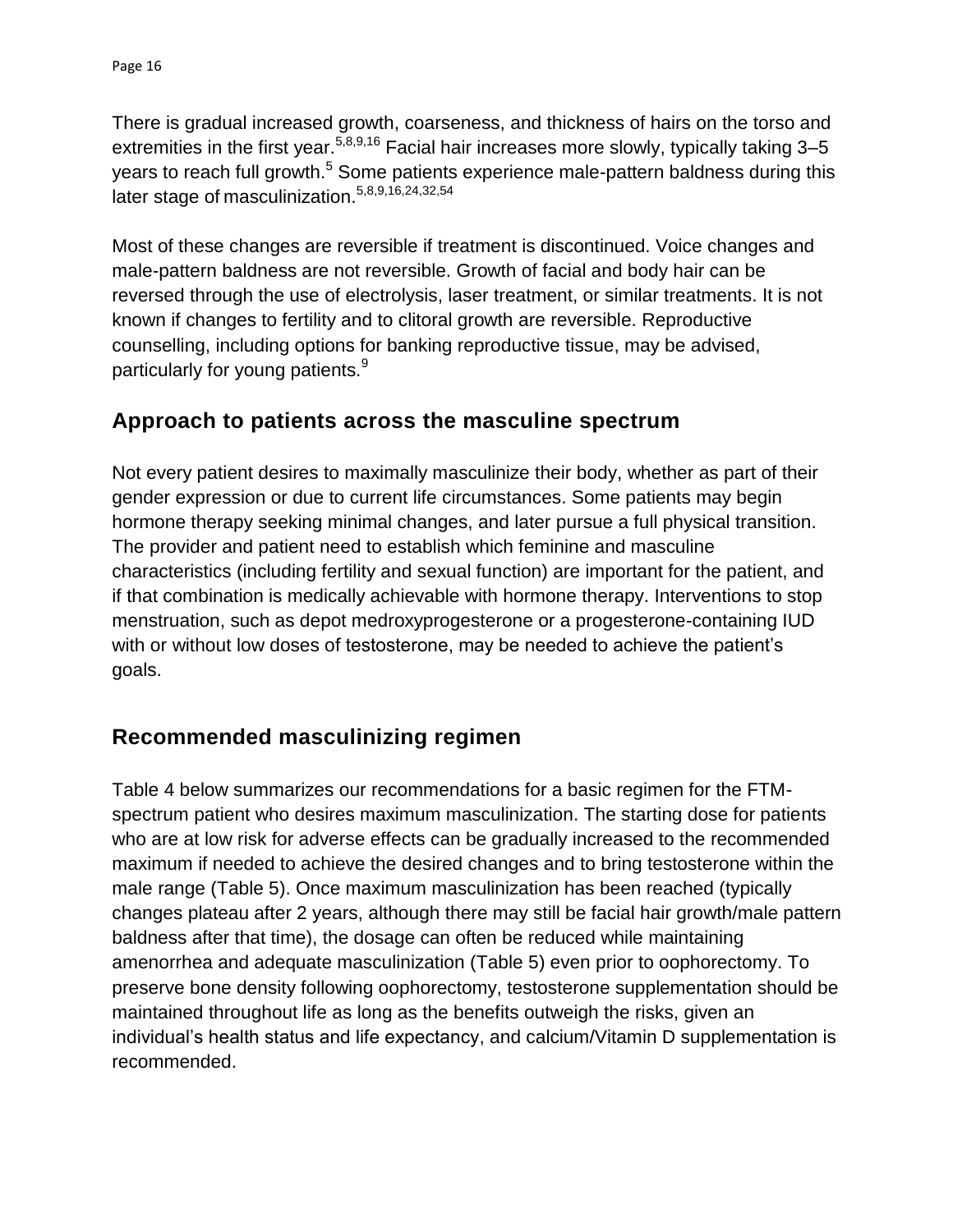There is gradual increased growth, coarseness, and thickness of hairs on the torso and extremities in the first year.[5,8,9,16] Facial hair increases more slowly, typically taking 3–5 years to reach full growth.[5] Some patients experience male-pattern baldness during this later stage of masculinization.[5,8,9,16,24,32,54]

Most of these changes are reversible if treatment is discontinued. Voice changes and male-pattern baldness are not reversible. Growth of facial and body hair can be reversed through the use of electrolysis, laser treatment, or similar treatments. It is not known if changes to fertility and to clitoral growth are reversible. Reproductive counselling, including options for banking reproductive tissue, may be advised, particularly for young patients.[9]

## Approach to patients across the masculine spectrum

Not every patient desires to maximally masculinize their body, whether as part of their gender expression or due to current life circumstances. Some patients may begin hormone therapy seeking minimal changes, and later pursue a full physical transition. The provider and patient need to establish which feminine and masculine characteristics (including fertility and sexual function) are important for the patient, and if that combination is medically achievable with hormone therapy. Interventions to stop menstruation, such as depot medroxyprogesterone or a progesterone-containing IUD with or without low doses of testosterone, may be needed to achieve the patient's goals.

## Recommended masculinizing regimen

Table 4 below summarizes our recommendations for a basic regimen for the FTM-spectrum patient who desires maximum masculinization. The starting dose for patients who are at low risk for adverse effects can be gradually increased to the recommended maximum if needed to achieve the desired changes and to bring testosterone within the male range (Table 5). Once maximum masculinization has been reached (typically changes plateau after 2 years, although there may still be facial hair growth/male pattern baldness after that time), the dosage can often be reduced while maintaining amenorrhea and adequate masculinization (Table 5) even prior to oophorectomy. To preserve bone density following oophorectomy, testosterone supplementation should be maintained throughout life as long as the benefits outweigh the risks, given an individual's health status and life expectancy, and calcium/Vitamin D supplementation is recommended.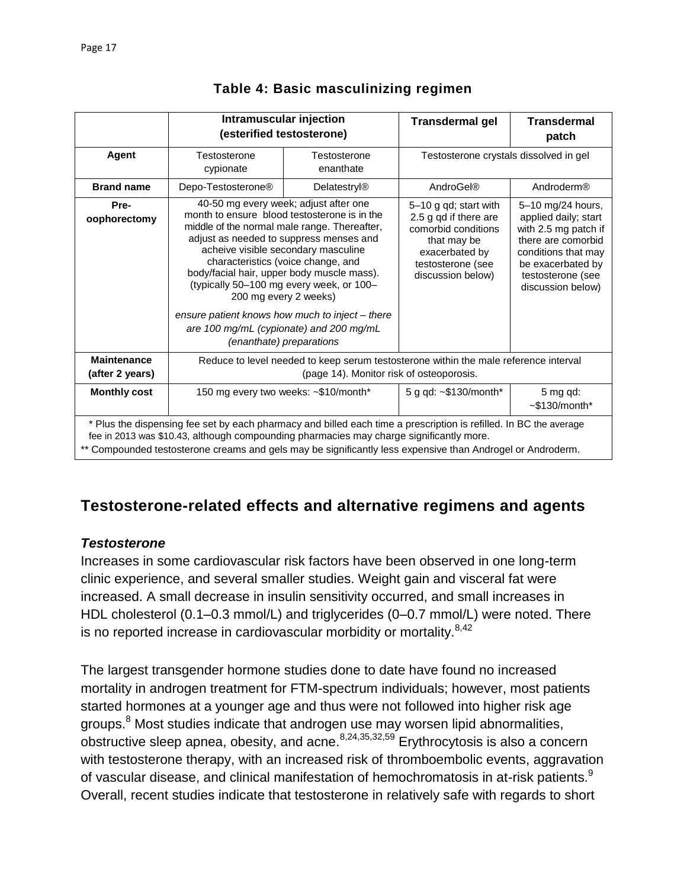**Table 4: Basic masculinizing regimen**

| | Intramuscular injection (esterified testosterone) | | Transdermal gel | Transdermal patch |
|---|---|---|---|---|
| **Agent** | Testosterone cypionate | Testosterone enanthate | Testosterone crystals dissolved in gel | |
| **Brand name** | Depo-Testosterone® | Delatestryl® | AndroGel® | Androderm® |
| **Pre-oophorectomy** | 40-50 mg every week; adjust after one month to ensure blood testosterone is in the middle of the normal male range. Thereafter, adjust as needed to suppress menses and acheive visible secondary masculine characteristics (voice change, and body/facial hair, upper body muscle mass). (typically 50–100 mg every week, or 100–200 mg every 2 weeks) *ensure patient knows how much to inject – there are 100 mg/mL (cypionate) and 200 mg/mL (enanthate) preparations* | | 5–10 g qd; start with 2.5 g qd if there are comorbid conditions that may be exacerbated by testosterone (see discussion below) | 5–10 mg/24 hours, applied daily; start with 2.5 mg patch if there are comorbid conditions that may be exacerbated by testosterone (see discussion below) |
| **Maintenance (after 2 years)** | Reduce to level needed to keep serum testosterone within the male reference interval (page 14). Monitor risk of osteoporosis. | | | |
| **Monthly cost** | 150 mg every two weeks: ~$10/month* | | 5 g qd: ~$130/month* | 5 mg qd: ~$130/month* |

\* Plus the dispensing fee set by each pharmacy and billed each time a prescription is refilled. In BC the average fee in 2013 was $10.43, although compounding pharmacies may charge significantly more.
** Compounded testosterone creams and gels may be significantly less expensive than Androgel or Androderm.

## Testosterone-related effects and alternative regimens and agents

### *Testosterone*

Increases in some cardiovascular risk factors have been observed in one long-term clinic experience, and several smaller studies. Weight gain and visceral fat were increased. A small decrease in insulin sensitivity occurred, and small increases in HDL cholesterol (0.1–0.3 mmol/L) and triglycerides (0–0.7 mmol/L) were noted. There is no reported increase in cardiovascular morbidity or mortality.[8,42]

The largest transgender hormone studies done to date have found no increased mortality in androgen treatment for FTM-spectrum individuals; however, most patients started hormones at a younger age and thus were not followed into higher risk age groups.[8] Most studies indicate that androgen use may worsen lipid abnormalities, obstructive sleep apnea, obesity, and acne.[8,24,35,32,59] Erythrocytosis is also a concern with testosterone therapy, with an increased risk of thromboembolic events, aggravation of vascular disease, and clinical manifestation of hemochromatosis in at-risk patients.[9] Overall, recent studies indicate that testosterone in relatively safe with regards to short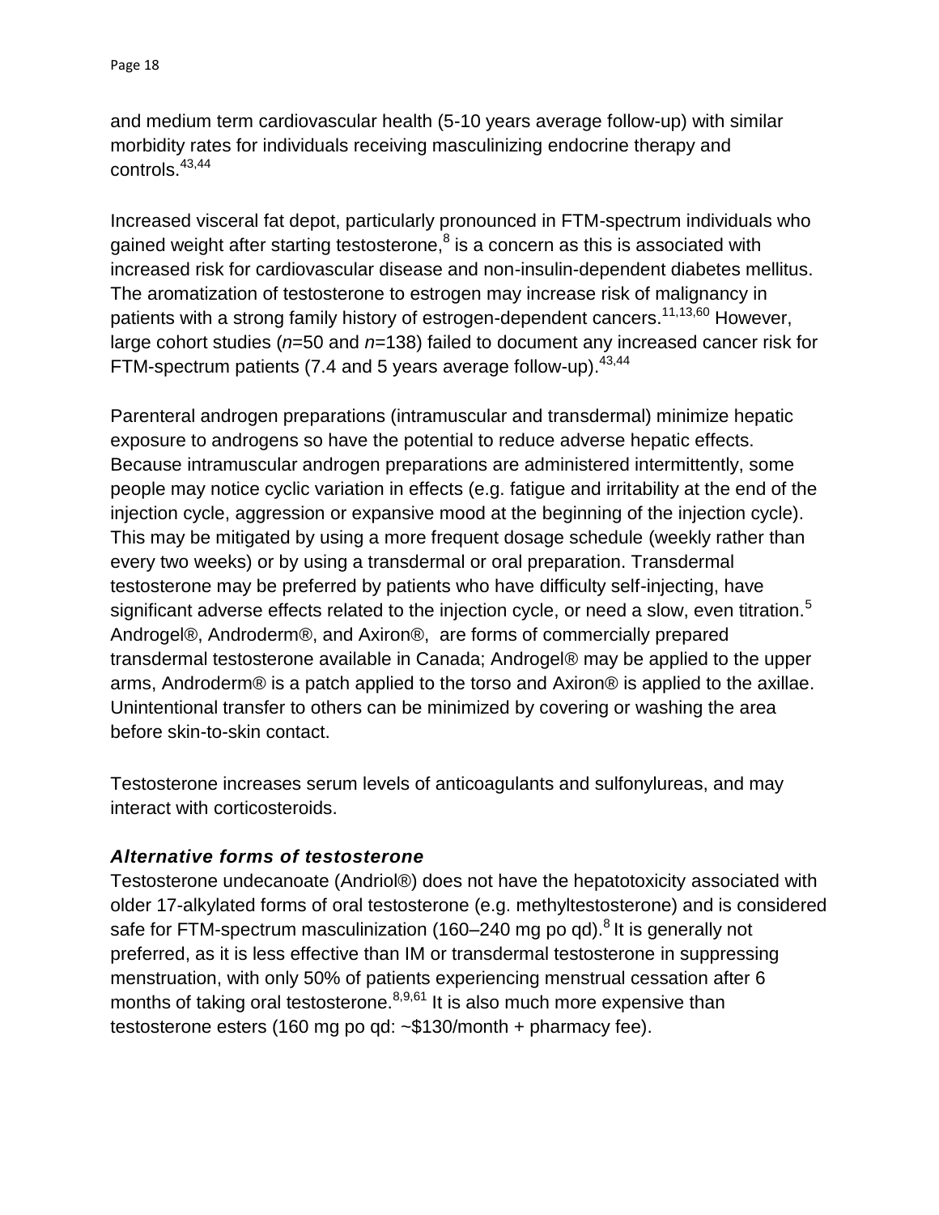and medium term cardiovascular health (5-10 years average follow-up) with similar morbidity rates for individuals receiving masculinizing endocrine therapy and controls.[43,44]

Increased visceral fat depot, particularly pronounced in FTM-spectrum individuals who gained weight after starting testosterone,[8] is a concern as this is associated with increased risk for cardiovascular disease and non-insulin-dependent diabetes mellitus. The aromatization of testosterone to estrogen may increase risk of malignancy in patients with a strong family history of estrogen-dependent cancers.[11,13,60] However, large cohort studies (*n*=50 and *n*=138) failed to document any increased cancer risk for FTM-spectrum patients (7.4 and 5 years average follow-up).[43,44]

Parenteral androgen preparations (intramuscular and transdermal) minimize hepatic exposure to androgens so have the potential to reduce adverse hepatic effects. Because intramuscular androgen preparations are administered intermittently, some people may notice cyclic variation in effects (e.g. fatigue and irritability at the end of the injection cycle, aggression or expansive mood at the beginning of the injection cycle). This may be mitigated by using a more frequent dosage schedule (weekly rather than every two weeks) or by using a transdermal or oral preparation. Transdermal testosterone may be preferred by patients who have difficulty self-injecting, have significant adverse effects related to the injection cycle, or need a slow, even titration.[5] Androgel®, Androderm®, and Axiron®, are forms of commercially prepared transdermal testosterone available in Canada; Androgel® may be applied to the upper arms, Androderm® is a patch applied to the torso and Axiron® is applied to the axillae. Unintentional transfer to others can be minimized by covering or washing the area before skin-to-skin contact.

Testosterone increases serum levels of anticoagulants and sulfonylureas, and may interact with corticosteroids.

### *Alternative forms of testosterone*

Testosterone undecanoate (Andriol®) does not have the hepatotoxicity associated with older 17-alkylated forms of oral testosterone (e.g. methyltestosterone) and is considered safe for FTM-spectrum masculinization (160–240 mg po qd).[8] It is generally not preferred, as it is less effective than IM or transdermal testosterone in suppressing menstruation, with only 50% of patients experiencing menstrual cessation after 6 months of taking oral testosterone.[8,9,61] It is also much more expensive than testosterone esters (160 mg po qd: ~$130/month + pharmacy fee).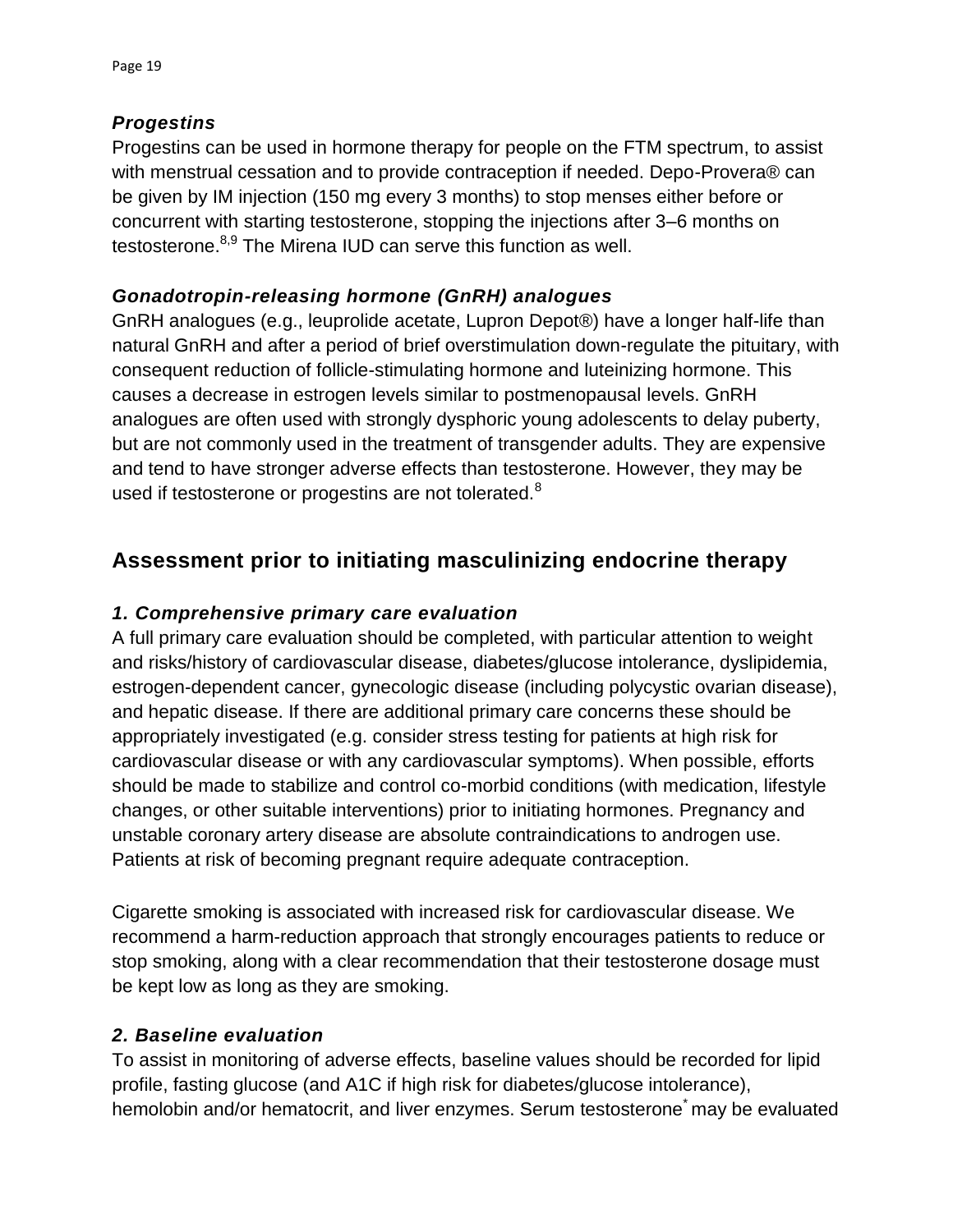### *Progestins*

Progestins can be used in hormone therapy for people on the FTM spectrum, to assist with menstrual cessation and to provide contraception if needed. Depo-Provera® can be given by IM injection (150 mg every 3 months) to stop menses either before or concurrent with starting testosterone, stopping the injections after 3–6 months on testosterone.[8,9] The Mirena IUD can serve this function as well.

### *Gonadotropin-releasing hormone (GnRH) analogues*

GnRH analogues (e.g., leuprolide acetate, Lupron Depot®) have a longer half-life than natural GnRH and after a period of brief overstimulation down-regulate the pituitary, with consequent reduction of follicle-stimulating hormone and luteinizing hormone. This causes a decrease in estrogen levels similar to postmenopausal levels. GnRH analogues are often used with strongly dysphoric young adolescents to delay puberty, but are not commonly used in the treatment of transgender adults. They are expensive and tend to have stronger adverse effects than testosterone. However, they may be used if testosterone or progestins are not tolerated.[8]

## Assessment prior to initiating masculinizing endocrine therapy

### *1. Comprehensive primary care evaluation*

A full primary care evaluation should be completed, with particular attention to weight and risks/history of cardiovascular disease, diabetes/glucose intolerance, dyslipidemia, estrogen-dependent cancer, gynecologic disease (including polycystic ovarian disease), and hepatic disease. If there are additional primary care concerns these should be appropriately investigated (e.g. consider stress testing for patients at high risk for cardiovascular disease or with any cardiovascular symptoms). When possible, efforts should be made to stabilize and control co-morbid conditions (with medication, lifestyle changes, or other suitable interventions) prior to initiating hormones. Pregnancy and unstable coronary artery disease are absolute contraindications to androgen use. Patients at risk of becoming pregnant require adequate contraception.

Cigarette smoking is associated with increased risk for cardiovascular disease. We recommend a harm-reduction approach that strongly encourages patients to reduce or stop smoking, along with a clear recommendation that their testosterone dosage must be kept low as long as they are smoking.

### *2. Baseline evaluation*

To assist in monitoring of adverse effects, baseline values should be recorded for lipid profile, fasting glucose (and A1C if high risk for diabetes/glucose intolerance), hemolobin and/or hematocrit, and liver enzymes. Serum testosterone[*] may be evaluated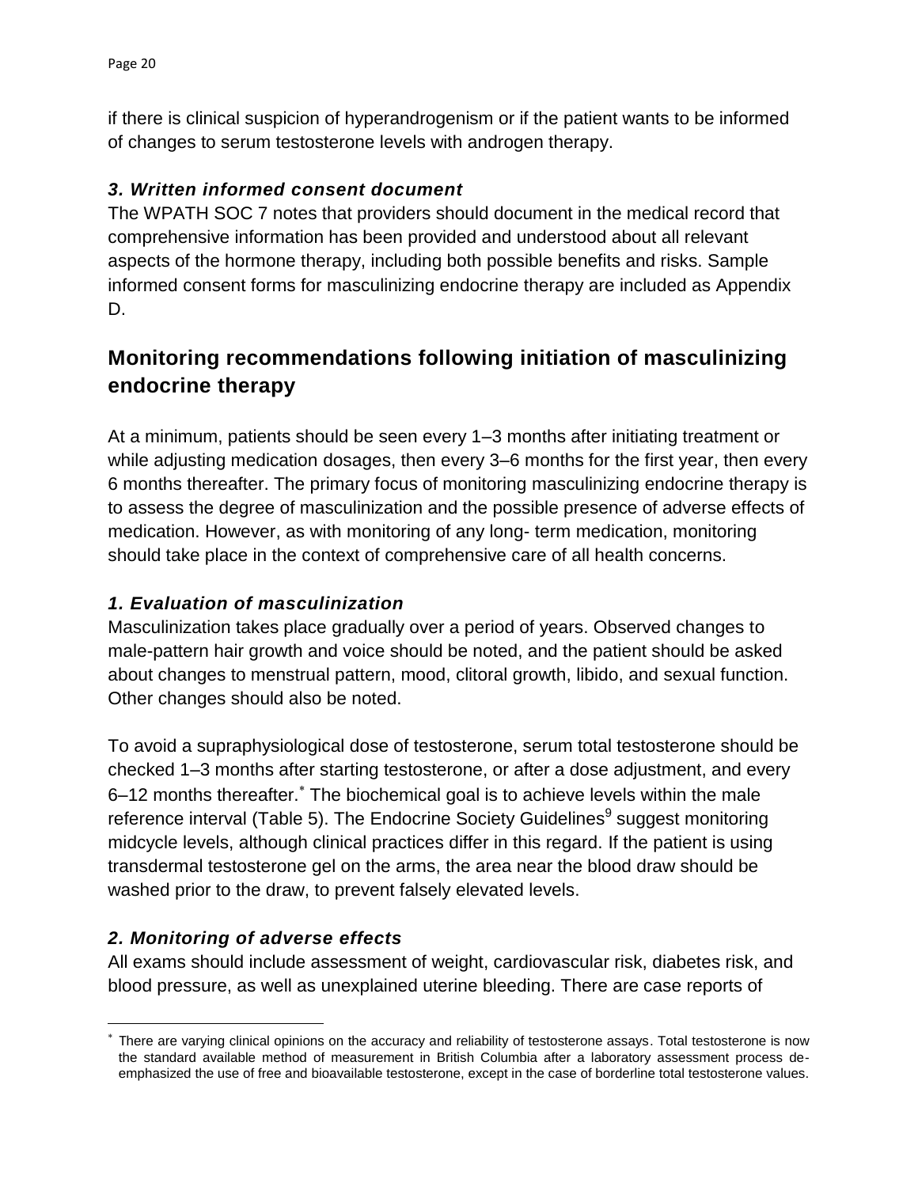if there is clinical suspicion of hyperandrogenism or if the patient wants to be informed of changes to serum testosterone levels with androgen therapy.

### *3. Written informed consent document*

The WPATH SOC 7 notes that providers should document in the medical record that comprehensive information has been provided and understood about all relevant aspects of the hormone therapy, including both possible benefits and risks. Sample informed consent forms for masculinizing endocrine therapy are included as Appendix D.

## Monitoring recommendations following initiation of masculinizing endocrine therapy

At a minimum, patients should be seen every 1–3 months after initiating treatment or while adjusting medication dosages, then every 3–6 months for the first year, then every 6 months thereafter. The primary focus of monitoring masculinizing endocrine therapy is to assess the degree of masculinization and the possible presence of adverse effects of medication. However, as with monitoring of any long- term medication, monitoring should take place in the context of comprehensive care of all health concerns.

### *1. Evaluation of masculinization*

Masculinization takes place gradually over a period of years. Observed changes to male-pattern hair growth and voice should be noted, and the patient should be asked about changes to menstrual pattern, mood, clitoral growth, libido, and sexual function. Other changes should also be noted.

To avoid a supraphysiological dose of testosterone, serum total testosterone should be checked 1–3 months after starting testosterone, or after a dose adjustment, and every 6–12 months thereafter.* The biochemical goal is to achieve levels within the male reference interval (Table 5). The Endocrine Society Guidelines[9] suggest monitoring midcycle levels, although clinical practices differ in this regard. If the patient is using transdermal testosterone gel on the arms, the area near the blood draw should be washed prior to the draw, to prevent falsely elevated levels.

### *2. Monitoring of adverse effects*

All exams should include assessment of weight, cardiovascular risk, diabetes risk, and blood pressure, as well as unexplained uterine bleeding. There are case reports of

---

* There are varying clinical opinions on the accuracy and reliability of testosterone assays. Total testosterone is now the standard available method of measurement in British Columbia after a laboratory assessment process de-emphasized the use of free and bioavailable testosterone, except in the case of borderline total testosterone values.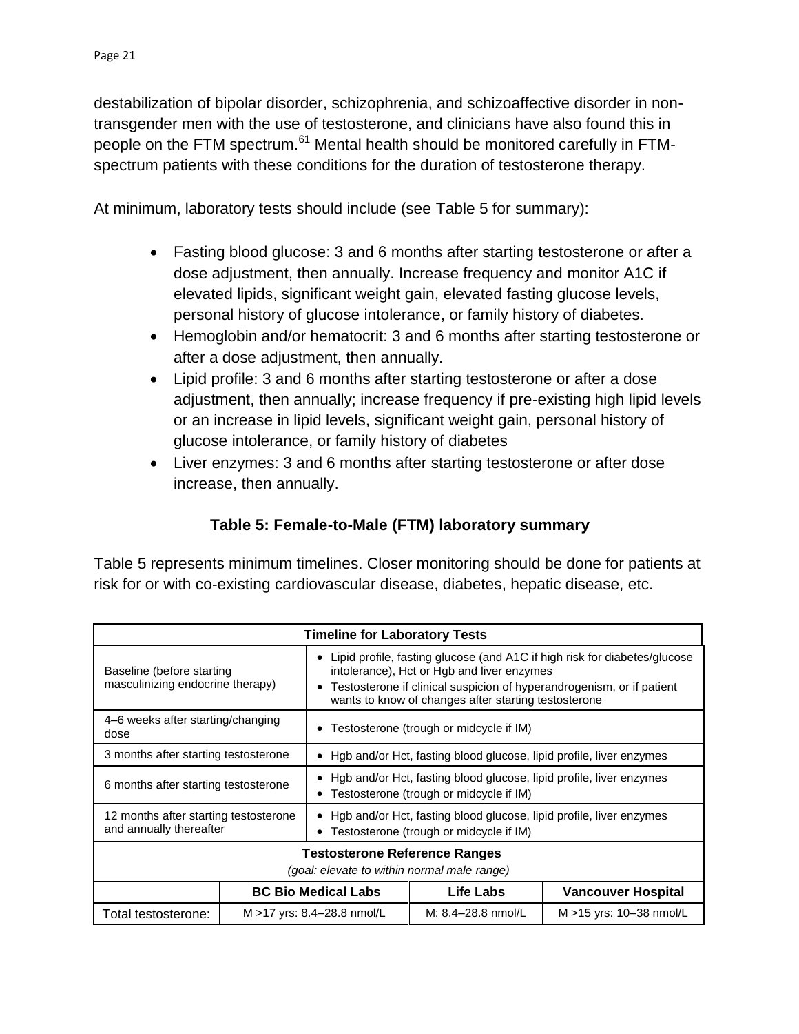destabilization of bipolar disorder, schizophrenia, and schizoaffective disorder in non-transgender men with the use of testosterone, and clinicians have also found this in people on the FTM spectrum.[61] Mental health should be monitored carefully in FTM-spectrum patients with these conditions for the duration of testosterone therapy.

At minimum, laboratory tests should include (see Table 5 for summary):

- Fasting blood glucose: 3 and 6 months after starting testosterone or after a dose adjustment, then annually. Increase frequency and monitor A1C if elevated lipids, significant weight gain, elevated fasting glucose levels, personal history of glucose intolerance, or family history of diabetes.
- Hemoglobin and/or hematocrit: 3 and 6 months after starting testosterone or after a dose adjustment, then annually.
- Lipid profile: 3 and 6 months after starting testosterone or after a dose adjustment, then annually; increase frequency if pre-existing high lipid levels or an increase in lipid levels, significant weight gain, personal history of glucose intolerance, or family history of diabetes
- Liver enzymes: 3 and 6 months after starting testosterone or after dose increase, then annually.

**Table 5: Female-to-Male (FTM) laboratory summary**

Table 5 represents minimum timelines. Closer monitoring should be done for patients at risk for or with co-existing cardiovascular disease, diabetes, hepatic disease, etc.

| **Timeline for Laboratory Tests** | | | |
|---|---|---|---|
| Baseline (before starting masculinizing endocrine therapy) | • Lipid profile, fasting glucose (and A1C if high risk for diabetes/glucose intolerance), Hct or Hgb and liver enzymes<br>• Testosterone if clinical suspicion of hyperandrogenism, or if patient wants to know of changes after starting testosterone | | |
| 4–6 weeks after starting/changing dose | • Testosterone (trough or midcycle if IM) | | |
| 3 months after starting testosterone | • Hgb and/or Hct, fasting blood glucose, lipid profile, liver enzymes | | |
| 6 months after starting testosterone | • Hgb and/or Hct, fasting blood glucose, lipid profile, liver enzymes<br>• Testosterone (trough or midcycle if IM) | | |
| 12 months after starting testosterone and annually thereafter | • Hgb and/or Hct, fasting blood glucose, lipid profile, liver enzymes<br>• Testosterone (trough or midcycle if IM) | | |
| **Testosterone Reference Ranges**<br>*(goal: elevate to within normal male range)* | | | |
| | **BC Bio Medical Labs** | **Life Labs** | **Vancouver Hospital** |
| Total testosterone: | M >17 yrs: 8.4–28.8 nmol/L | M: 8.4–28.8 nmol/L | M >15 yrs: 10–38 nmol/L |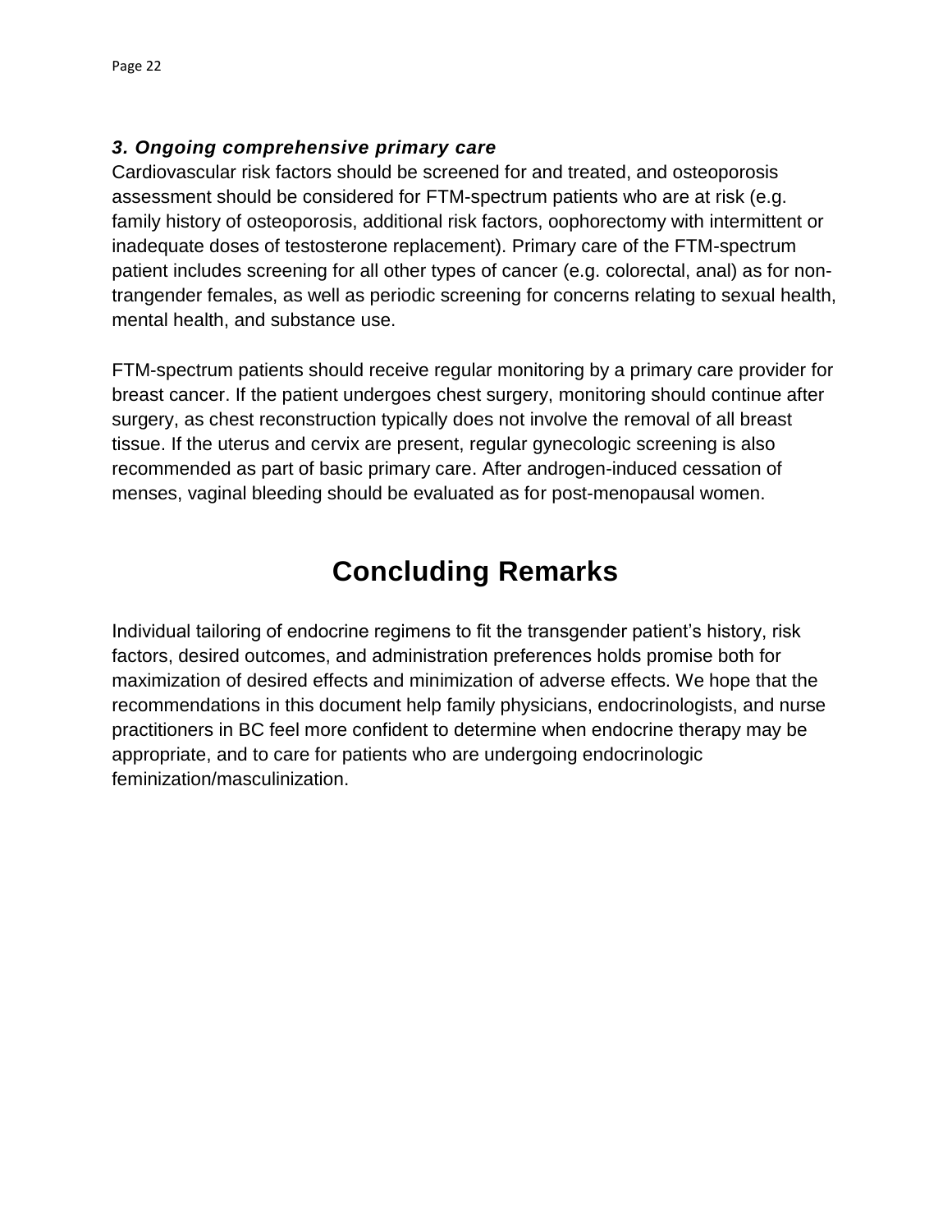### *3. Ongoing comprehensive primary care*

Cardiovascular risk factors should be screened for and treated, and osteoporosis assessment should be considered for FTM-spectrum patients who are at risk (e.g. family history of osteoporosis, additional risk factors, oophorectomy with intermittent or inadequate doses of testosterone replacement). Primary care of the FTM-spectrum patient includes screening for all other types of cancer (e.g. colorectal, anal) as for non-trangender females, as well as periodic screening for concerns relating to sexual health, mental health, and substance use.

FTM-spectrum patients should receive regular monitoring by a primary care provider for breast cancer. If the patient undergoes chest surgery, monitoring should continue after surgery, as chest reconstruction typically does not involve the removal of all breast tissue. If the uterus and cervix are present, regular gynecologic screening is also recommended as part of basic primary care. After androgen-induced cessation of menses, vaginal bleeding should be evaluated as for post-menopausal women.

# Concluding Remarks

Individual tailoring of endocrine regimens to fit the transgender patient's history, risk factors, desired outcomes, and administration preferences holds promise both for maximization of desired effects and minimization of adverse effects. We hope that the recommendations in this document help family physicians, endocrinologists, and nurse practitioners in BC feel more confident to determine when endocrine therapy may be appropriate, and to care for patients who are undergoing endocrinologic feminization/masculinization.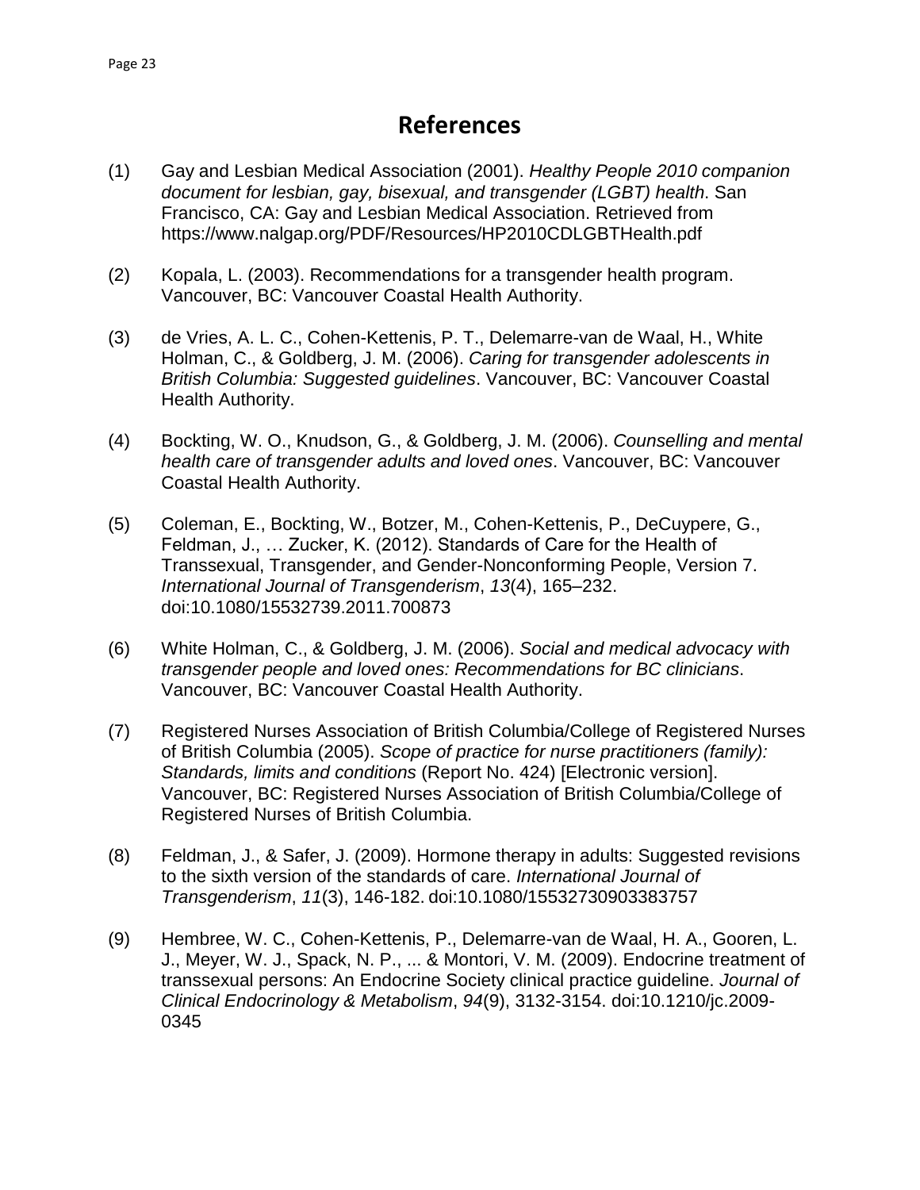# References

(1) Gay and Lesbian Medical Association (2001). *Healthy People 2010 companion document for lesbian, gay, bisexual, and transgender (LGBT) health*. San Francisco, CA: Gay and Lesbian Medical Association. Retrieved from https://www.nalgap.org/PDF/Resources/HP2010CDLGBTHealth.pdf

(2) Kopala, L. (2003). Recommendations for a transgender health program. Vancouver, BC: Vancouver Coastal Health Authority.

(3) de Vries, A. L. C., Cohen-Kettenis, P. T., Delemarre-van de Waal, H., White Holman, C., & Goldberg, J. M. (2006). *Caring for transgender adolescents in British Columbia: Suggested guidelines*. Vancouver, BC: Vancouver Coastal Health Authority.

(4) Bockting, W. O., Knudson, G., & Goldberg, J. M. (2006). *Counselling and mental health care of transgender adults and loved ones*. Vancouver, BC: Vancouver Coastal Health Authority.

(5) Coleman, E., Bockting, W., Botzer, M., Cohen-Kettenis, P., DeCuypere, G., Feldman, J., … Zucker, K. (2012). Standards of Care for the Health of Transsexual, Transgender, and Gender-Nonconforming People, Version 7. *International Journal of Transgenderism*, *13*(4), 165–232. doi:10.1080/15532739.2011.700873

(6) White Holman, C., & Goldberg, J. M. (2006). *Social and medical advocacy with transgender people and loved ones: Recommendations for BC clinicians*. Vancouver, BC: Vancouver Coastal Health Authority.

(7) Registered Nurses Association of British Columbia/College of Registered Nurses of British Columbia (2005). *Scope of practice for nurse practitioners (family): Standards, limits and conditions* (Report No. 424) [Electronic version]. Vancouver, BC: Registered Nurses Association of British Columbia/College of Registered Nurses of British Columbia.

(8) Feldman, J., & Safer, J. (2009). Hormone therapy in adults: Suggested revisions to the sixth version of the standards of care. *International Journal of Transgenderism*, *11*(3), 146-182. doi:10.1080/15532730903383757

(9) Hembree, W. C., Cohen-Kettenis, P., Delemarre-van de Waal, H. A., Gooren, L. J., Meyer, W. J., Spack, N. P., ... & Montori, V. M. (2009). Endocrine treatment of transsexual persons: An Endocrine Society clinical practice guideline. *Journal of Clinical Endocrinology & Metabolism*, *94*(9), 3132-3154. doi:10.1210/jc.2009-0345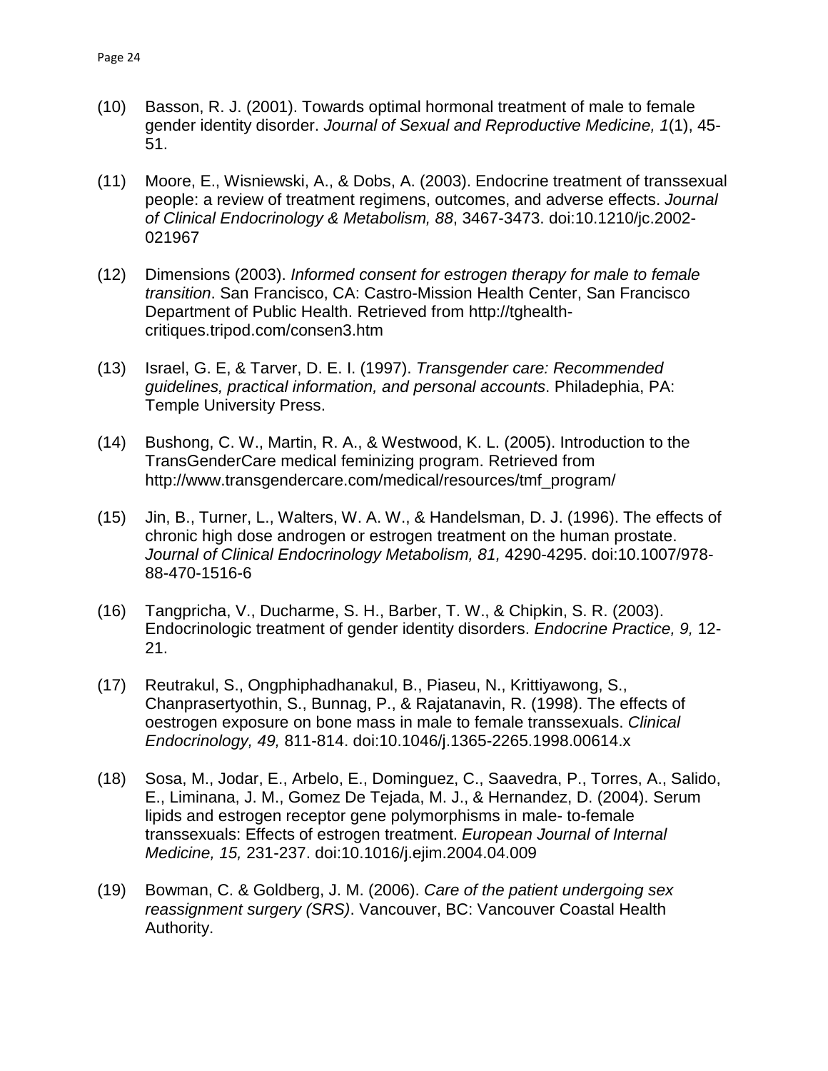(10) Basson, R. J. (2001). Towards optimal hormonal treatment of male to female gender identity disorder. *Journal of Sexual and Reproductive Medicine, 1*(1), 45-51.

(11) Moore, E., Wisniewski, A., & Dobs, A. (2003). Endocrine treatment of transsexual people: a review of treatment regimens, outcomes, and adverse effects. *Journal of Clinical Endocrinology & Metabolism, 88*, 3467-3473. doi:10.1210/jc.2002-021967

(12) Dimensions (2003). *Informed consent for estrogen therapy for male to female transition*. San Francisco, CA: Castro-Mission Health Center, San Francisco Department of Public Health. Retrieved from http://tghealth-critiques.tripod.com/consen3.htm

(13) Israel, G. E, & Tarver, D. E. I. (1997). *Transgender care: Recommended guidelines, practical information, and personal accounts*. Philadephia, PA: Temple University Press.

(14) Bushong, C. W., Martin, R. A., & Westwood, K. L. (2005). Introduction to the TransGenderCare medical feminizing program. Retrieved from http://www.transgendercare.com/medical/resources/tmf_program/

(15) Jin, B., Turner, L., Walters, W. A. W., & Handelsman, D. J. (1996). The effects of chronic high dose androgen or estrogen treatment on the human prostate. *Journal of Clinical Endocrinology Metabolism, 81,* 4290-4295. doi:10.1007/978-88-470-1516-6

(16) Tangpricha, V., Ducharme, S. H., Barber, T. W., & Chipkin, S. R. (2003). Endocrinologic treatment of gender identity disorders. *Endocrine Practice, 9,* 12-21.

(17) Reutrakul, S., Ongphiphadhanakul, B., Piaseu, N., Krittiyawong, S., Chanprasertyothin, S., Bunnag, P., & Rajatanavin, R. (1998). The effects of oestrogen exposure on bone mass in male to female transsexuals. *Clinical Endocrinology, 49,* 811-814. doi:10.1046/j.1365-2265.1998.00614.x

(18) Sosa, M., Jodar, E., Arbelo, E., Dominguez, C., Saavedra, P., Torres, A., Salido, E., Liminana, J. M., Gomez De Tejada, M. J., & Hernandez, D. (2004). Serum lipids and estrogen receptor gene polymorphisms in male- to-female transsexuals: Effects of estrogen treatment. *European Journal of Internal Medicine, 15,* 231-237. doi:10.1016/j.ejim.2004.04.009

(19) Bowman, C. & Goldberg, J. M. (2006). *Care of the patient undergoing sex reassignment surgery (SRS)*. Vancouver, BC: Vancouver Coastal Health Authority.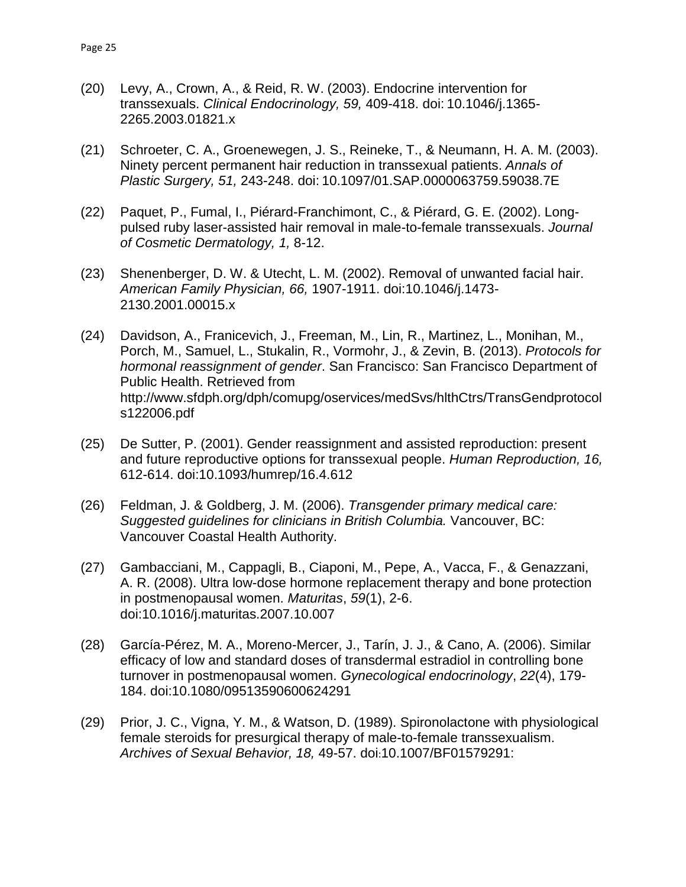(20) Levy, A., Crown, A., & Reid, R. W. (2003). Endocrine intervention for transsexuals. *Clinical Endocrinology, 59,* 409-418. doi: 10.1046/j.1365-2265.2003.01821.x

(21) Schroeter, C. A., Groenewegen, J. S., Reineke, T., & Neumann, H. A. M. (2003). Ninety percent permanent hair reduction in transsexual patients. *Annals of Plastic Surgery, 51,* 243-248. doi: 10.1097/01.SAP.0000063759.59038.7E

(22) Paquet, P., Fumal, I., Piérard-Franchimont, C., & Piérard, G. E. (2002). Long-pulsed ruby laser-assisted hair removal in male-to-female transsexuals. *Journal of Cosmetic Dermatology, 1,* 8-12.

(23) Shenenberger, D. W. & Utecht, L. M. (2002). Removal of unwanted facial hair. *American Family Physician, 66,* 1907-1911. doi:10.1046/j.1473-2130.2001.00015.x

(24) Davidson, A., Franicevich, J., Freeman, M., Lin, R., Martinez, L., Monihan, M., Porch, M., Samuel, L., Stukalin, R., Vormohr, J., & Zevin, B. (2013). *Protocols for hormonal reassignment of gender*. San Francisco: San Francisco Department of Public Health. Retrieved from http://www.sfdph.org/dph/comupg/oservices/medSvs/hlthCtrs/TransGendprotocols122006.pdf

(25) De Sutter, P. (2001). Gender reassignment and assisted reproduction: present and future reproductive options for transsexual people. *Human Reproduction, 16,* 612-614. doi:10.1093/humrep/16.4.612

(26) Feldman, J. & Goldberg, J. M. (2006). *Transgender primary medical care: Suggested guidelines for clinicians in British Columbia.* Vancouver, BC: Vancouver Coastal Health Authority.

(27) Gambacciani, M., Cappagli, B., Ciaponi, M., Pepe, A., Vacca, F., & Genazzani, A. R. (2008). Ultra low-dose hormone replacement therapy and bone protection in postmenopausal women. *Maturitas*, *59*(1), 2-6. doi:10.1016/j.maturitas.2007.10.007

(28) García-Pérez, M. A., Moreno-Mercer, J., Tarín, J. J., & Cano, A. (2006). Similar efficacy of low and standard doses of transdermal estradiol in controlling bone turnover in postmenopausal women. *Gynecological endocrinology*, *22*(4), 179-184. doi:10.1080/09513590600624291

(29) Prior, J. C., Vigna, Y. M., & Watson, D. (1989). Spironolactone with physiological female steroids for presurgical therapy of male-to-female transsexualism. *Archives of Sexual Behavior, 18,* 49-57. doi:10.1007/BF01579291: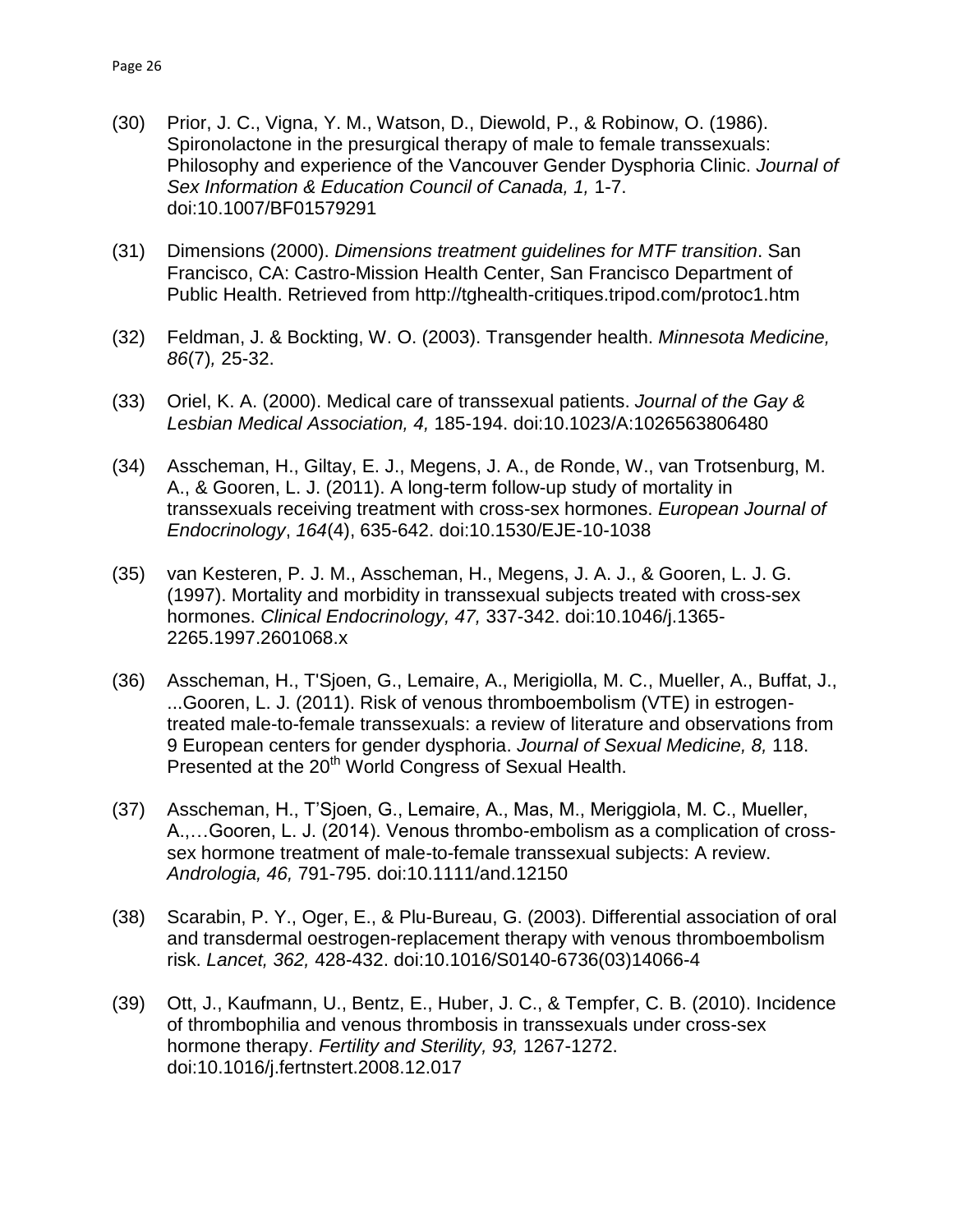(30) Prior, J. C., Vigna, Y. M., Watson, D., Diewold, P., & Robinow, O. (1986). Spironolactone in the presurgical therapy of male to female transsexuals: Philosophy and experience of the Vancouver Gender Dysphoria Clinic. *Journal of Sex Information & Education Council of Canada, 1,* 1-7. doi:10.1007/BF01579291

(31) Dimensions (2000). *Dimensions treatment guidelines for MTF transition*. San Francisco, CA: Castro-Mission Health Center, San Francisco Department of Public Health. Retrieved from http://tghealth-critiques.tripod.com/protoc1.htm

(32) Feldman, J. & Bockting, W. O. (2003). Transgender health. *Minnesota Medicine, 86*(7)*,* 25-32.

(33) Oriel, K. A. (2000). Medical care of transsexual patients. *Journal of the Gay & Lesbian Medical Association, 4,* 185-194. doi:10.1023/A:1026563806480

(34) Asscheman, H., Giltay, E. J., Megens, J. A., de Ronde, W., van Trotsenburg, M. A., & Gooren, L. J. (2011). A long-term follow-up study of mortality in transsexuals receiving treatment with cross-sex hormones. *European Journal of Endocrinology*, *164*(4), 635-642. doi:10.1530/EJE-10-1038

(35) van Kesteren, P. J. M., Asscheman, H., Megens, J. A. J., & Gooren, L. J. G. (1997). Mortality and morbidity in transsexual subjects treated with cross-sex hormones. *Clinical Endocrinology, 47,* 337-342. doi:10.1046/j.1365-2265.1997.2601068.x

(36) Asscheman, H., T'Sjoen, G., Lemaire, A., Merigiolla, M. C., Mueller, A., Buffat, J., ...Gooren, L. J. (2011). Risk of venous thromboembolism (VTE) in estrogen-treated male-to-female transsexuals: a review of literature and observations from 9 European centers for gender dysphoria. *Journal of Sexual Medicine, 8,* 118. Presented at the 20th World Congress of Sexual Health.

(37) Asscheman, H., T'Sjoen, G., Lemaire, A., Mas, M., Meriggiola, M. C., Mueller, A.,…Gooren, L. J. (2014). Venous thrombo-embolism as a complication of cross-sex hormone treatment of male-to-female transsexual subjects: A review. *Andrologia, 46,* 791-795. doi:10.1111/and.12150

(38) Scarabin, P. Y., Oger, E., & Plu-Bureau, G. (2003). Differential association of oral and transdermal oestrogen-replacement therapy with venous thromboembolism risk. *Lancet, 362,* 428-432. doi:10.1016/S0140-6736(03)14066-4

(39) Ott, J., Kaufmann, U., Bentz, E., Huber, J. C., & Tempfer, C. B. (2010). Incidence of thrombophilia and venous thrombosis in transsexuals under cross-sex hormone therapy. *Fertility and Sterility, 93,* 1267-1272. doi:10.1016/j.fertnstert.2008.12.017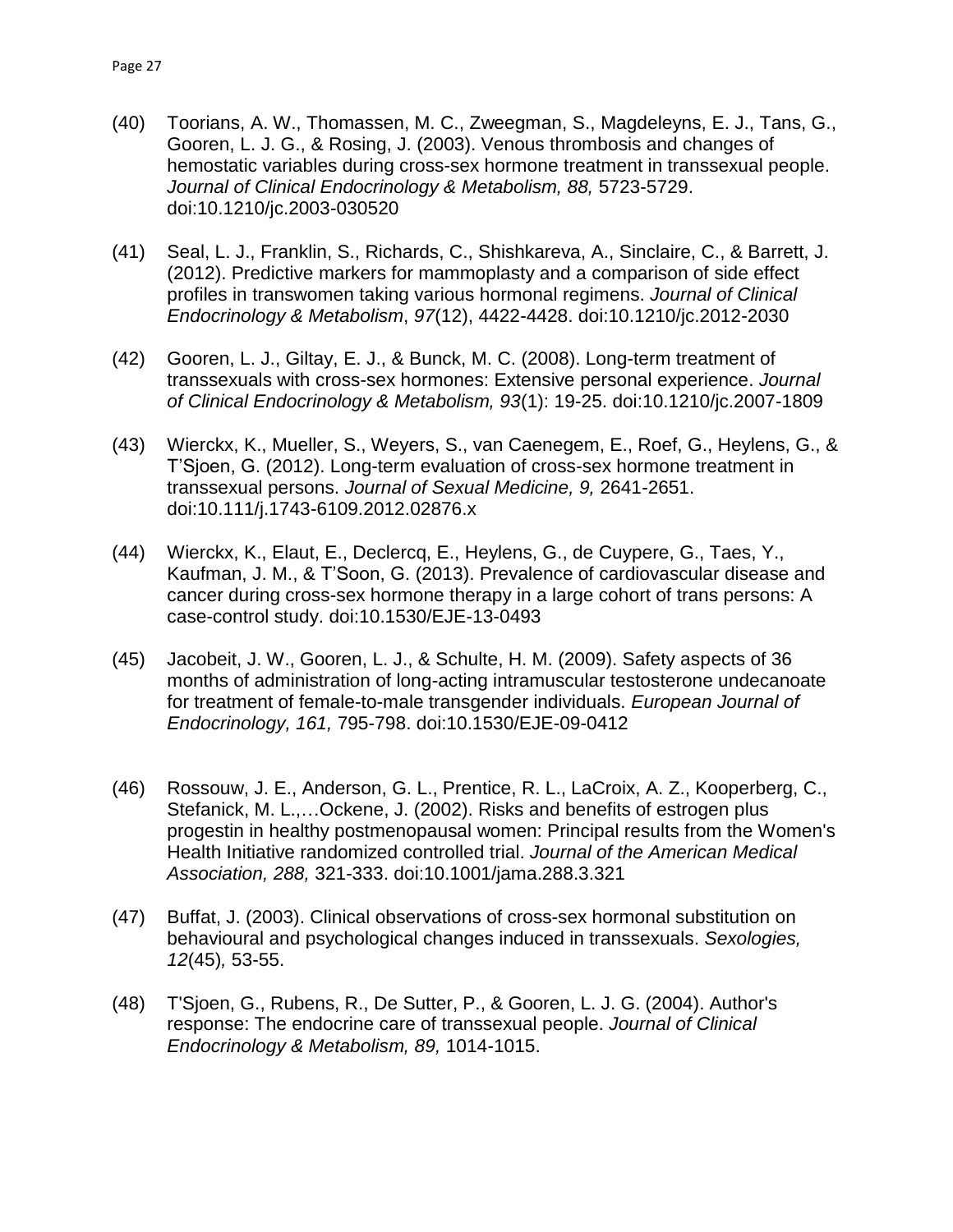(40) Toorians, A. W., Thomassen, M. C., Zweegman, S., Magdeleyns, E. J., Tans, G., Gooren, L. J. G., & Rosing, J. (2003). Venous thrombosis and changes of hemostatic variables during cross-sex hormone treatment in transsexual people. *Journal of Clinical Endocrinology & Metabolism, 88,* 5723-5729. doi:10.1210/jc.2003-030520

(41) Seal, L. J., Franklin, S., Richards, C., Shishkareva, A., Sinclaire, C., & Barrett, J. (2012). Predictive markers for mammoplasty and a comparison of side effect profiles in transwomen taking various hormonal regimens. *Journal of Clinical Endocrinology & Metabolism*, *97*(12), 4422-4428. doi:10.1210/jc.2012-2030

(42) Gooren, L. J., Giltay, E. J., & Bunck, M. C. (2008). Long-term treatment of transsexuals with cross-sex hormones: Extensive personal experience. *Journal of Clinical Endocrinology & Metabolism, 93*(1): 19-25. doi:10.1210/jc.2007-1809

(43) Wierckx, K., Mueller, S., Weyers, S., van Caenegem, E., Roef, G., Heylens, G., & T'Sjoen, G. (2012). Long-term evaluation of cross-sex hormone treatment in transsexual persons. *Journal of Sexual Medicine, 9,* 2641-2651. doi:10.111/j.1743-6109.2012.02876.x

(44) Wierckx, K., Elaut, E., Declercq, E., Heylens, G., de Cuypere, G., Taes, Y., Kaufman, J. M., & T'Soon, G. (2013). Prevalence of cardiovascular disease and cancer during cross-sex hormone therapy in a large cohort of trans persons: A case-control study. doi:10.1530/EJE-13-0493

(45) Jacobeit, J. W., Gooren, L. J., & Schulte, H. M. (2009). Safety aspects of 36 months of administration of long-acting intramuscular testosterone undecanoate for treatment of female-to-male transgender individuals. *European Journal of Endocrinology, 161,* 795-798. doi:10.1530/EJE-09-0412

(46) Rossouw, J. E., Anderson, G. L., Prentice, R. L., LaCroix, A. Z., Kooperberg, C., Stefanick, M. L.,…Ockene, J. (2002). Risks and benefits of estrogen plus progestin in healthy postmenopausal women: Principal results from the Women's Health Initiative randomized controlled trial. *Journal of the American Medical Association, 288,* 321-333. doi:10.1001/jama.288.3.321

(47) Buffat, J. (2003). Clinical observations of cross-sex hormonal substitution on behavioural and psychological changes induced in transsexuals. *Sexologies, 12*(45)*,* 53-55.

(48) T'Sjoen, G., Rubens, R., De Sutter, P., & Gooren, L. J. G. (2004). Author's response: The endocrine care of transsexual people. *Journal of Clinical Endocrinology & Metabolism, 89,* 1014-1015.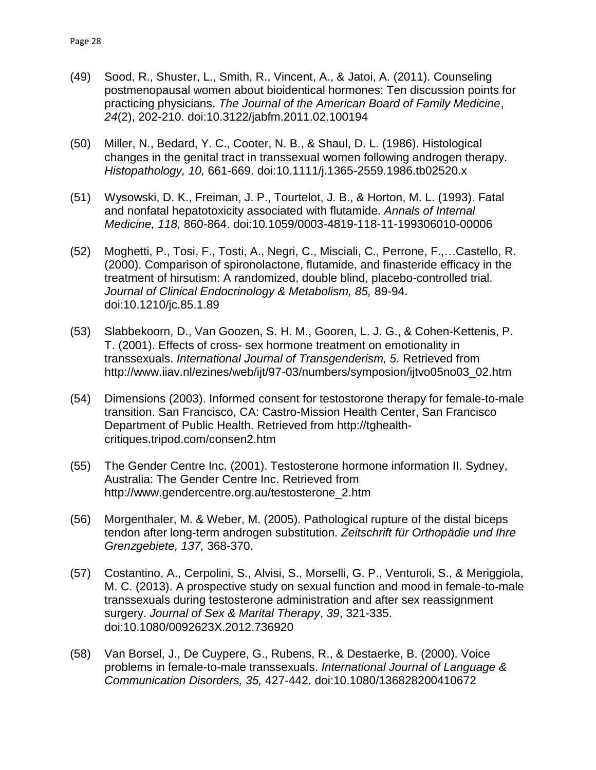(49) Sood, R., Shuster, L., Smith, R., Vincent, A., & Jatoi, A. (2011). Counseling postmenopausal women about bioidentical hormones: Ten discussion points for practicing physicians. *The Journal of the American Board of Family Medicine*, *24*(2), 202-210. doi:10.3122/jabfm.2011.02.100194

(50) Miller, N., Bedard, Y. C., Cooter, N. B., & Shaul, D. L. (1986). Histological changes in the genital tract in transsexual women following androgen therapy. *Histopathology, 10,* 661-669. doi:10.1111/j.1365-2559.1986.tb02520.x

(51) Wysowski, D. K., Freiman, J. P., Tourtelot, J. B., & Horton, M. L. (1993). Fatal and nonfatal hepatotoxicity associated with flutamide. *Annals of Internal Medicine, 118,* 860-864. doi:10.1059/0003-4819-118-11-199306010-00006

(52) Moghetti, P., Tosi, F., Tosti, A., Negri, C., Misciali, C., Perrone, F.,…Castello, R. (2000). Comparison of spironolactone, flutamide, and finasteride efficacy in the treatment of hirsutism: A randomized, double blind, placebo-controlled trial. *Journal of Clinical Endocrinology & Metabolism, 85,* 89-94. doi:10.1210/jc.85.1.89

(53) Slabbekoorn, D., Van Goozen, S. H. M., Gooren, L. J. G., & Cohen-Kettenis, P. T. (2001). Effects of cross- sex hormone treatment on emotionality in transsexuals. *International Journal of Transgenderism, 5.* Retrieved from http://www.iiav.nl/ezines/web/ijt/97-03/numbers/symposion/ijtvo05no03_02.htm

(54) Dimensions (2003). Informed consent for testostorone therapy for female-to-male transition. San Francisco, CA: Castro-Mission Health Center, San Francisco Department of Public Health. Retrieved from http://tghealth-critiques.tripod.com/consen2.htm

(55) The Gender Centre Inc. (2001). Testosterone hormone information II. Sydney, Australia: The Gender Centre Inc. Retrieved from http://www.gendercentre.org.au/testosterone_2.htm

(56) Morgenthaler, M. & Weber, M. (2005). Pathological rupture of the distal biceps tendon after long-term androgen substitution. *Zeitschrift für Orthopädie und Ihre Grenzgebiete, 137,* 368-370.

(57) Costantino, A., Cerpolini, S., Alvisi, S., Morselli, G. P., Venturoli, S., & Meriggiola, M. C. (2013). A prospective study on sexual function and mood in female-to-male transsexuals during testosterone administration and after sex reassignment surgery. *Journal of Sex & Marital Therapy*, *39*, 321-335. doi:10.1080/0092623X.2012.736920

(58) Van Borsel, J., De Cuypere, G., Rubens, R., & Destaerke, B. (2000). Voice problems in female-to-male transsexuals. *International Journal of Language & Communication Disorders, 35,* 427-442. doi:10.1080/136828200410672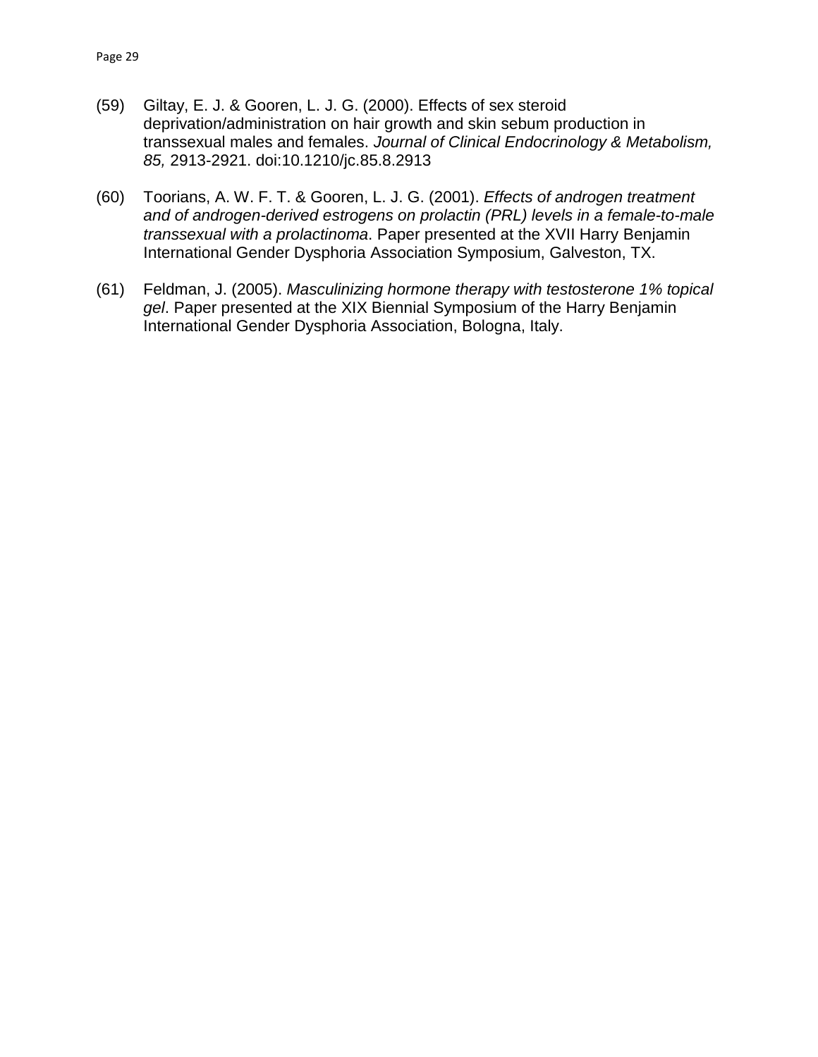(59) Giltay, E. J. & Gooren, L. J. G. (2000). Effects of sex steroid deprivation/administration on hair growth and skin sebum production in transsexual males and females. *Journal of Clinical Endocrinology & Metabolism, 85,* 2913-2921. doi:10.1210/jc.85.8.2913

(60) Toorians, A. W. F. T. & Gooren, L. J. G. (2001). *Effects of androgen treatment and of androgen-derived estrogens on prolactin (PRL) levels in a female-to-male transsexual with a prolactinoma*. Paper presented at the XVII Harry Benjamin International Gender Dysphoria Association Symposium, Galveston, TX.

(61) Feldman, J. (2005). *Masculinizing hormone therapy with testosterone 1% topical gel*. Paper presented at the XIX Biennial Symposium of the Harry Benjamin International Gender Dysphoria Association, Bologna, Italy.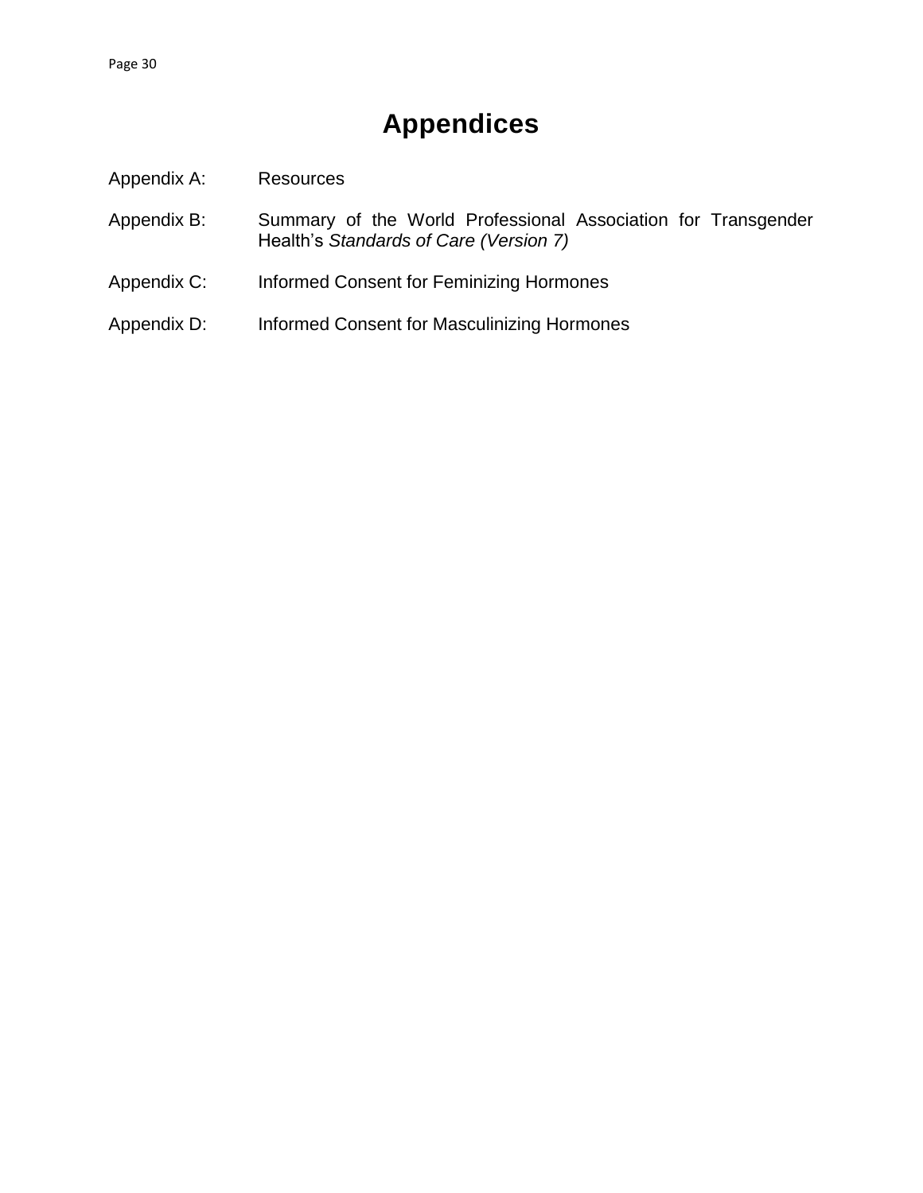# Appendices

Appendix A: Resources

Appendix B: Summary of the World Professional Association for Transgender Health's *Standards of Care (Version 7)*

Appendix C: Informed Consent for Feminizing Hormones

Appendix D: Informed Consent for Masculinizing Hormones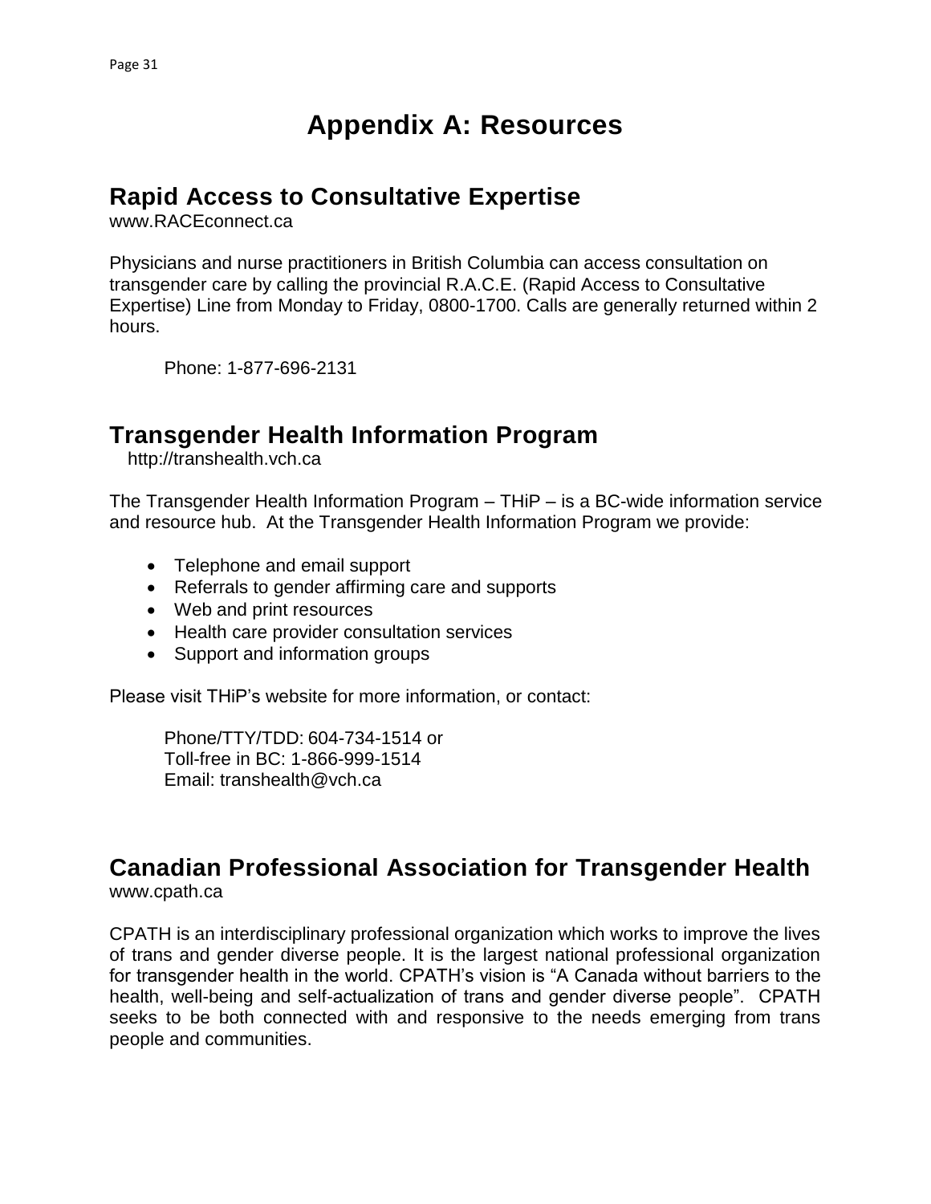# Appendix A: Resources

## Rapid Access to Consultative Expertise

www.RACEconnect.ca

Physicians and nurse practitioners in British Columbia can access consultation on transgender care by calling the provincial R.A.C.E. (Rapid Access to Consultative Expertise) Line from Monday to Friday, 0800-1700. Calls are generally returned within 2 hours.

Phone: 1-877-696-2131

## Transgender Health Information Program

http://transhealth.vch.ca

The Transgender Health Information Program – THiP – is a BC-wide information service and resource hub. At the Transgender Health Information Program we provide:

- Telephone and email support
- Referrals to gender affirming care and supports
- Web and print resources
- Health care provider consultation services
- Support and information groups

Please visit THiP's website for more information, or contact:

Phone/TTY/TDD: 604-734-1514 or
Toll-free in BC: 1-866-999-1514
Email: transhealth@vch.ca

## Canadian Professional Association for Transgender Health

www.cpath.ca

CPATH is an interdisciplinary professional organization which works to improve the lives of trans and gender diverse people. It is the largest national professional organization for transgender health in the world. CPATH's vision is "A Canada without barriers to the health, well-being and self-actualization of trans and gender diverse people". CPATH seeks to be both connected with and responsive to the needs emerging from trans people and communities.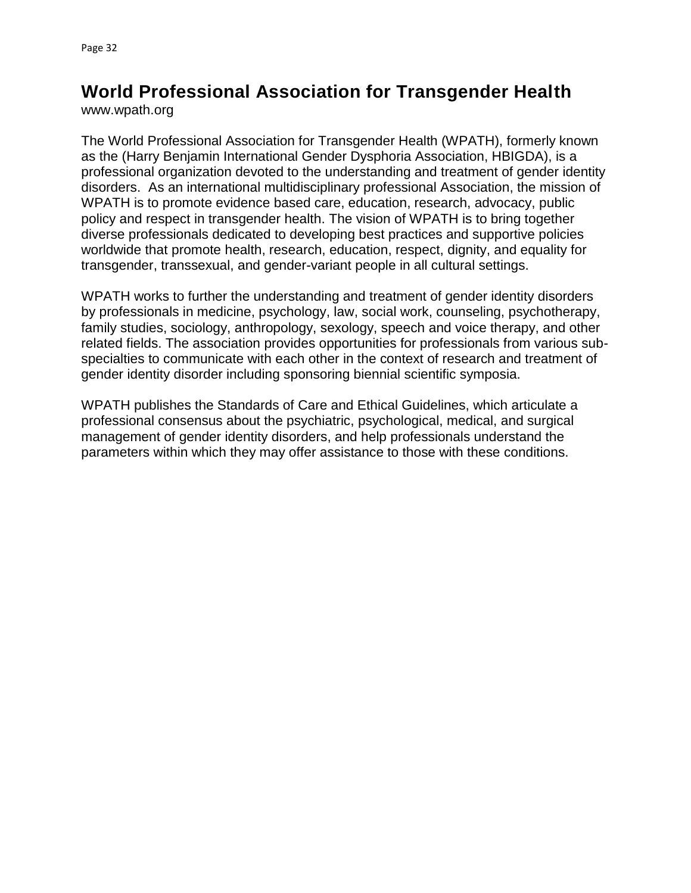## World Professional Association for Transgender Health

www.wpath.org

The World Professional Association for Transgender Health (WPATH), formerly known as the (Harry Benjamin International Gender Dysphoria Association, HBIGDA), is a professional organization devoted to the understanding and treatment of gender identity disorders. As an international multidisciplinary professional Association, the mission of WPATH is to promote evidence based care, education, research, advocacy, public policy and respect in transgender health. The vision of WPATH is to bring together diverse professionals dedicated to developing best practices and supportive policies worldwide that promote health, research, education, respect, dignity, and equality for transgender, transsexual, and gender-variant people in all cultural settings.

WPATH works to further the understanding and treatment of gender identity disorders by professionals in medicine, psychology, law, social work, counseling, psychotherapy, family studies, sociology, anthropology, sexology, speech and voice therapy, and other related fields. The association provides opportunities for professionals from various sub-specialties to communicate with each other in the context of research and treatment of gender identity disorder including sponsoring biennial scientific symposia.

WPATH publishes the Standards of Care and Ethical Guidelines, which articulate a professional consensus about the psychiatric, psychological, medical, and surgical management of gender identity disorders, and help professionals understand the parameters within which they may offer assistance to those with these conditions.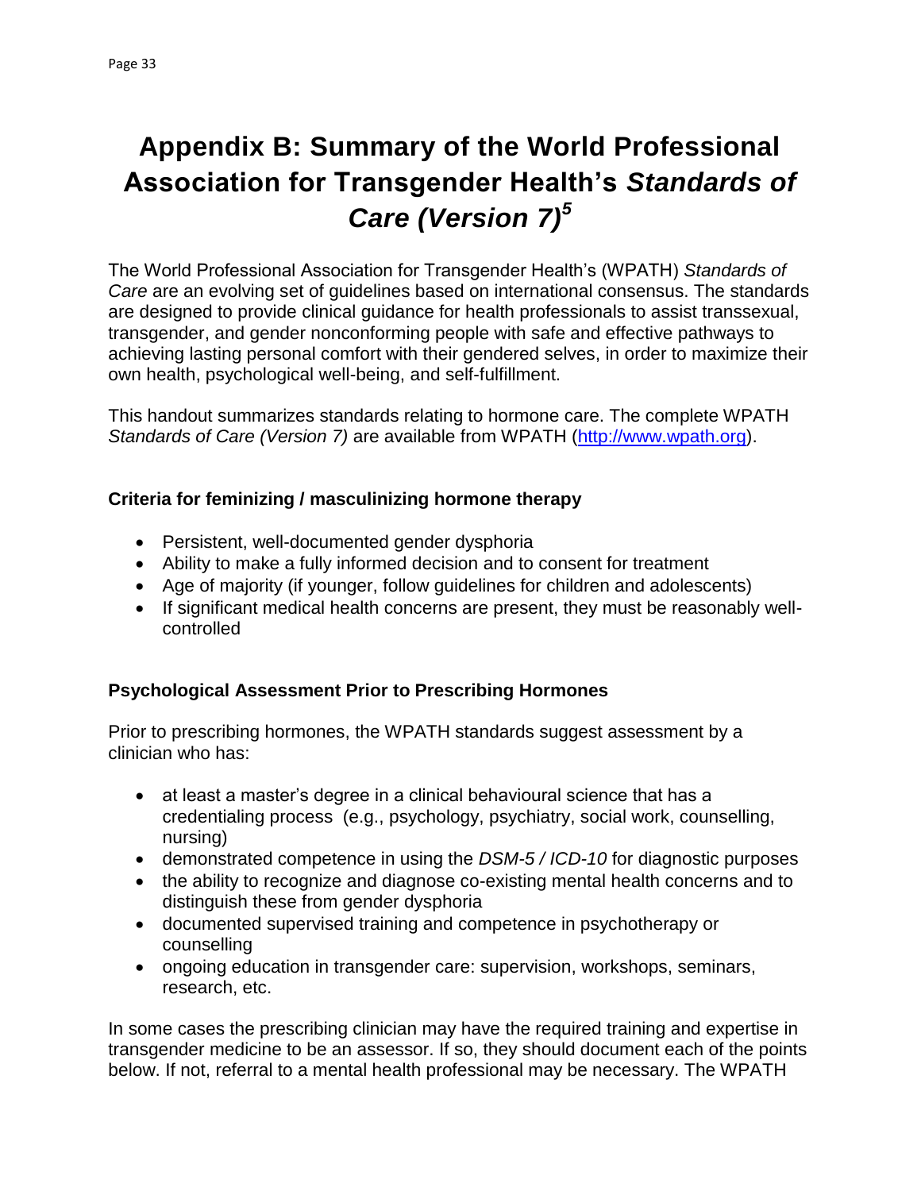# Appendix B: Summary of the World Professional Association for Transgender Health's *Standards of Care (Version 7)*[5]

The World Professional Association for Transgender Health's (WPATH) *Standards of Care* are an evolving set of guidelines based on international consensus. The standards are designed to provide clinical guidance for health professionals to assist transsexual, transgender, and gender nonconforming people with safe and effective pathways to achieving lasting personal comfort with their gendered selves, in order to maximize their own health, psychological well-being, and self-fulfillment.

This handout summarizes standards relating to hormone care. The complete WPATH *Standards of Care (Version 7)* are available from WPATH (http://www.wpath.org).

### Criteria for feminizing / masculinizing hormone therapy

- Persistent, well-documented gender dysphoria
- Ability to make a fully informed decision and to consent for treatment
- Age of majority (if younger, follow guidelines for children and adolescents)
- If significant medical health concerns are present, they must be reasonably well-controlled

### Psychological Assessment Prior to Prescribing Hormones

Prior to prescribing hormones, the WPATH standards suggest assessment by a clinician who has:

- at least a master's degree in a clinical behavioural science that has a credentialing process (e.g., psychology, psychiatry, social work, counselling, nursing)
- demonstrated competence in using the *DSM-5 / ICD-10* for diagnostic purposes
- the ability to recognize and diagnose co-existing mental health concerns and to distinguish these from gender dysphoria
- documented supervised training and competence in psychotherapy or counselling
- ongoing education in transgender care: supervision, workshops, seminars, research, etc.

In some cases the prescribing clinician may have the required training and expertise in transgender medicine to be an assessor. If so, they should document each of the points below. If not, referral to a mental health professional may be necessary. The WPATH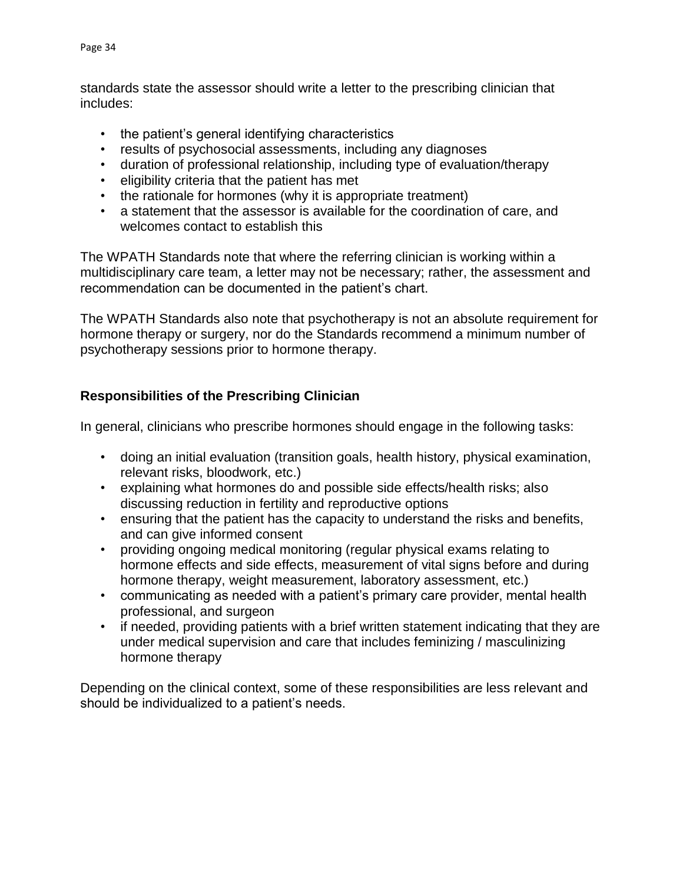standards state the assessor should write a letter to the prescribing clinician that includes:

- the patient's general identifying characteristics
- results of psychosocial assessments, including any diagnoses
- duration of professional relationship, including type of evaluation/therapy
- eligibility criteria that the patient has met
- the rationale for hormones (why it is appropriate treatment)
- a statement that the assessor is available for the coordination of care, and welcomes contact to establish this

The WPATH Standards note that where the referring clinician is working within a multidisciplinary care team, a letter may not be necessary; rather, the assessment and recommendation can be documented in the patient's chart.

The WPATH Standards also note that psychotherapy is not an absolute requirement for hormone therapy or surgery, nor do the Standards recommend a minimum number of psychotherapy sessions prior to hormone therapy.

## Responsibilities of the Prescribing Clinician

In general, clinicians who prescribe hormones should engage in the following tasks:

- doing an initial evaluation (transition goals, health history, physical examination, relevant risks, bloodwork, etc.)
- explaining what hormones do and possible side effects/health risks; also discussing reduction in fertility and reproductive options
- ensuring that the patient has the capacity to understand the risks and benefits, and can give informed consent
- providing ongoing medical monitoring (regular physical exams relating to hormone effects and side effects, measurement of vital signs before and during hormone therapy, weight measurement, laboratory assessment, etc.)
- communicating as needed with a patient's primary care provider, mental health professional, and surgeon
- if needed, providing patients with a brief written statement indicating that they are under medical supervision and care that includes feminizing / masculinizing hormone therapy

Depending on the clinical context, some of these responsibilities are less relevant and should be individualized to a patient's needs.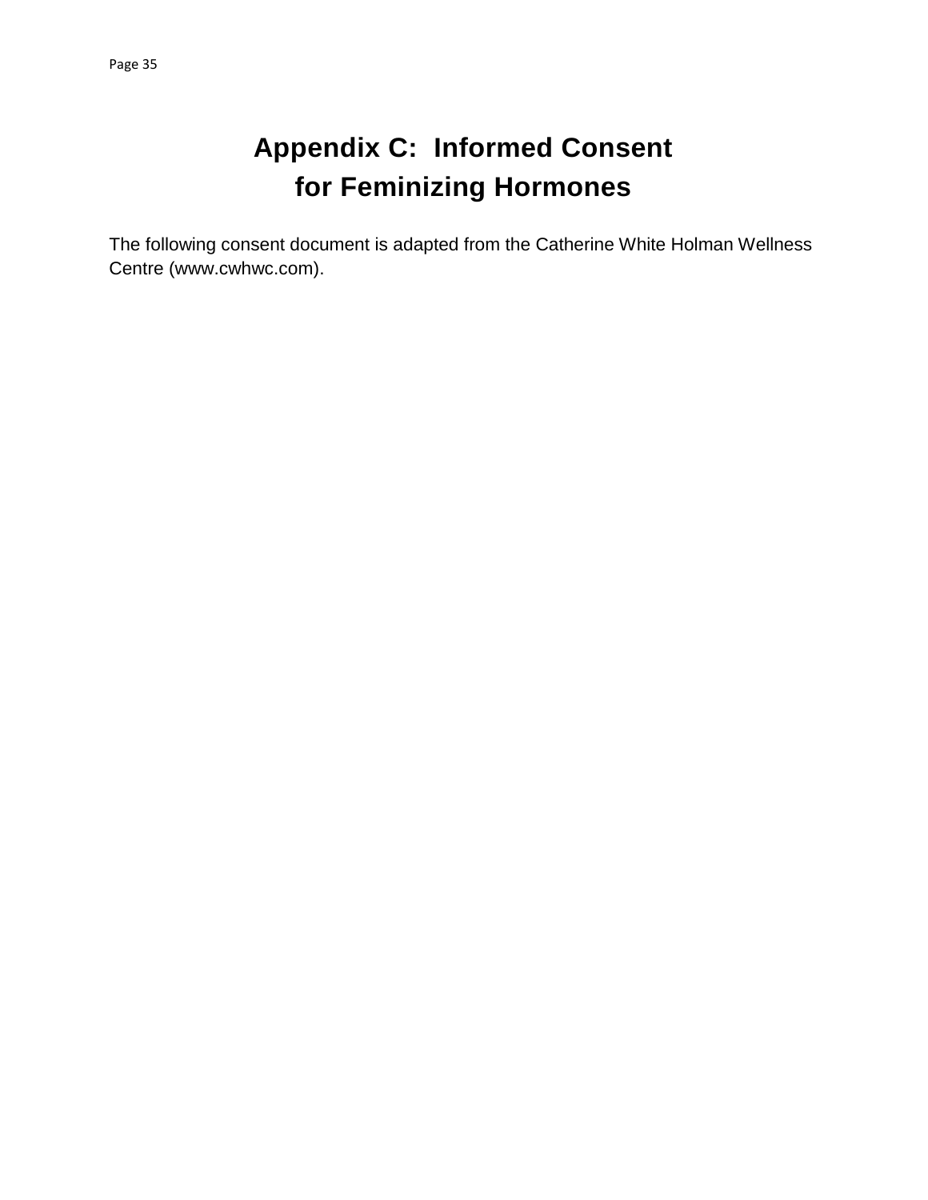# Appendix C: Informed Consent for Feminizing Hormones

The following consent document is adapted from the Catherine White Holman Wellness Centre (www.cwhwc.com).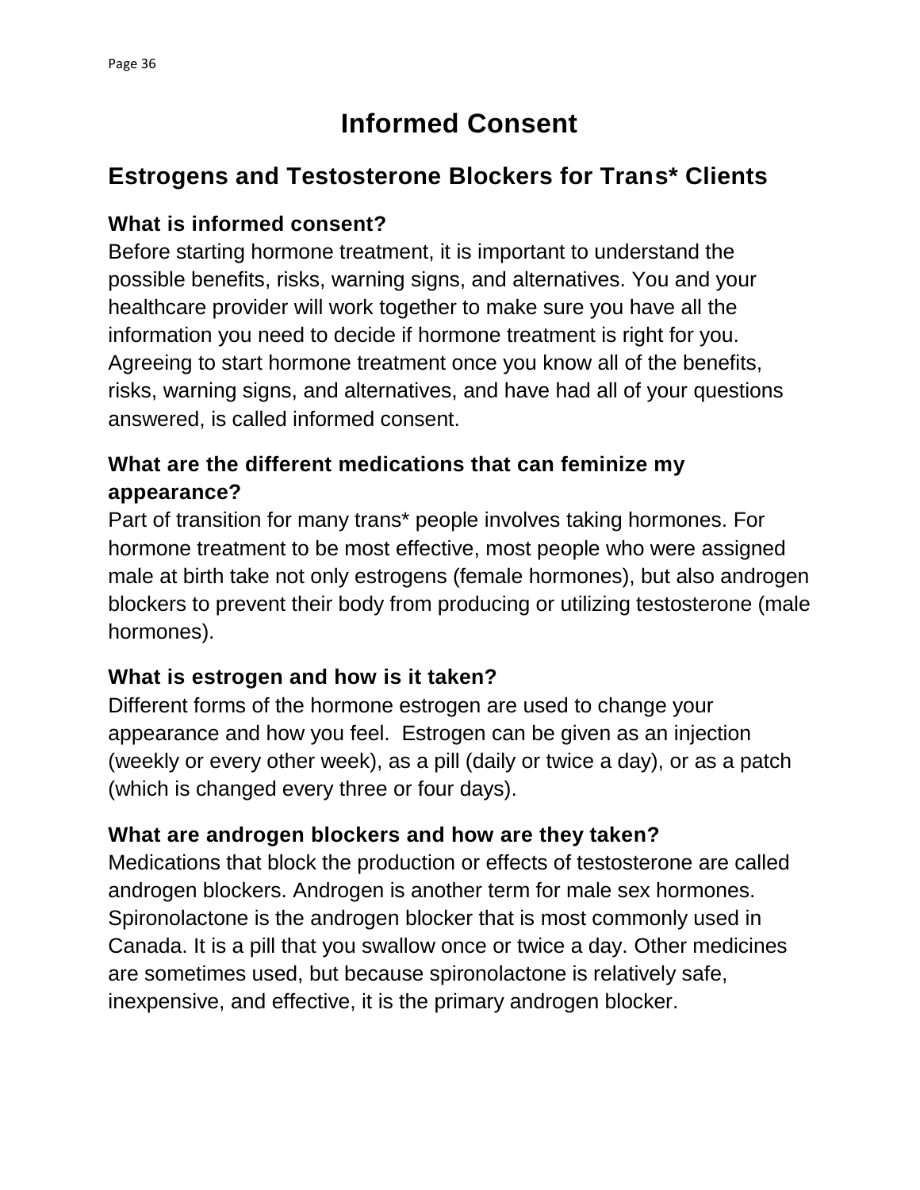# Informed Consent

## Estrogens and Testosterone Blockers for Trans* Clients

### What is informed consent?

Before starting hormone treatment, it is important to understand the possible benefits, risks, warning signs, and alternatives. You and your healthcare provider will work together to make sure you have all the information you need to decide if hormone treatment is right for you. Agreeing to start hormone treatment once you know all of the benefits, risks, warning signs, and alternatives, and have had all of your questions answered, is called informed consent.

### What are the different medications that can feminize my appearance?

Part of transition for many trans* people involves taking hormones. For hormone treatment to be most effective, most people who were assigned male at birth take not only estrogens (female hormones), but also androgen blockers to prevent their body from producing or utilizing testosterone (male hormones).

### What is estrogen and how is it taken?

Different forms of the hormone estrogen are used to change your appearance and how you feel. Estrogen can be given as an injection (weekly or every other week), as a pill (daily or twice a day), or as a patch (which is changed every three or four days).

### What are androgen blockers and how are they taken?

Medications that block the production or effects of testosterone are called androgen blockers. Androgen is another term for male sex hormones. Spironolactone is the androgen blocker that is most commonly used in Canada. It is a pill that you swallow once or twice a day. Other medicines are sometimes used, but because spironolactone is relatively safe, inexpensive, and effective, it is the primary androgen blocker.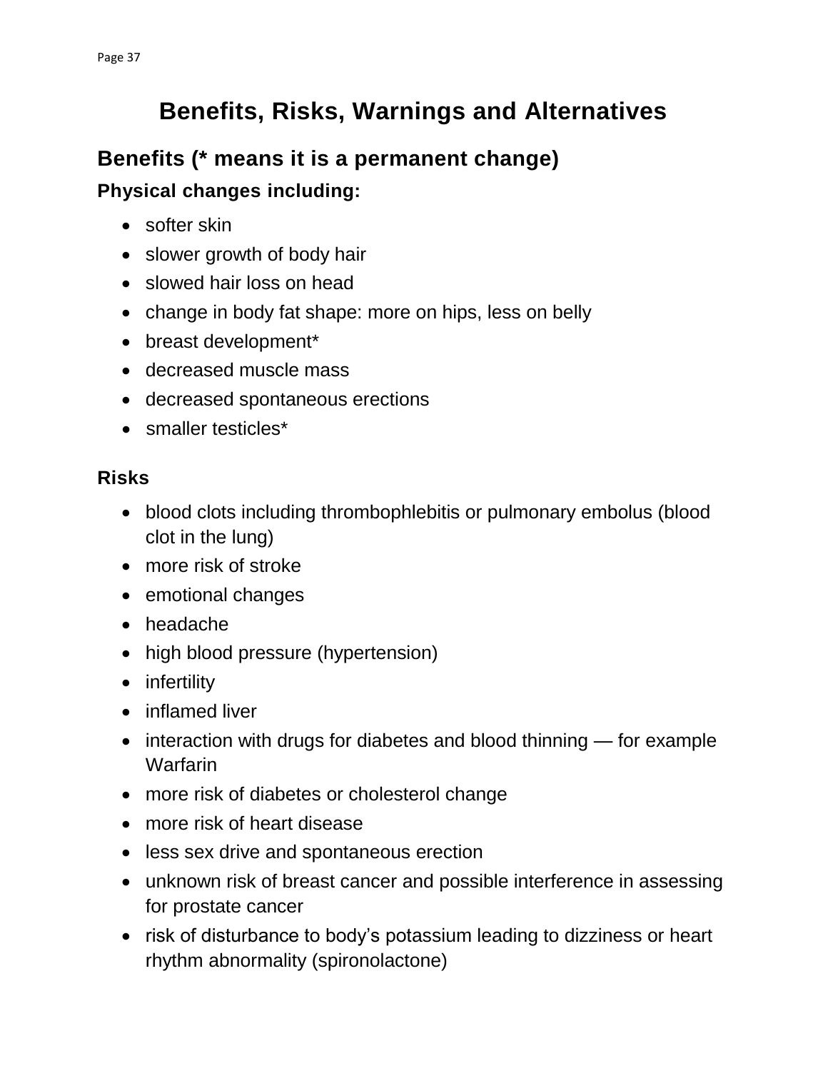# Benefits, Risks, Warnings and Alternatives

## Benefits (* means it is a permanent change)

### Physical changes including:

- softer skin
- slower growth of body hair
- slowed hair loss on head
- change in body fat shape: more on hips, less on belly
- breast development*
- decreased muscle mass
- decreased spontaneous erections
- smaller testicles*

### Risks

- blood clots including thrombophlebitis or pulmonary embolus (blood clot in the lung)
- more risk of stroke
- emotional changes
- headache
- high blood pressure (hypertension)
- infertility
- inflamed liver
- interaction with drugs for diabetes and blood thinning — for example Warfarin
- more risk of diabetes or cholesterol change
- more risk of heart disease
- less sex drive and spontaneous erection
- unknown risk of breast cancer and possible interference in assessing for prostate cancer
- risk of disturbance to body's potassium leading to dizziness or heart rhythm abnormality (spironolactone)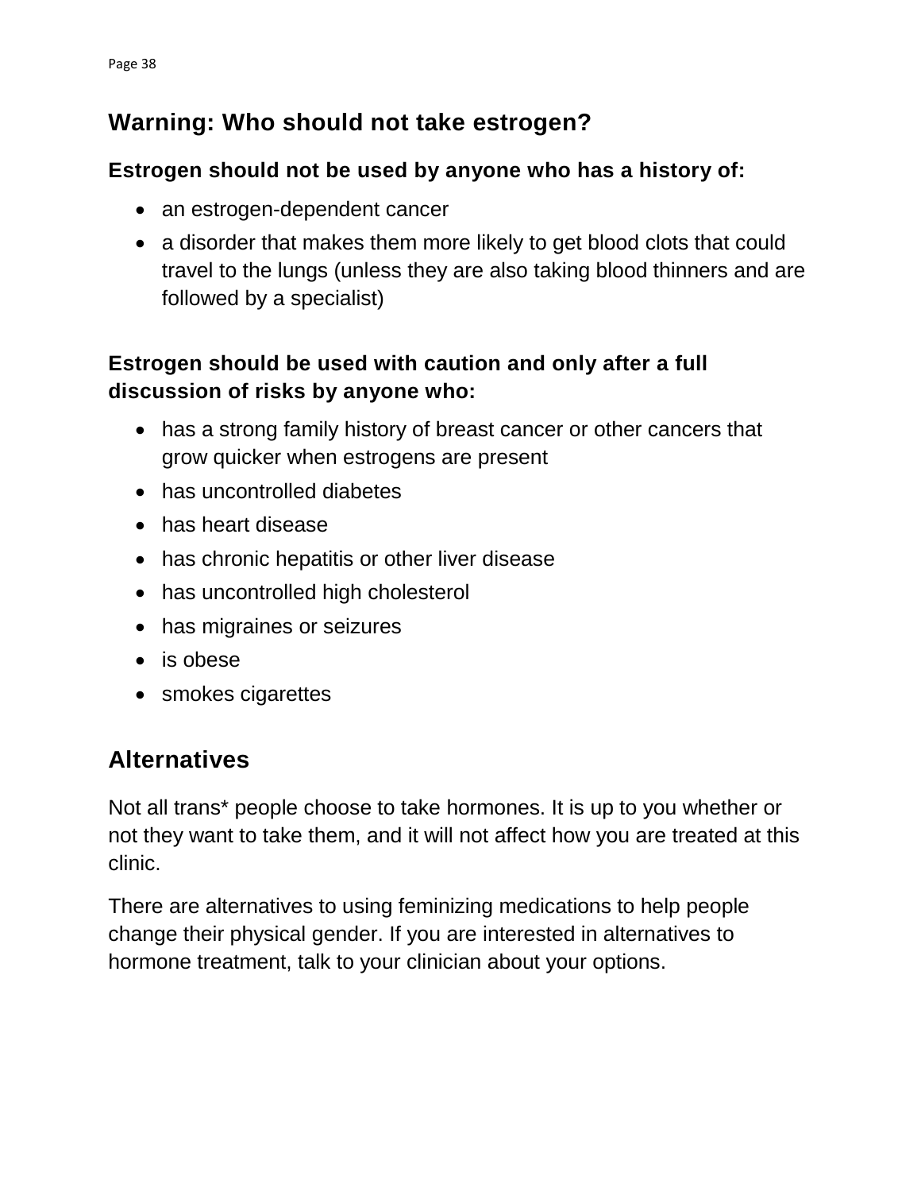## Warning: Who should not take estrogen?

### Estrogen should not be used by anyone who has a history of:

- an estrogen-dependent cancer
- a disorder that makes them more likely to get blood clots that could travel to the lungs (unless they are also taking blood thinners and are followed by a specialist)

### Estrogen should be used with caution and only after a full discussion of risks by anyone who:

- has a strong family history of breast cancer or other cancers that grow quicker when estrogens are present
- has uncontrolled diabetes
- has heart disease
- has chronic hepatitis or other liver disease
- has uncontrolled high cholesterol
- has migraines or seizures
- is obese
- smokes cigarettes

## Alternatives

Not all trans* people choose to take hormones. It is up to you whether or not they want to take them, and it will not affect how you are treated at this clinic.

There are alternatives to using feminizing medications to help people change their physical gender. If you are interested in alternatives to hormone treatment, talk to your clinician about your options.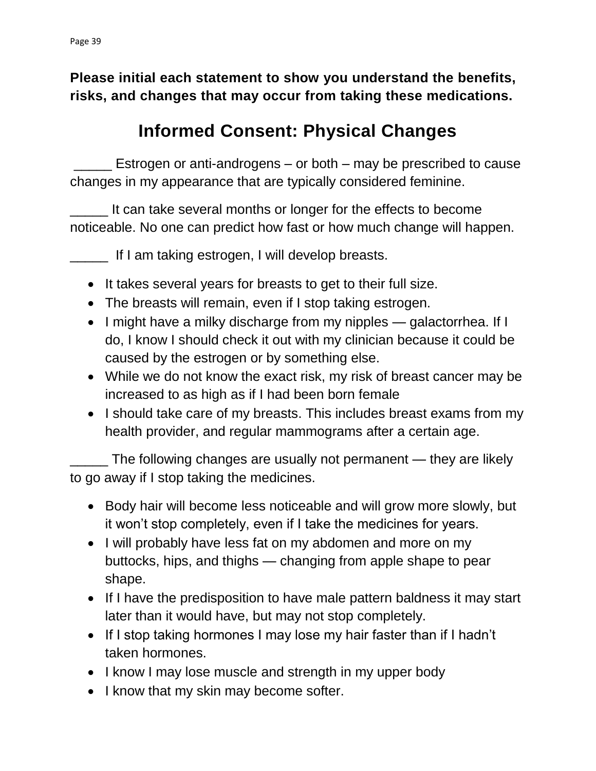**Please initial each statement to show you understand the benefits, risks, and changes that may occur from taking these medications.**

# Informed Consent: Physical Changes

_____ Estrogen or anti-androgens – or both – may be prescribed to cause changes in my appearance that are typically considered feminine.

_____ It can take several months or longer for the effects to become noticeable. No one can predict how fast or how much change will happen.

_____ If I am taking estrogen, I will develop breasts.

- It takes several years for breasts to get to their full size.
- The breasts will remain, even if I stop taking estrogen.
- I might have a milky discharge from my nipples — galactorrhea. If I do, I know I should check it out with my clinician because it could be caused by the estrogen or by something else.
- While we do not know the exact risk, my risk of breast cancer may be increased to as high as if I had been born female
- I should take care of my breasts. This includes breast exams from my health provider, and regular mammograms after a certain age.

_____ The following changes are usually not permanent — they are likely to go away if I stop taking the medicines.

- Body hair will become less noticeable and will grow more slowly, but it won't stop completely, even if I take the medicines for years.
- I will probably have less fat on my abdomen and more on my buttocks, hips, and thighs — changing from apple shape to pear shape.
- If I have the predisposition to have male pattern baldness it may start later than it would have, but may not stop completely.
- If I stop taking hormones I may lose my hair faster than if I hadn't taken hormones.
- I know I may lose muscle and strength in my upper body
- I know that my skin may become softer.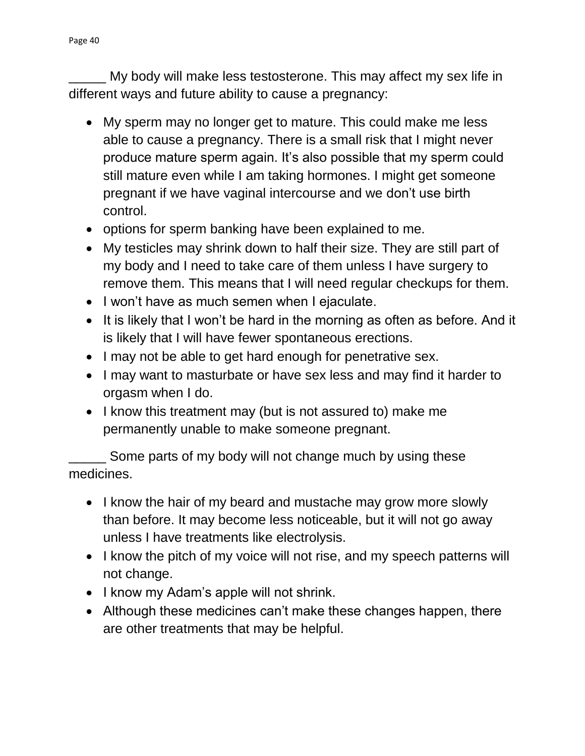_____ My body will make less testosterone. This may affect my sex life in different ways and future ability to cause a pregnancy:

- My sperm may no longer get to mature. This could make me less able to cause a pregnancy. There is a small risk that I might never produce mature sperm again. It's also possible that my sperm could still mature even while I am taking hormones. I might get someone pregnant if we have vaginal intercourse and we don't use birth control.
- options for sperm banking have been explained to me.
- My testicles may shrink down to half their size. They are still part of my body and I need to take care of them unless I have surgery to remove them. This means that I will need regular checkups for them.
- I won't have as much semen when I ejaculate.
- It is likely that I won't be hard in the morning as often as before. And it is likely that I will have fewer spontaneous erections.
- I may not be able to get hard enough for penetrative sex.
- I may want to masturbate or have sex less and may find it harder to orgasm when I do.
- I know this treatment may (but is not assured to) make me permanently unable to make someone pregnant.

_____ Some parts of my body will not change much by using these medicines.

- I know the hair of my beard and mustache may grow more slowly than before. It may become less noticeable, but it will not go away unless I have treatments like electrolysis.
- I know the pitch of my voice will not rise, and my speech patterns will not change.
- I know my Adam's apple will not shrink.
- Although these medicines can't make these changes happen, there are other treatments that may be helpful.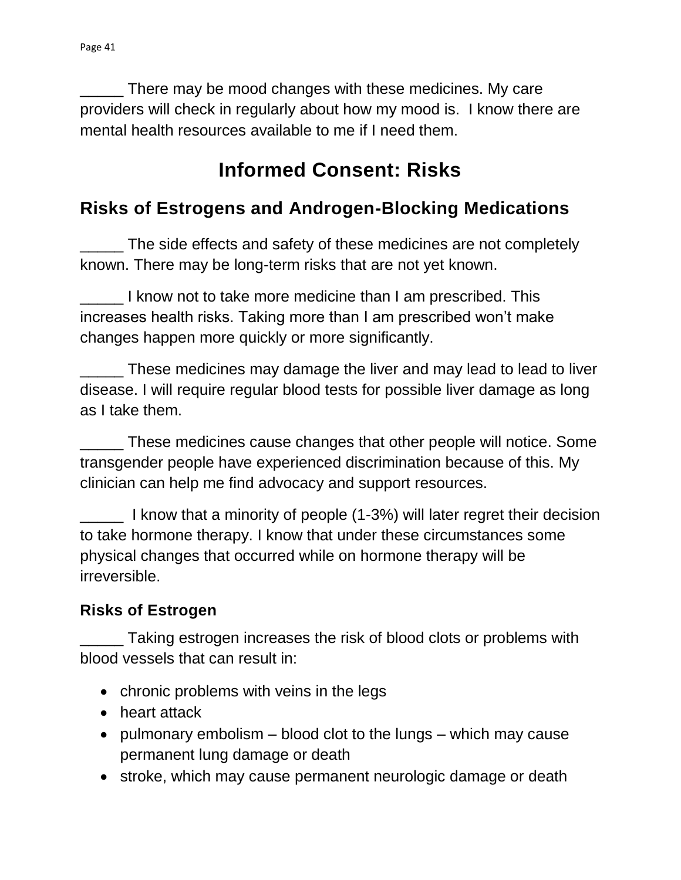_____ There may be mood changes with these medicines. My care providers will check in regularly about how my mood is. I know there are mental health resources available to me if I need them.

# Informed Consent: Risks

## Risks of Estrogens and Androgen-Blocking Medications

_____ The side effects and safety of these medicines are not completely known. There may be long-term risks that are not yet known.

_____ I know not to take more medicine than I am prescribed. This increases health risks. Taking more than I am prescribed won't make changes happen more quickly or more significantly.

_____ These medicines may damage the liver and may lead to lead to liver disease. I will require regular blood tests for possible liver damage as long as I take them.

_____ These medicines cause changes that other people will notice. Some transgender people have experienced discrimination because of this. My clinician can help me find advocacy and support resources.

_____ I know that a minority of people (1-3%) will later regret their decision to take hormone therapy. I know that under these circumstances some physical changes that occurred while on hormone therapy will be irreversible.

### Risks of Estrogen

_____ Taking estrogen increases the risk of blood clots or problems with blood vessels that can result in:

- chronic problems with veins in the legs
- heart attack
- pulmonary embolism – blood clot to the lungs – which may cause permanent lung damage or death
- stroke, which may cause permanent neurologic damage or death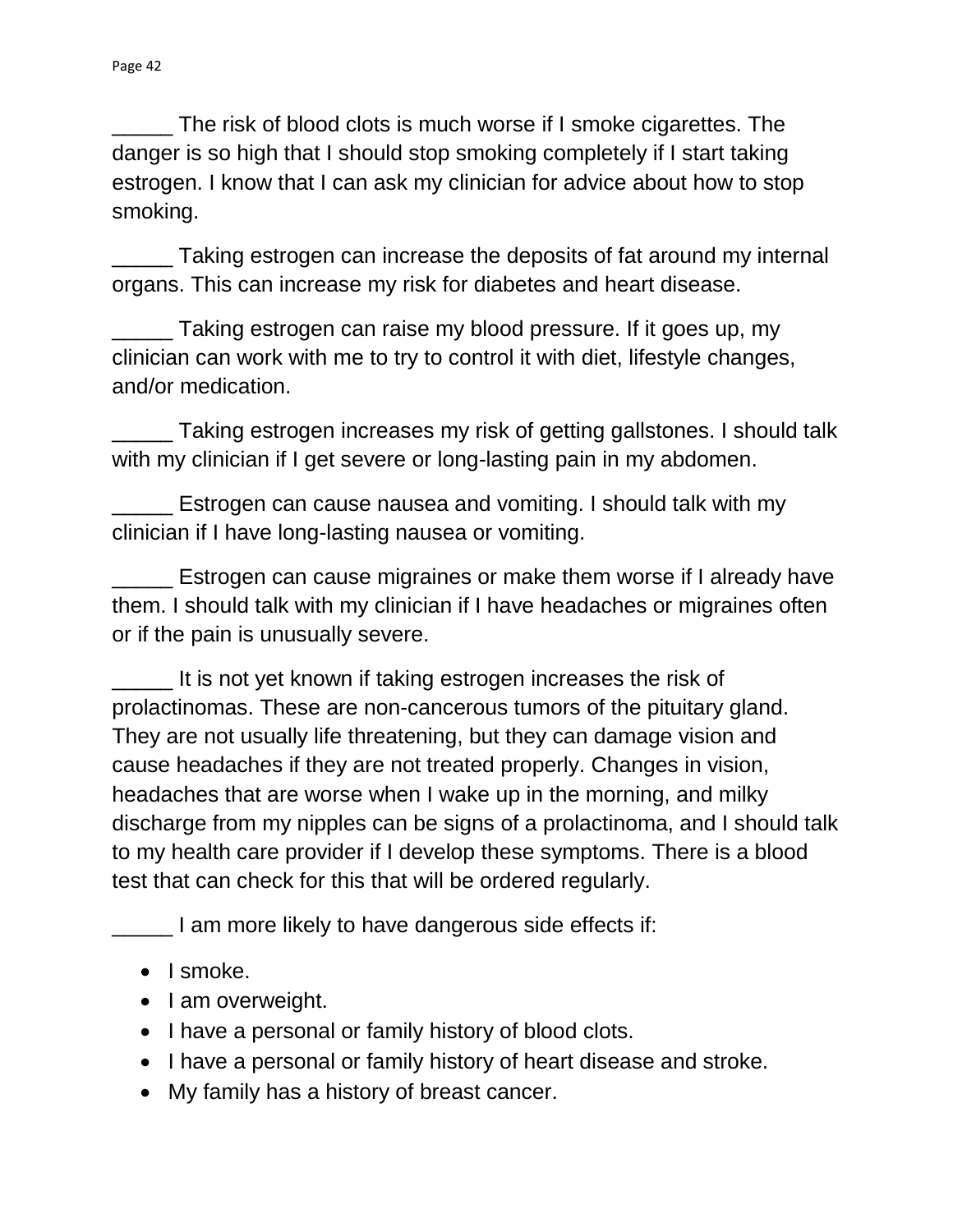_____ The risk of blood clots is much worse if I smoke cigarettes. The danger is so high that I should stop smoking completely if I start taking estrogen. I know that I can ask my clinician for advice about how to stop smoking.

_____ Taking estrogen can increase the deposits of fat around my internal organs. This can increase my risk for diabetes and heart disease.

_____ Taking estrogen can raise my blood pressure. If it goes up, my clinician can work with me to try to control it with diet, lifestyle changes, and/or medication.

_____ Taking estrogen increases my risk of getting gallstones. I should talk with my clinician if I get severe or long-lasting pain in my abdomen.

_____ Estrogen can cause nausea and vomiting. I should talk with my clinician if I have long-lasting nausea or vomiting.

_____ Estrogen can cause migraines or make them worse if I already have them. I should talk with my clinician if I have headaches or migraines often or if the pain is unusually severe.

_____ It is not yet known if taking estrogen increases the risk of prolactinomas. These are non-cancerous tumors of the pituitary gland. They are not usually life threatening, but they can damage vision and cause headaches if they are not treated properly. Changes in vision, headaches that are worse when I wake up in the morning, and milky discharge from my nipples can be signs of a prolactinoma, and I should talk to my health care provider if I develop these symptoms. There is a blood test that can check for this that will be ordered regularly.

_____ I am more likely to have dangerous side effects if:

- I smoke.
- I am overweight.
- I have a personal or family history of blood clots.
- I have a personal or family history of heart disease and stroke.
- My family has a history of breast cancer.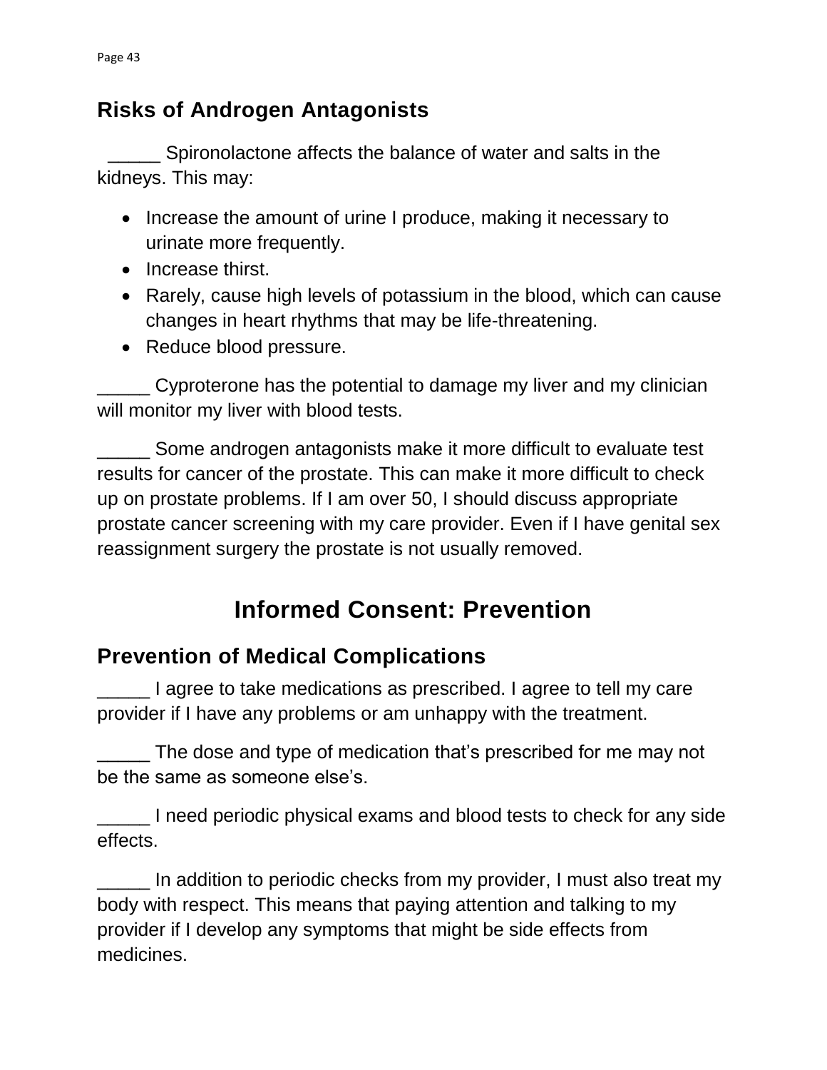## Risks of Androgen Antagonists

_____ Spironolactone affects the balance of water and salts in the kidneys. This may:

- Increase the amount of urine I produce, making it necessary to urinate more frequently.
- Increase thirst.
- Rarely, cause high levels of potassium in the blood, which can cause changes in heart rhythms that may be life-threatening.
- Reduce blood pressure.

_____ Cyproterone has the potential to damage my liver and my clinician will monitor my liver with blood tests.

_____ Some androgen antagonists make it more difficult to evaluate test results for cancer of the prostate. This can make it more difficult to check up on prostate problems. If I am over 50, I should discuss appropriate prostate cancer screening with my care provider. Even if I have genital sex reassignment surgery the prostate is not usually removed.

# Informed Consent: Prevention

## Prevention of Medical Complications

_____ I agree to take medications as prescribed. I agree to tell my care provider if I have any problems or am unhappy with the treatment.

_____ The dose and type of medication that's prescribed for me may not be the same as someone else's.

_____ I need periodic physical exams and blood tests to check for any side effects.

_____ In addition to periodic checks from my provider, I must also treat my body with respect. This means that paying attention and talking to my provider if I develop any symptoms that might be side effects from medicines.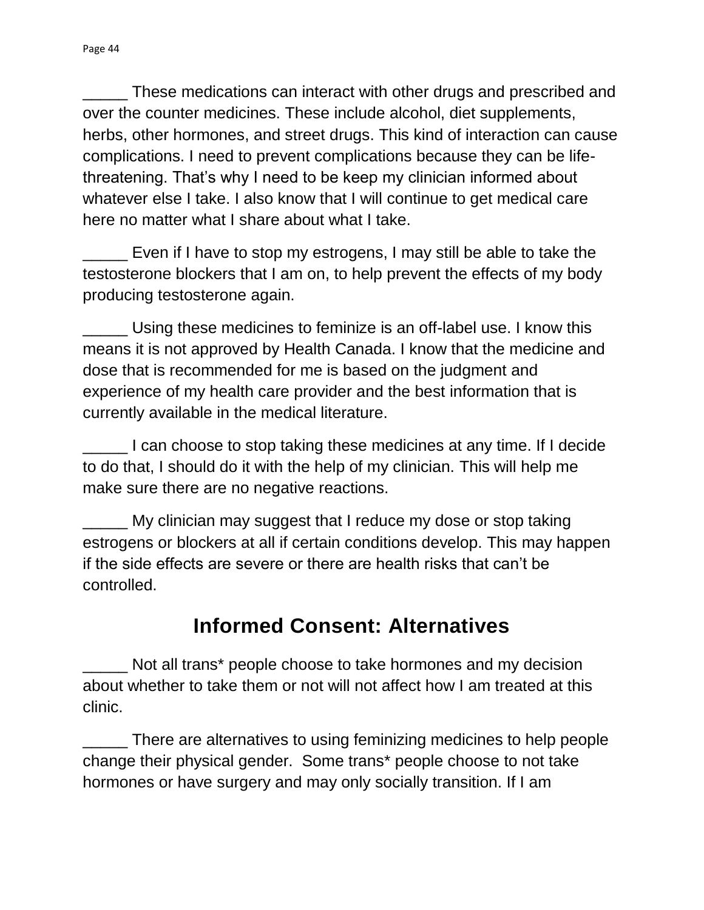_____ These medications can interact with other drugs and prescribed and over the counter medicines. These include alcohol, diet supplements, herbs, other hormones, and street drugs. This kind of interaction can cause complications. I need to prevent complications because they can be life-threatening. That's why I need to be keep my clinician informed about whatever else I take. I also know that I will continue to get medical care here no matter what I share about what I take.

_____ Even if I have to stop my estrogens, I may still be able to take the testosterone blockers that I am on, to help prevent the effects of my body producing testosterone again.

_____ Using these medicines to feminize is an off-label use. I know this means it is not approved by Health Canada. I know that the medicine and dose that is recommended for me is based on the judgment and experience of my health care provider and the best information that is currently available in the medical literature.

_____ I can choose to stop taking these medicines at any time. If I decide to do that, I should do it with the help of my clinician. This will help me make sure there are no negative reactions.

_____ My clinician may suggest that I reduce my dose or stop taking estrogens or blockers at all if certain conditions develop. This may happen if the side effects are severe or there are health risks that can't be controlled.

## Informed Consent: Alternatives

_____ Not all trans* people choose to take hormones and my decision about whether to take them or not will not affect how I am treated at this clinic.

_____ There are alternatives to using feminizing medicines to help people change their physical gender. Some trans* people choose to not take hormones or have surgery and may only socially transition. If I am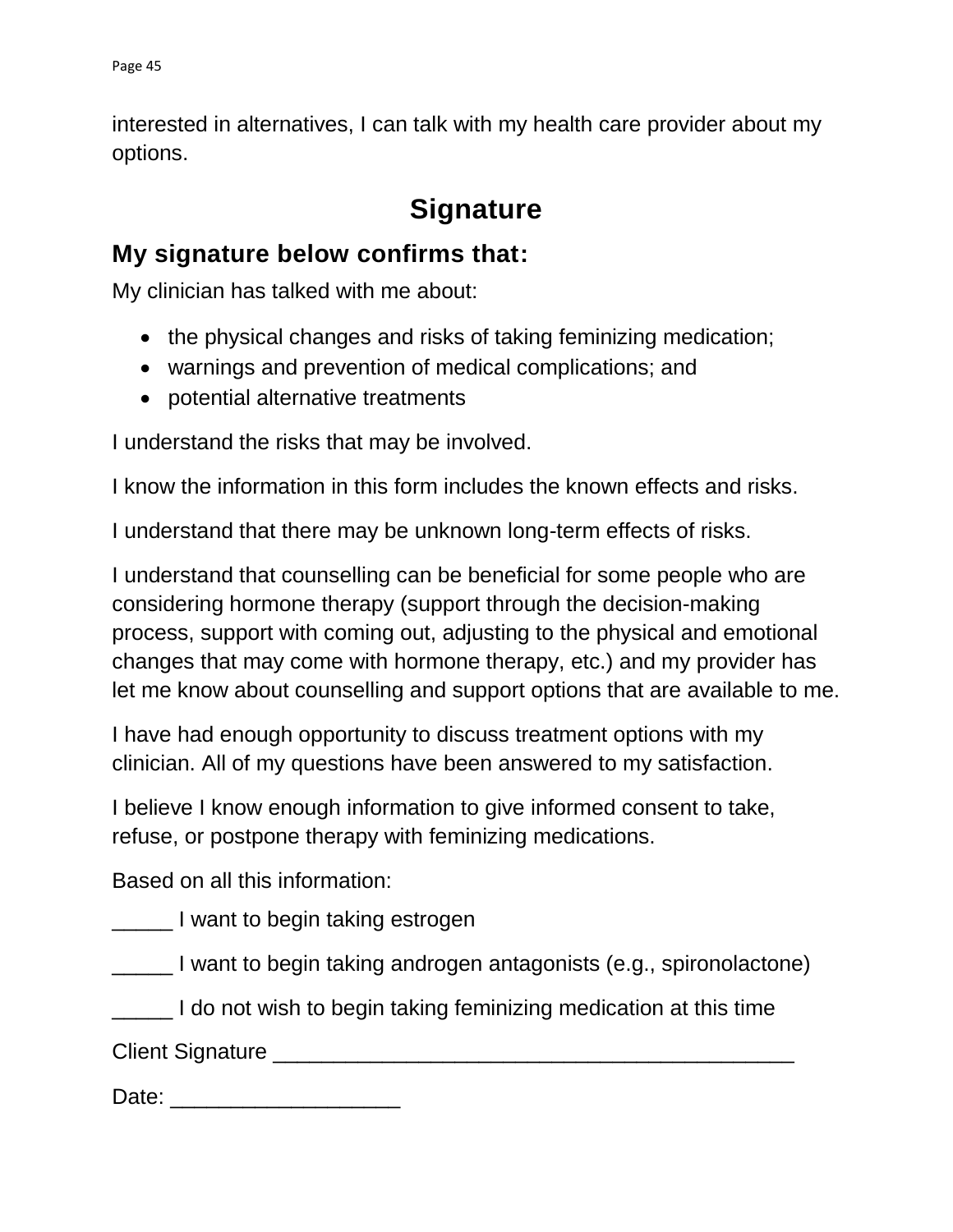interested in alternatives, I can talk with my health care provider about my options.

# Signature

## My signature below confirms that:

My clinician has talked with me about:

- the physical changes and risks of taking feminizing medication;
- warnings and prevention of medical complications; and
- potential alternative treatments

I understand the risks that may be involved.

I know the information in this form includes the known effects and risks.

I understand that there may be unknown long-term effects of risks.

I understand that counselling can be beneficial for some people who are considering hormone therapy (support through the decision-making process, support with coming out, adjusting to the physical and emotional changes that may come with hormone therapy, etc.) and my provider has let me know about counselling and support options that are available to me.

I have had enough opportunity to discuss treatment options with my clinician. All of my questions have been answered to my satisfaction.

I believe I know enough information to give informed consent to take, refuse, or postpone therapy with feminizing medications.

Based on all this information:

_____ I want to begin taking estrogen

_____ I want to begin taking androgen antagonists (e.g., spironolactone)

_____ I do not wish to begin taking feminizing medication at this time

Client Signature ___________________________________________

Date: ___________________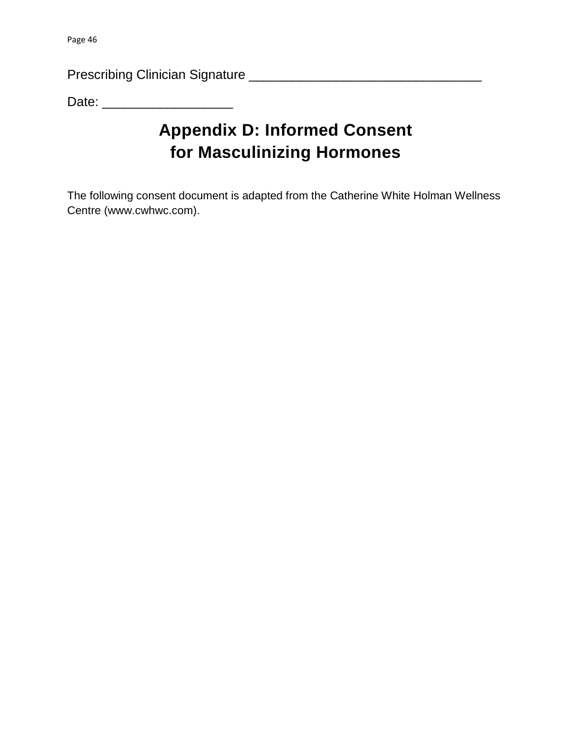Prescribing Clinician Signature _______________________________

Date: _________________

# Appendix D: Informed Consent for Masculinizing Hormones

The following consent document is adapted from the Catherine White Holman Wellness Centre (www.cwhwc.com).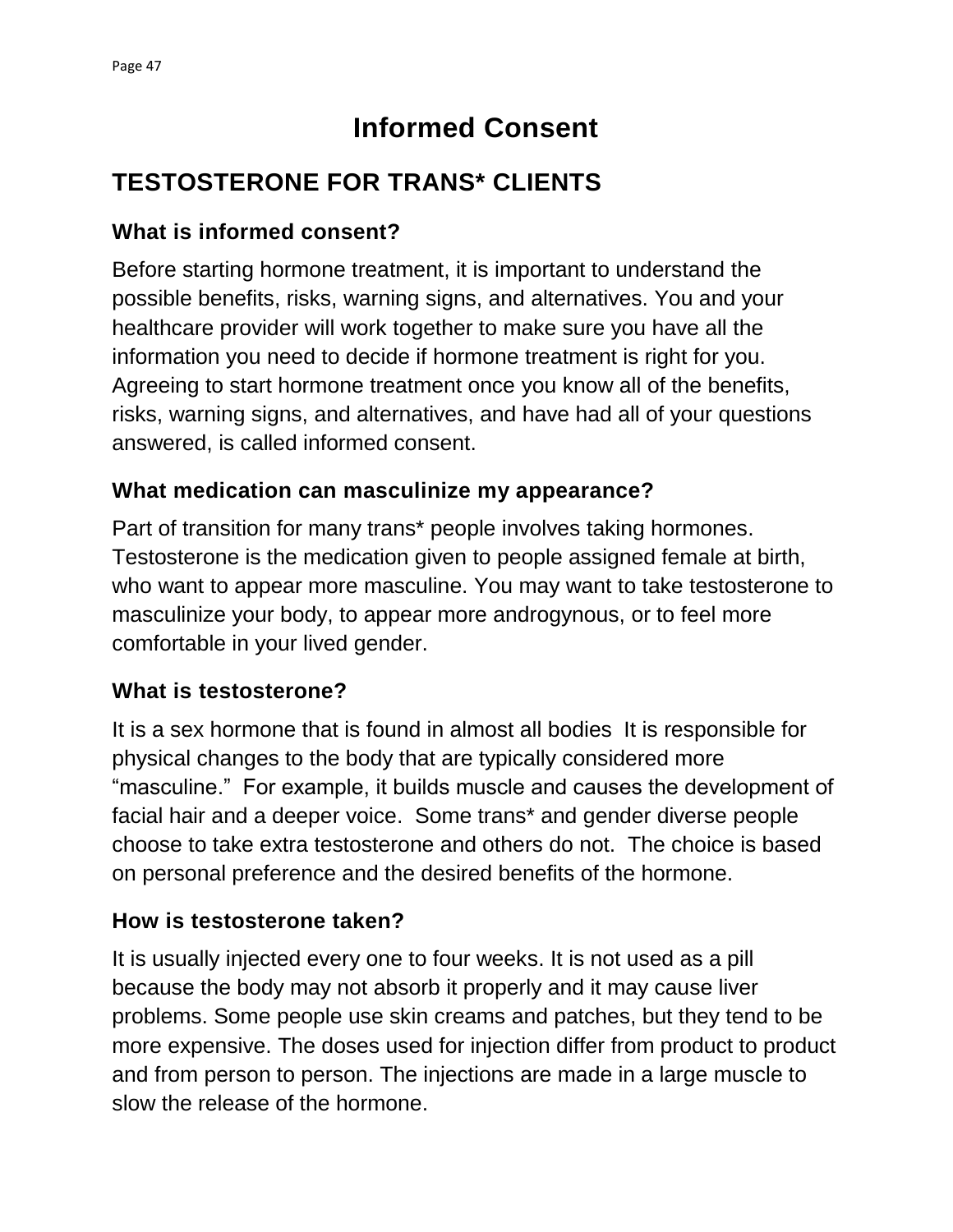# Informed Consent

## TESTOSTERONE FOR TRANS* CLIENTS

### What is informed consent?

Before starting hormone treatment, it is important to understand the possible benefits, risks, warning signs, and alternatives. You and your healthcare provider will work together to make sure you have all the information you need to decide if hormone treatment is right for you. Agreeing to start hormone treatment once you know all of the benefits, risks, warning signs, and alternatives, and have had all of your questions answered, is called informed consent.

### What medication can masculinize my appearance?

Part of transition for many trans* people involves taking hormones. Testosterone is the medication given to people assigned female at birth, who want to appear more masculine. You may want to take testosterone to masculinize your body, to appear more androgynous, or to feel more comfortable in your lived gender.

### What is testosterone?

It is a sex hormone that is found in almost all bodies It is responsible for physical changes to the body that are typically considered more "masculine." For example, it builds muscle and causes the development of facial hair and a deeper voice. Some trans* and gender diverse people choose to take extra testosterone and others do not. The choice is based on personal preference and the desired benefits of the hormone.

### How is testosterone taken?

It is usually injected every one to four weeks. It is not used as a pill because the body may not absorb it properly and it may cause liver problems. Some people use skin creams and patches, but they tend to be more expensive. The doses used for injection differ from product to product and from person to person. The injections are made in a large muscle to slow the release of the hormone.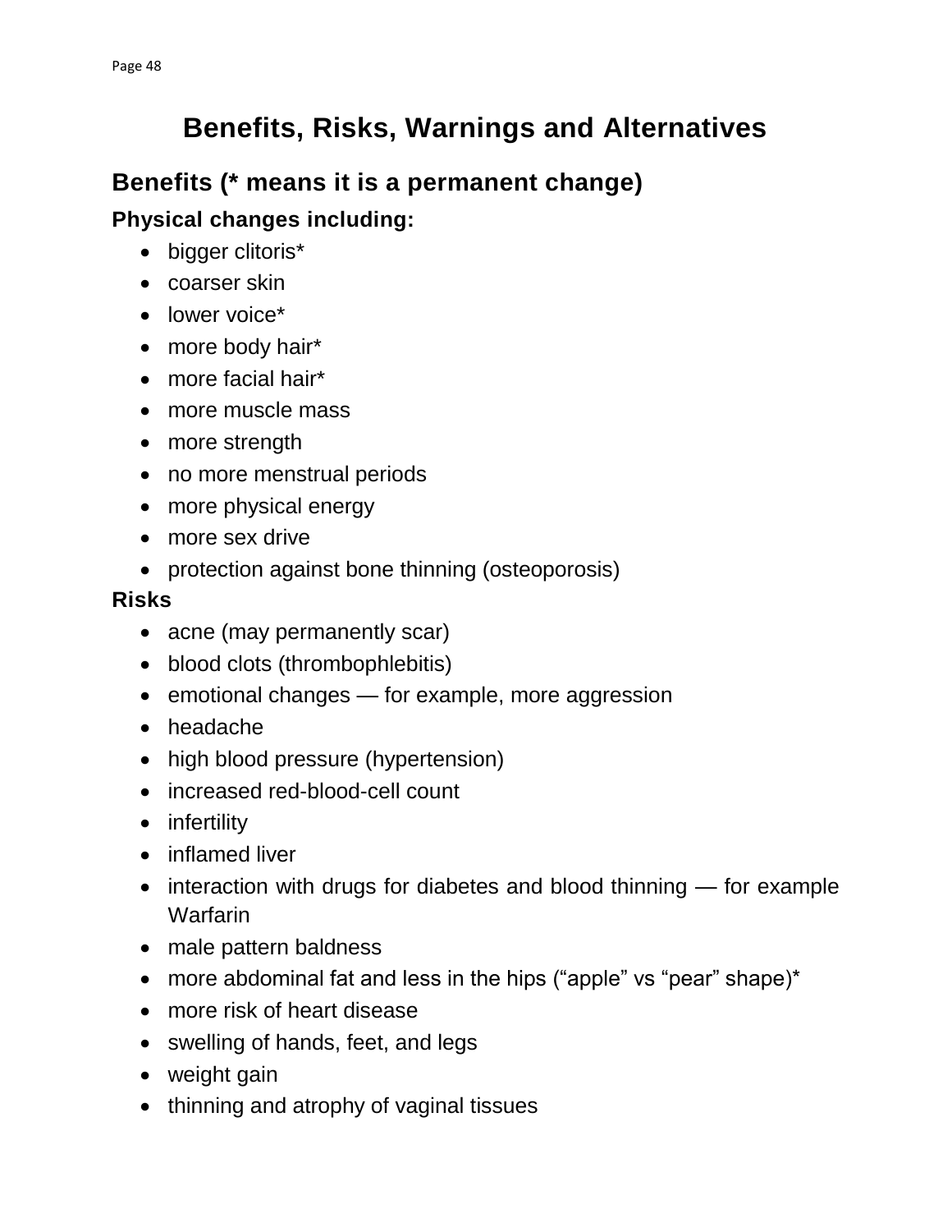# Benefits, Risks, Warnings and Alternatives

## Benefits (* means it is a permanent change)

### Physical changes including:

- bigger clitoris*
- coarser skin
- lower voice*
- more body hair*
- more facial hair*
- more muscle mass
- more strength
- no more menstrual periods
- more physical energy
- more sex drive
- protection against bone thinning (osteoporosis)

### Risks

- acne (may permanently scar)
- blood clots (thrombophlebitis)
- emotional changes — for example, more aggression
- headache
- high blood pressure (hypertension)
- increased red-blood-cell count
- infertility
- inflamed liver
- interaction with drugs for diabetes and blood thinning — for example Warfarin
- male pattern baldness
- more abdominal fat and less in the hips ("apple" vs "pear" shape)*
- more risk of heart disease
- swelling of hands, feet, and legs
- weight gain
- thinning and atrophy of vaginal tissues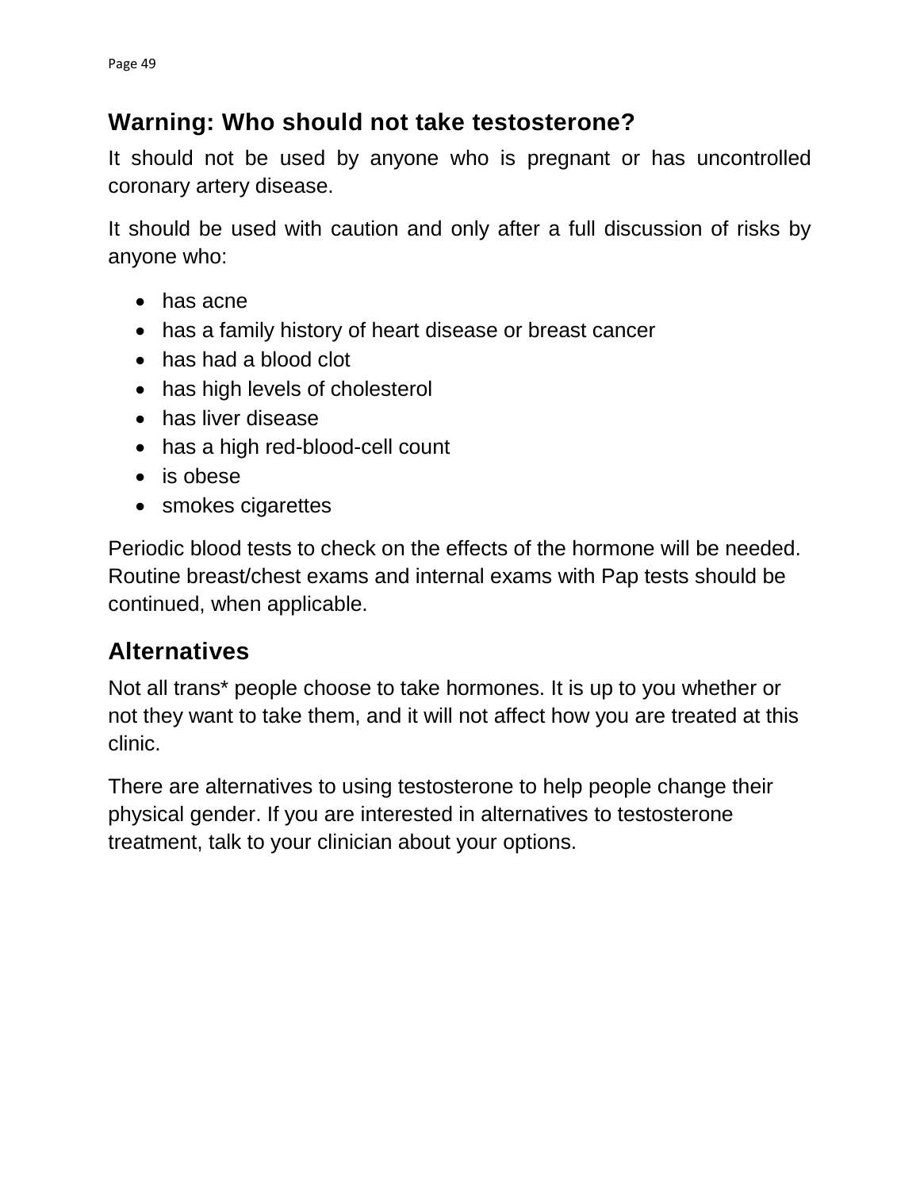## Warning: Who should not take testosterone?

It should not be used by anyone who is pregnant or has uncontrolled coronary artery disease.

It should be used with caution and only after a full discussion of risks by anyone who:

- has acne
- has a family history of heart disease or breast cancer
- has had a blood clot
- has high levels of cholesterol
- has liver disease
- has a high red-blood-cell count
- is obese
- smokes cigarettes

Periodic blood tests to check on the effects of the hormone will be needed. Routine breast/chest exams and internal exams with Pap tests should be continued, when applicable.

## Alternatives

Not all trans* people choose to take hormones. It is up to you whether or not they want to take them, and it will not affect how you are treated at this clinic.

There are alternatives to using testosterone to help people change their physical gender. If you are interested in alternatives to testosterone treatment, talk to your clinician about your options.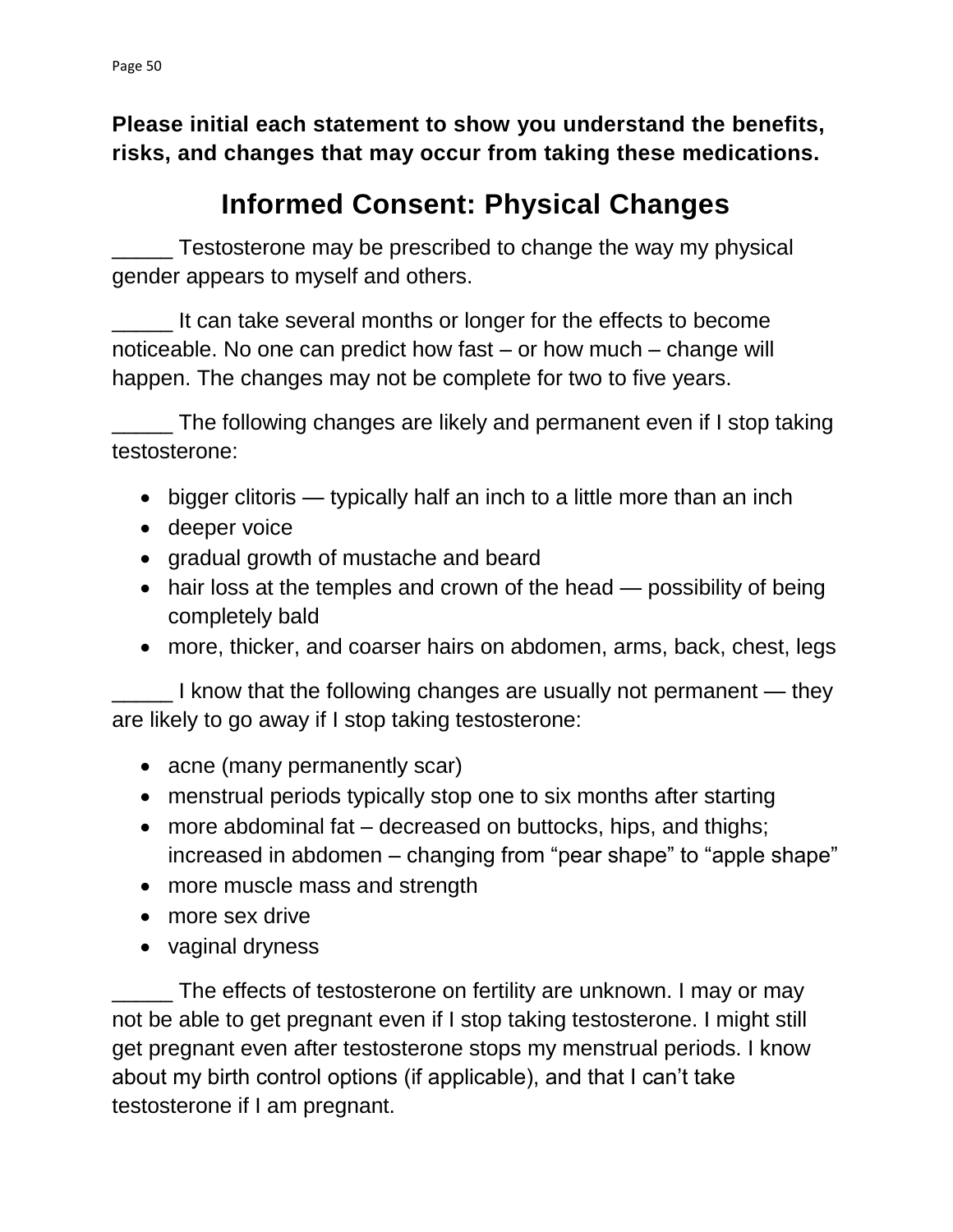**Please initial each statement to show you understand the benefits, risks, and changes that may occur from taking these medications.**

# Informed Consent: Physical Changes

_____ Testosterone may be prescribed to change the way my physical gender appears to myself and others.

_____ It can take several months or longer for the effects to become noticeable. No one can predict how fast – or how much – change will happen. The changes may not be complete for two to five years.

_____ The following changes are likely and permanent even if I stop taking testosterone:

- bigger clitoris — typically half an inch to a little more than an inch
- deeper voice
- gradual growth of mustache and beard
- hair loss at the temples and crown of the head — possibility of being completely bald
- more, thicker, and coarser hairs on abdomen, arms, back, chest, legs

_____ I know that the following changes are usually not permanent — they are likely to go away if I stop taking testosterone:

- acne (many permanently scar)
- menstrual periods typically stop one to six months after starting
- more abdominal fat – decreased on buttocks, hips, and thighs; increased in abdomen – changing from "pear shape" to "apple shape"
- more muscle mass and strength
- more sex drive
- vaginal dryness

_____ The effects of testosterone on fertility are unknown. I may or may not be able to get pregnant even if I stop taking testosterone. I might still get pregnant even after testosterone stops my menstrual periods. I know about my birth control options (if applicable), and that I can't take testosterone if I am pregnant.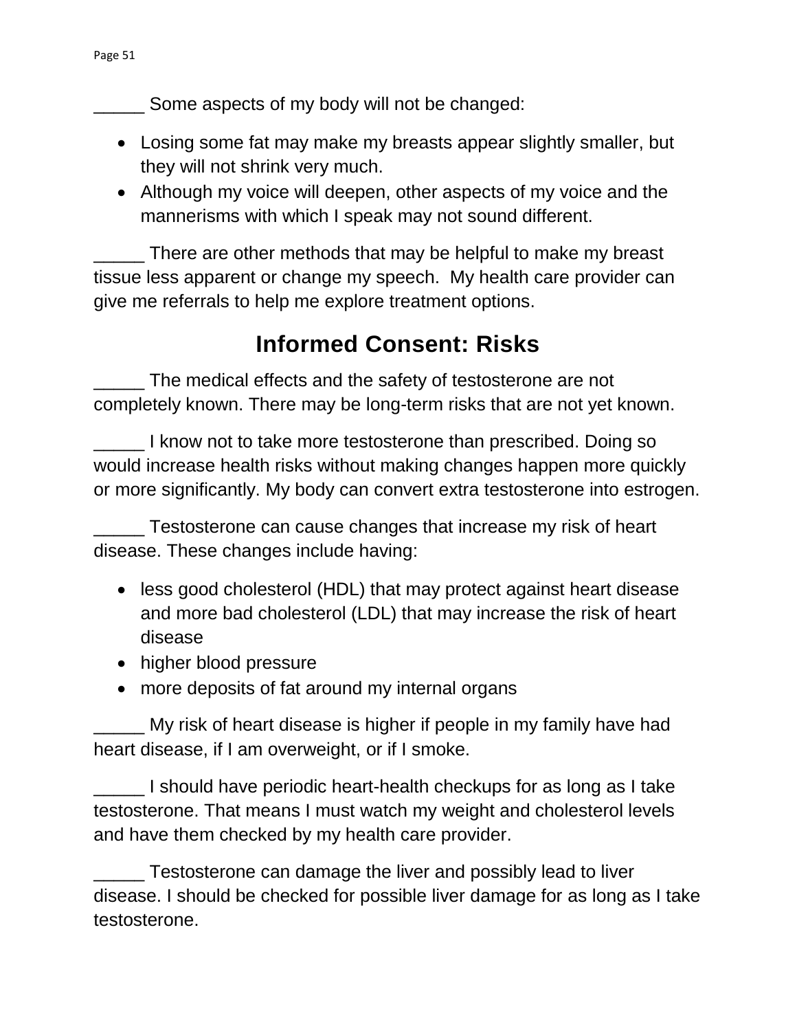_____ Some aspects of my body will not be changed:

- Losing some fat may make my breasts appear slightly smaller, but they will not shrink very much.
- Although my voice will deepen, other aspects of my voice and the mannerisms with which I speak may not sound different.

_____ There are other methods that may be helpful to make my breast tissue less apparent or change my speech. My health care provider can give me referrals to help me explore treatment options.

## Informed Consent: Risks

_____ The medical effects and the safety of testosterone are not completely known. There may be long-term risks that are not yet known.

_____ I know not to take more testosterone than prescribed. Doing so would increase health risks without making changes happen more quickly or more significantly. My body can convert extra testosterone into estrogen.

_____ Testosterone can cause changes that increase my risk of heart disease. These changes include having:

- less good cholesterol (HDL) that may protect against heart disease and more bad cholesterol (LDL) that may increase the risk of heart disease
- higher blood pressure
- more deposits of fat around my internal organs

_____ My risk of heart disease is higher if people in my family have had heart disease, if I am overweight, or if I smoke.

_____ I should have periodic heart-health checkups for as long as I take testosterone. That means I must watch my weight and cholesterol levels and have them checked by my health care provider.

_____ Testosterone can damage the liver and possibly lead to liver disease. I should be checked for possible liver damage for as long as I take testosterone.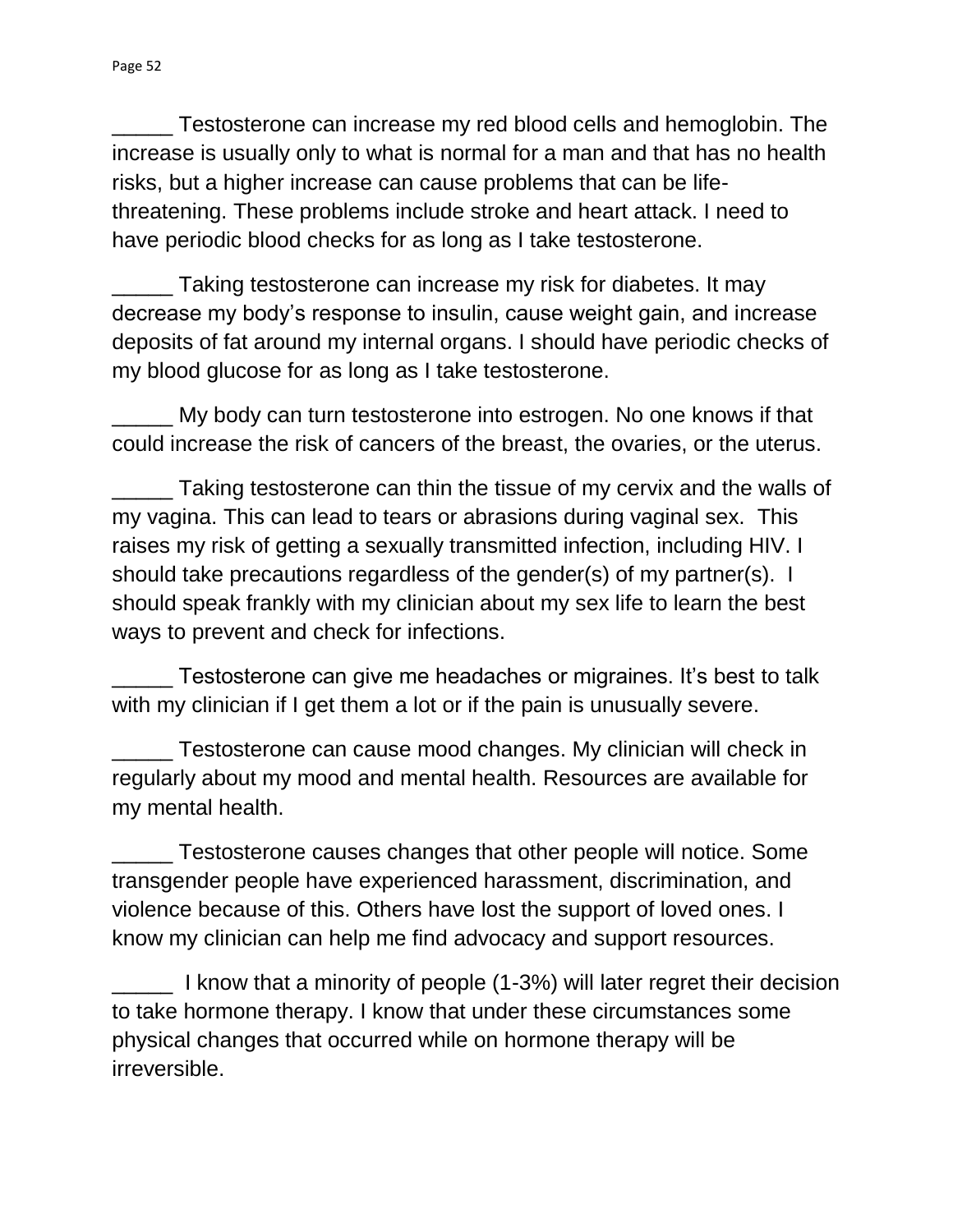_____ Testosterone can increase my red blood cells and hemoglobin. The increase is usually only to what is normal for a man and that has no health risks, but a higher increase can cause problems that can be life-threatening. These problems include stroke and heart attack. I need to have periodic blood checks for as long as I take testosterone.

_____ Taking testosterone can increase my risk for diabetes. It may decrease my body's response to insulin, cause weight gain, and increase deposits of fat around my internal organs. I should have periodic checks of my blood glucose for as long as I take testosterone.

_____ My body can turn testosterone into estrogen. No one knows if that could increase the risk of cancers of the breast, the ovaries, or the uterus.

_____ Taking testosterone can thin the tissue of my cervix and the walls of my vagina. This can lead to tears or abrasions during vaginal sex. This raises my risk of getting a sexually transmitted infection, including HIV. I should take precautions regardless of the gender(s) of my partner(s). I should speak frankly with my clinician about my sex life to learn the best ways to prevent and check for infections.

_____ Testosterone can give me headaches or migraines. It's best to talk with my clinician if I get them a lot or if the pain is unusually severe.

_____ Testosterone can cause mood changes. My clinician will check in regularly about my mood and mental health. Resources are available for my mental health.

_____ Testosterone causes changes that other people will notice. Some transgender people have experienced harassment, discrimination, and violence because of this. Others have lost the support of loved ones. I know my clinician can help me find advocacy and support resources.

_____ I know that a minority of people (1-3%) will later regret their decision to take hormone therapy. I know that under these circumstances some physical changes that occurred while on hormone therapy will be irreversible.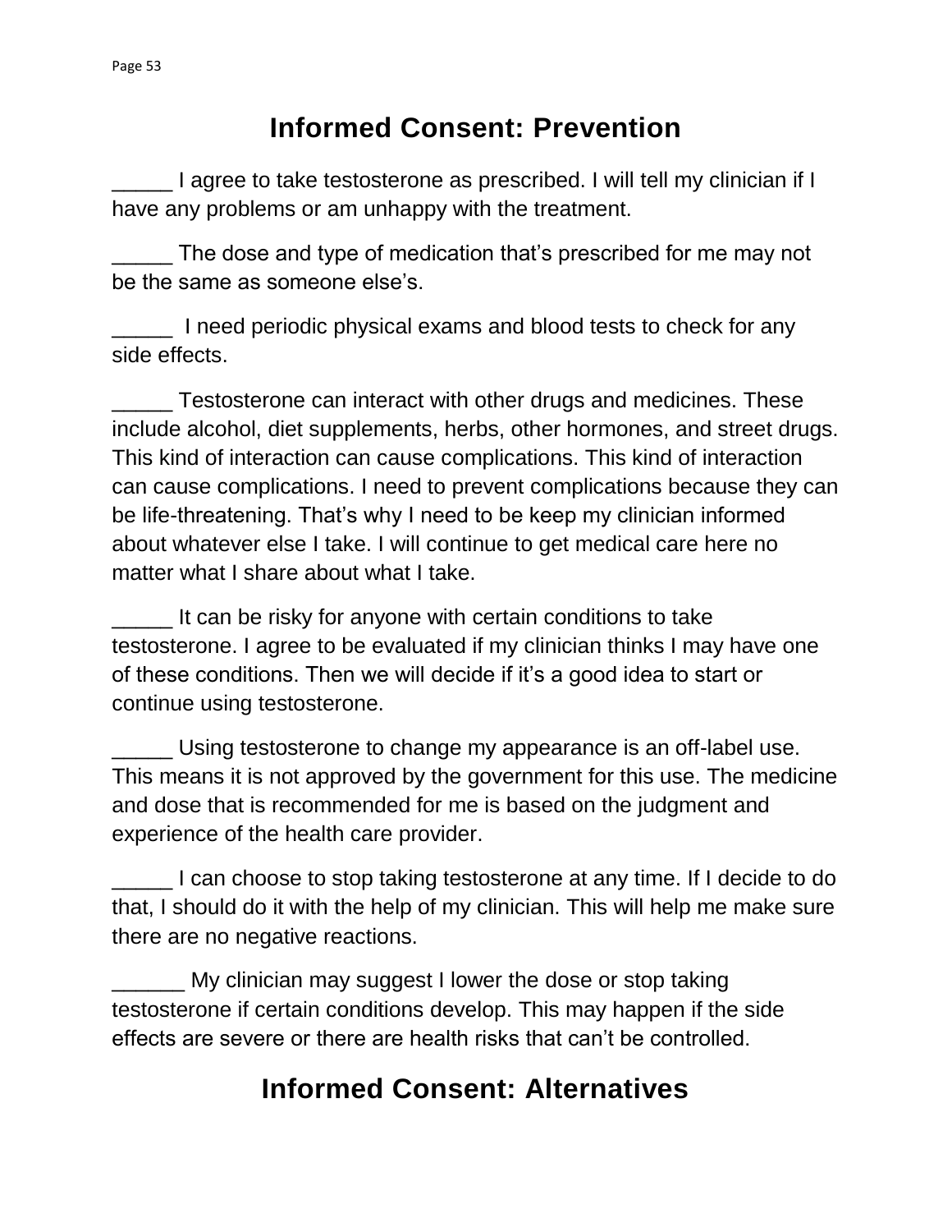# Informed Consent: Prevention

_____ I agree to take testosterone as prescribed. I will tell my clinician if I have any problems or am unhappy with the treatment.

_____ The dose and type of medication that's prescribed for me may not be the same as someone else's.

_____ I need periodic physical exams and blood tests to check for any side effects.

_____ Testosterone can interact with other drugs and medicines. These include alcohol, diet supplements, herbs, other hormones, and street drugs. This kind of interaction can cause complications. This kind of interaction can cause complications. I need to prevent complications because they can be life-threatening. That's why I need to be keep my clinician informed about whatever else I take. I will continue to get medical care here no matter what I share about what I take.

_____ It can be risky for anyone with certain conditions to take testosterone. I agree to be evaluated if my clinician thinks I may have one of these conditions. Then we will decide if it's a good idea to start or continue using testosterone.

_____ Using testosterone to change my appearance is an off-label use. This means it is not approved by the government for this use. The medicine and dose that is recommended for me is based on the judgment and experience of the health care provider.

_____ I can choose to stop taking testosterone at any time. If I decide to do that, I should do it with the help of my clinician. This will help me make sure there are no negative reactions.

______ My clinician may suggest I lower the dose or stop taking testosterone if certain conditions develop. This may happen if the side effects are severe or there are health risks that can't be controlled.

# Informed Consent: Alternatives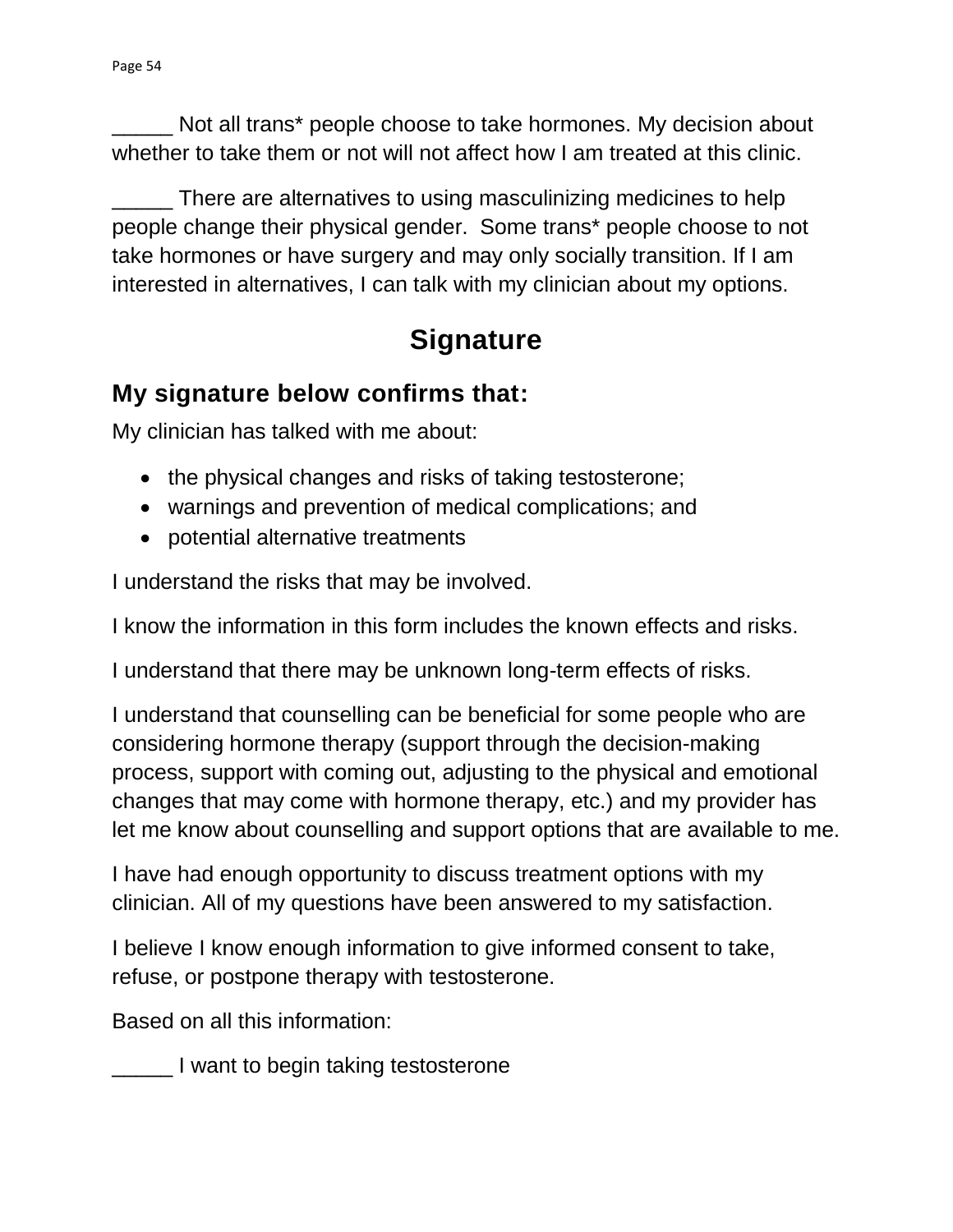_____ Not all trans* people choose to take hormones. My decision about whether to take them or not will not affect how I am treated at this clinic.

_____ There are alternatives to using masculinizing medicines to help people change their physical gender. Some trans* people choose to not take hormones or have surgery and may only socially transition. If I am interested in alternatives, I can talk with my clinician about my options.

# Signature

## My signature below confirms that:

My clinician has talked with me about:

- the physical changes and risks of taking testosterone;
- warnings and prevention of medical complications; and
- potential alternative treatments

I understand the risks that may be involved.

I know the information in this form includes the known effects and risks.

I understand that there may be unknown long-term effects of risks.

I understand that counselling can be beneficial for some people who are considering hormone therapy (support through the decision-making process, support with coming out, adjusting to the physical and emotional changes that may come with hormone therapy, etc.) and my provider has let me know about counselling and support options that are available to me.

I have had enough opportunity to discuss treatment options with my clinician. All of my questions have been answered to my satisfaction.

I believe I know enough information to give informed consent to take, refuse, or postpone therapy with testosterone.

Based on all this information:

_____ I want to begin taking testosterone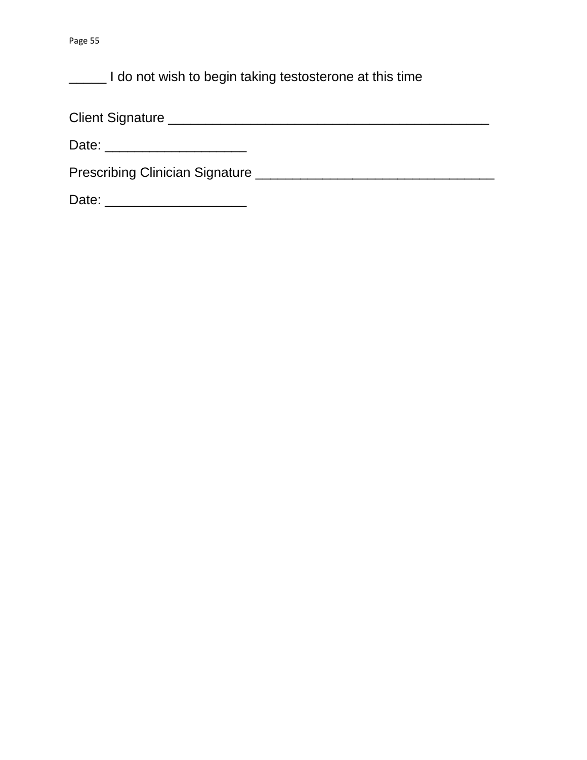_____ I do not wish to begin taking testosterone at this time

Client Signature ___________________________________________

Date: ___________________

Prescribing Clinician Signature ________________________________

Date: ___________________